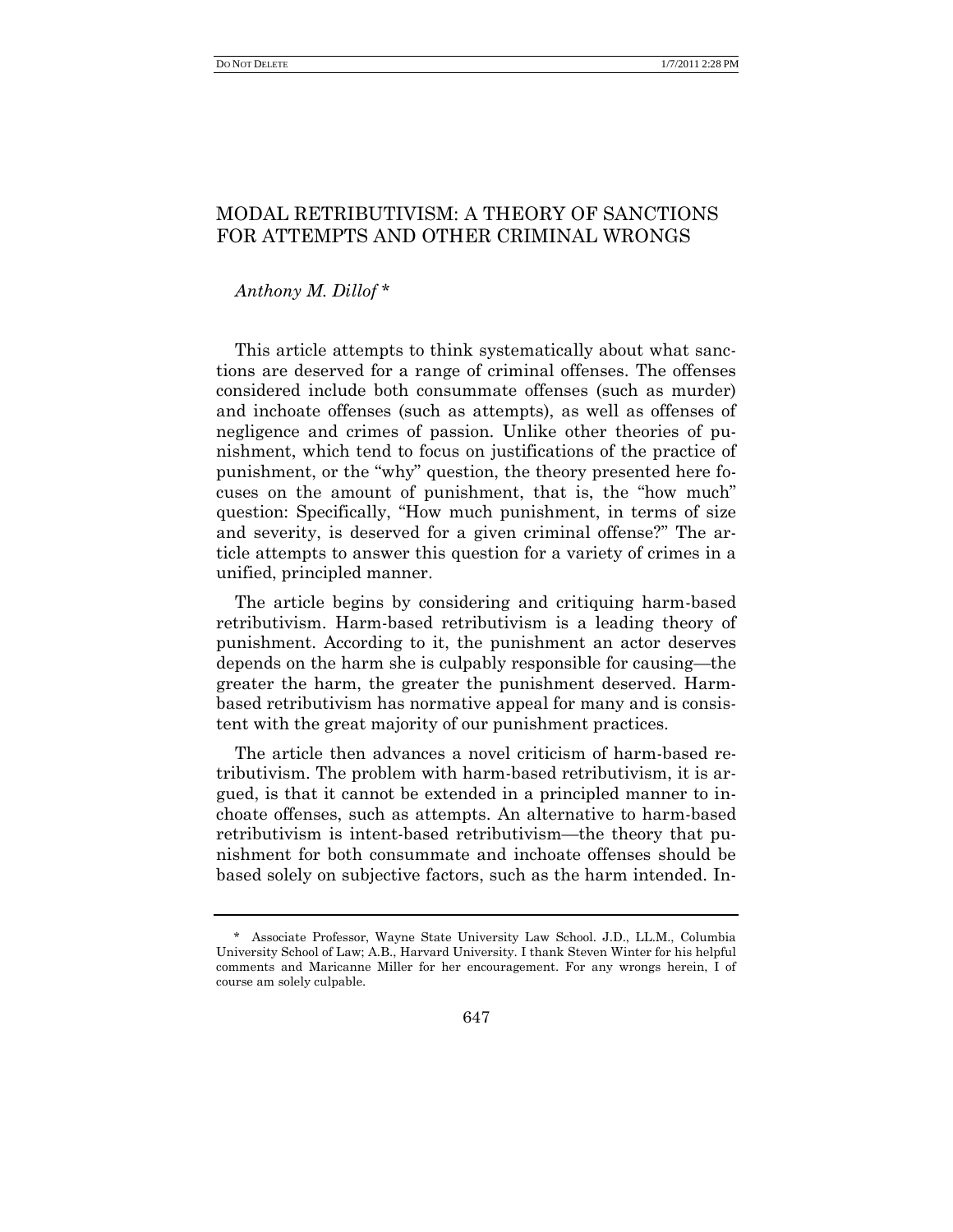# MODAL RETRIBUTIVISM: A THEORY OF SANCTIONS FOR ATTEMPTS AND OTHER CRIMINAL WRONGS

*Anthony M. Dillof* *

This article attempts to think systematically about what sanctions are deserved for a range of criminal offenses. The offenses considered include both consummate offenses (such as murder) and inchoate offenses (such as attempts), as well as offenses of negligence and crimes of passion. Unlike other theories of punishment, which tend to focus on justifications of the practice of punishment, or the "why" question, the theory presented here focuses on the amount of punishment, that is, the "how much" question: Specifically, "How much punishment, in terms of size and severity, is deserved for a given criminal offense?" The article attempts to answer this question for a variety of crimes in a unified, principled manner.

The article begins by considering and critiquing harm-based retributivism. Harm-based retributivism is a leading theory of punishment. According to it, the punishment an actor deserves depends on the harm she is culpably responsible for causing—the greater the harm, the greater the punishment deserved. Harm-based retributivism has normative appeal for many and is consistent with the great majority of our punishment practices.

The article then advances a novel criticism of harm-based retributivism. The problem with harm-based retributivism, it is argued, is that it cannot be extended in a principled manner to inchoate offenses, such as attempts. An alternative to harm-based retributivism is intent-based retributivism—the theory that punishment for both consummate and inchoate offenses should be based solely on subjective factors, such as the harm intended. In-

---

\* Associate Professor, Wayne State University Law School. J.D., LL.M., Columbia University School of Law; A.B., Harvard University. I thank Steven Winter for his helpful comments and Maricanne Miller for her encouragement. For any wrongs herein, I of course am solely culpable.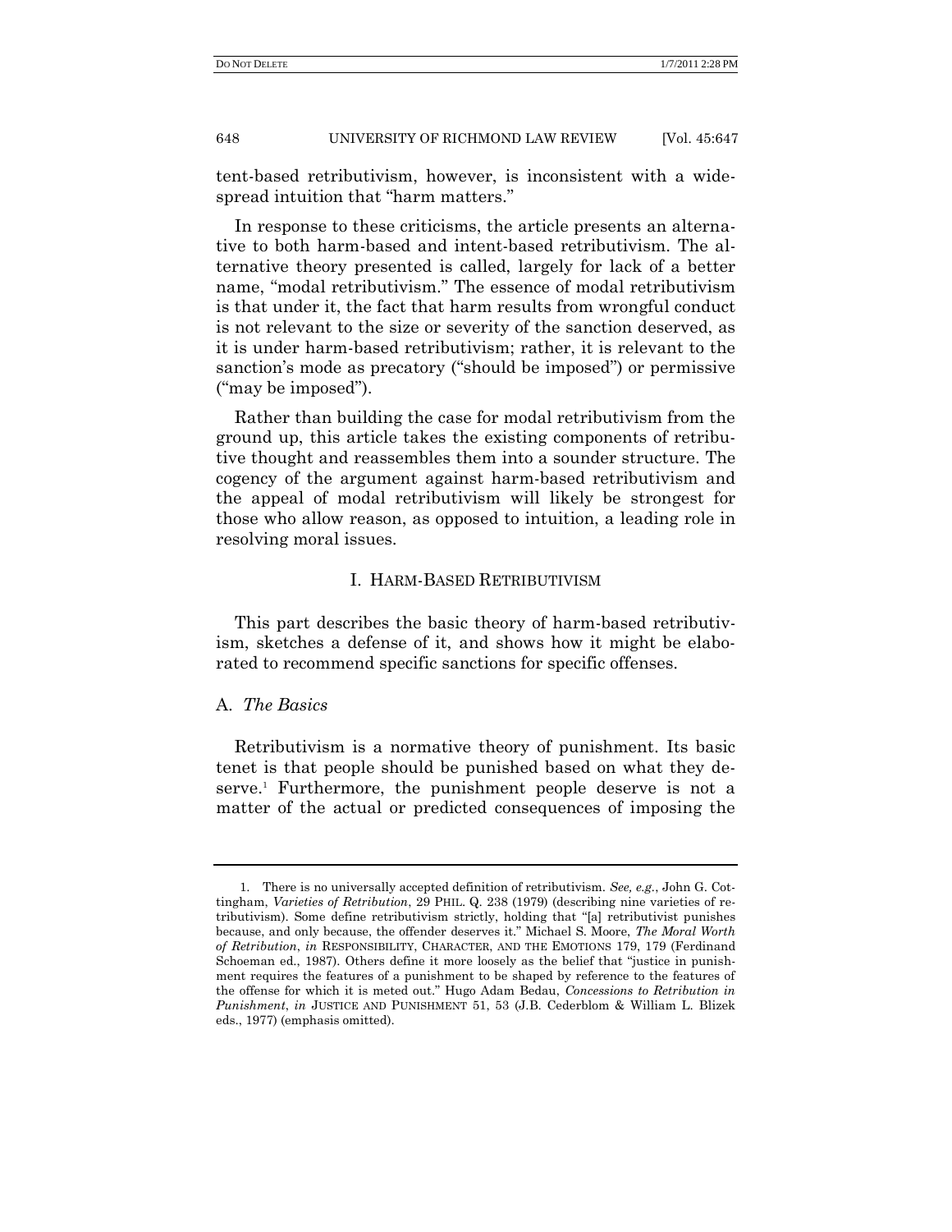tent-based retributivism, however, is inconsistent with a widespread intuition that "harm matters."

In response to these criticisms, the article presents an alternative to both harm-based and intent-based retributivism. The alternative theory presented is called, largely for lack of a better name, "modal retributivism." The essence of modal retributivism is that under it, the fact that harm results from wrongful conduct is not relevant to the size or severity of the sanction deserved, as it is under harm-based retributivism; rather, it is relevant to the sanction's mode as precatory ("should be imposed") or permissive ("may be imposed").

Rather than building the case for modal retributivism from the ground up, this article takes the existing components of retributive thought and reassembles them into a sounder structure. The cogency of the argument against harm-based retributivism and the appeal of modal retributivism will likely be strongest for those who allow reason, as opposed to intuition, a leading role in resolving moral issues.

## I. HARM-BASED RETRIBUTIVISM

This part describes the basic theory of harm-based retributivism, sketches a defense of it, and shows how it might be elaborated to recommend specific sanctions for specific offenses.

### A. *The Basics*

Retributivism is a normative theory of punishment. Its basic tenet is that people should be punished based on what they deserve.[1] Furthermore, the punishment people deserve is not a matter of the actual or predicted consequences of imposing the

---

1. There is no universally accepted definition of retributivism. *See, e.g.*, John G. Cottingham, *Varieties of Retribution*, 29 PHIL. Q. 238 (1979) (describing nine varieties of retributivism). Some define retributivism strictly, holding that "[a] retributivist punishes because, and only because, the offender deserves it." Michael S. Moore, *The Moral Worth of Retribution*, *in* RESPONSIBILITY, CHARACTER, AND THE EMOTIONS 179, 179 (Ferdinand Schoeman ed., 1987). Others define it more loosely as the belief that "justice in punishment requires the features of a punishment to be shaped by reference to the features of the offense for which it is meted out." Hugo Adam Bedau, *Concessions to Retribution in Punishment*, *in* JUSTICE AND PUNISHMENT 51, 53 (J.B. Cederblom & William L. Blizek eds., 1977) (emphasis omitted).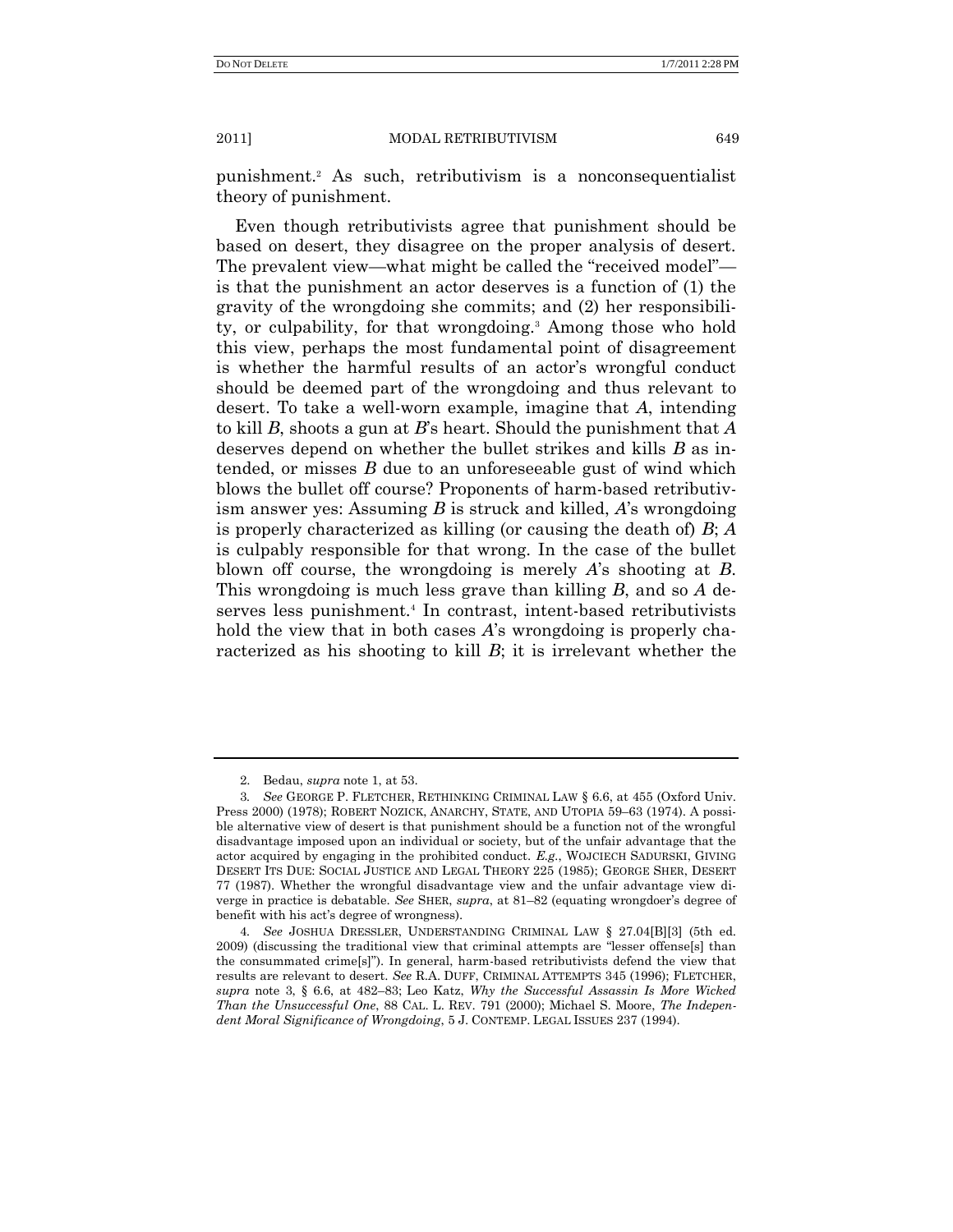punishment.[2] As such, retributivism is a nonconsequentialist theory of punishment.

Even though retributivists agree that punishment should be based on desert, they disagree on the proper analysis of desert. The prevalent view—what might be called the "received model"—is that the punishment an actor deserves is a function of (1) the gravity of the wrongdoing she commits; and (2) her responsibility, or culpability, for that wrongdoing.[3] Among those who hold this view, perhaps the most fundamental point of disagreement is whether the harmful results of an actor's wrongful conduct should be deemed part of the wrongdoing and thus relevant to desert. To take a well-worn example, imagine that *A*, intending to kill *B*, shoots a gun at *B*'s heart. Should the punishment that *A* deserves depend on whether the bullet strikes and kills *B* as intended, or misses *B* due to an unforeseeable gust of wind which blows the bullet off course? Proponents of harm-based retributivism answer yes: Assuming *B* is struck and killed, *A*'s wrongdoing is properly characterized as killing (or causing the death of) *B*; *A* is culpably responsible for that wrong. In the case of the bullet blown off course, the wrongdoing is merely *A*'s shooting at *B*. This wrongdoing is much less grave than killing *B*, and so *A* deserves less punishment.[4] In contrast, intent-based retributivists hold the view that in both cases *A*'s wrongdoing is properly characterized as his shooting to kill *B*; it is irrelevant whether the

---

2. Bedau, *supra* note 1, at 53.

3. *See* GEORGE P. FLETCHER, RETHINKING CRIMINAL LAW § 6.6, at 455 (Oxford Univ. Press 2000) (1978); ROBERT NOZICK, ANARCHY, STATE, AND UTOPIA 59–63 (1974). A possible alternative view of desert is that punishment should be a function not of the wrongful disadvantage imposed upon an individual or society, but of the unfair advantage that the actor acquired by engaging in the prohibited conduct. *E.g.*, WOJCIECH SADURSKI, GIVING DESERT ITS DUE: SOCIAL JUSTICE AND LEGAL THEORY 225 (1985); GEORGE SHER, DESERT 77 (1987). Whether the wrongful disadvantage view and the unfair advantage view diverge in practice is debatable. *See* SHER, *supra*, at 81–82 (equating wrongdoer's degree of benefit with his act's degree of wrongness).

4. *See* JOSHUA DRESSLER, UNDERSTANDING CRIMINAL LAW § 27.04[B][3] (5th ed. 2009) (discussing the traditional view that criminal attempts are "lesser offense[s] than the consummated crime[s]"). In general, harm-based retributivists defend the view that results are relevant to desert. *See* R.A. DUFF, CRIMINAL ATTEMPTS 345 (1996); FLETCHER, *supra* note 3, § 6.6, at 482–83; Leo Katz, *Why the Successful Assassin Is More Wicked Than the Unsuccessful One*, 88 CAL. L. REV. 791 (2000); Michael S. Moore, *The Independent Moral Significance of Wrongdoing*, 5 J. CONTEMP. LEGAL ISSUES 237 (1994).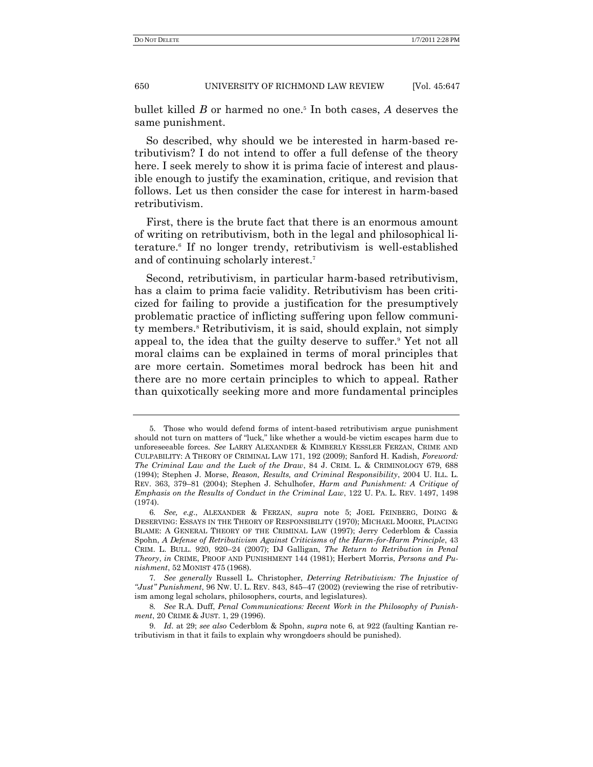bullet killed *B* or harmed no one.[5] In both cases, *A* deserves the same punishment.

So described, why should we be interested in harm-based retributivism? I do not intend to offer a full defense of the theory here. I seek merely to show it is prima facie of interest and plausible enough to justify the examination, critique, and revision that follows. Let us then consider the case for interest in harm-based retributivism.

First, there is the brute fact that there is an enormous amount of writing on retributivism, both in the legal and philosophical literature.[6] If no longer trendy, retributivism is well-established and of continuing scholarly interest.[7]

Second, retributivism, in particular harm-based retributivism, has a claim to prima facie validity. Retributivism has been criticized for failing to provide a justification for the presumptively problematic practice of inflicting suffering upon fellow community members.[8] Retributivism, it is said, should explain, not simply appeal to, the idea that the guilty deserve to suffer.[9] Yet not all moral claims can be explained in terms of moral principles that are more certain. Sometimes moral bedrock has been hit and there are no more certain principles to which to appeal. Rather than quixotically seeking more and more fundamental principles

---

5. Those who would defend forms of intent-based retributivism argue punishment should not turn on matters of "luck," like whether a would-be victim escapes harm due to unforeseeable forces. *See* LARRY ALEXANDER & KIMBERLY KESSLER FERZAN, CRIME AND CULPABILITY: A THEORY OF CRIMINAL LAW 171, 192 (2009); Sanford H. Kadish, *Foreword: The Criminal Law and the Luck of the Draw*, 84 J. CRIM. L. & CRIMINOLOGY 679, 688 (1994); Stephen J. Morse, *Reason, Results, and Criminal Responsibility*, 2004 U. ILL. L. REV. 363, 379–81 (2004); Stephen J. Schulhofer, *Harm and Punishment: A Critique of Emphasis on the Results of Conduct in the Criminal Law*, 122 U. PA. L. REV. 1497, 1498 (1974).

6. *See, e.g.*, ALEXANDER & FERZAN, *supra* note 5; JOEL FEINBERG, DOING & DESERVING: ESSAYS IN THE THEORY OF RESPONSIBILITY (1970); MICHAEL MOORE, PLACING BLAME: A GENERAL THEORY OF THE CRIMINAL LAW (1997); Jerry Cederblom & Cassia Spohn, *A Defense of Retributivism Against Criticisms of the Harm-for-Harm Principle*, 43 CRIM. L. BULL. 920, 920–24 (2007); DJ Galligan, *The Return to Retribution in Penal Theory*, *in* CRIME, PROOF AND PUNISHMENT 144 (1981); Herbert Morris, *Persons and Punishment*, 52 MONIST 475 (1968).

7. *See generally* Russell L. Christopher, *Deterring Retributivism: The Injustice of "Just" Punishment*, 96 NW. U. L. REV. 843, 845–47 (2002) (reviewing the rise of retributivism among legal scholars, philosophers, courts, and legislatures).

8. *See* R.A. Duff, *Penal Communications: Recent Work in the Philosophy of Punishment*, 20 CRIME & JUST. 1, 29 (1996).

9. *Id.* at 29; *see also* Cederblom & Spohn, *supra* note 6, at 922 (faulting Kantian retributivism in that it fails to explain why wrongdoers should be punished).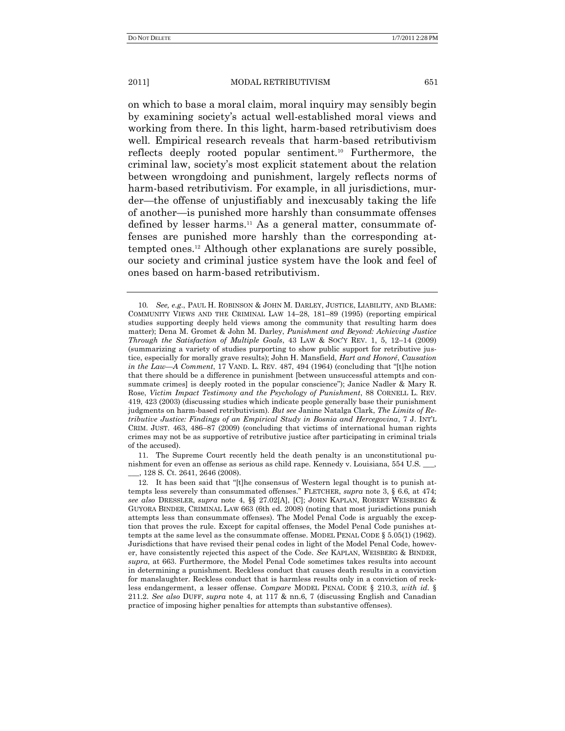on which to base a moral claim, moral inquiry may sensibly begin by examining society's actual well-established moral views and working from there. In this light, harm-based retributivism does well. Empirical research reveals that harm-based retributivism reflects deeply rooted popular sentiment.[10] Furthermore, the criminal law, society's most explicit statement about the relation between wrongdoing and punishment, largely reflects norms of harm-based retributivism. For example, in all jurisdictions, murder—the offense of unjustifiably and inexcusably taking the life of another—is punished more harshly than consummate offenses defined by lesser harms.[11] As a general matter, consummate offenses are punished more harshly than the corresponding attempted ones.[12] Although other explanations are surely possible, our society and criminal justice system have the look and feel of ones based on harm-based retributivism.

---

10. *See, e.g.*, PAUL H. ROBINSON & JOHN M. DARLEY, JUSTICE, LIABILITY, AND BLAME: COMMUNITY VIEWS AND THE CRIMINAL LAW 14–28, 181–89 (1995) (reporting empirical studies supporting deeply held views among the community that resulting harm does matter); Dena M. Gromet & John M. Darley, *Punishment and Beyond: Achieving Justice Through the Satisfaction of Multiple Goals*, 43 LAW & SOC'Y REV. 1, 5, 12–14 (2009) (summarizing a variety of studies purporting to show public support for retributive justice, especially for morally grave results); John H. Mansfield, *Hart and Honoré, Causation in the Law—A Comment*, 17 VAND. L. REV. 487, 494 (1964) (concluding that "[t]he notion that there should be a difference in punishment [between unsuccessful attempts and consummate crimes] is deeply rooted in the popular conscience"); Janice Nadler & Mary R. Rose, *Victim Impact Testimony and the Psychology of Punishment*, 88 CORNELL L. REV. 419, 423 (2003) (discussing studies which indicate people generally base their punishment judgments on harm-based retributivism). *But see* Janine Natalga Clark, *The Limits of Retributive Justice: Findings of an Empirical Study in Bosnia and Hercegovina*, 7 J. INT'L CRIM. JUST. 463, 486–87 (2009) (concluding that victims of international human rights crimes may not be as supportive of retributive justice after participating in criminal trials of the accused).

11. The Supreme Court recently held the death penalty is an unconstitutional punishment for even an offense as serious as child rape. Kennedy v. Louisiana, 554 U.S. \_\_\_, \_\_\_, 128 S. Ct. 2641, 2646 (2008).

12. It has been said that "[t]he consensus of Western legal thought is to punish attempts less severely than consummated offenses." FLETCHER, *supra* note 3, § 6.6, at 474; *see also* DRESSLER, *supra* note 4, §§ 27.02[A], [C]; JOHN KAPLAN, ROBERT WEISBERG & GUYORA BINDER, CRIMINAL LAW 663 (6th ed. 2008) (noting that most jurisdictions punish attempts less than consummate offenses). The Model Penal Code is arguably the exception that proves the rule. Except for capital offenses, the Model Penal Code punishes attempts at the same level as the consummate offense. MODEL PENAL CODE § 5.05(1) (1962). Jurisdictions that have revised their penal codes in light of the Model Penal Code, however, have consistently rejected this aspect of the Code. *See* KAPLAN, WEISBERG & BINDER, *supra*, at 663. Furthermore, the Model Penal Code sometimes takes results into account in determining a punishment. Reckless conduct that causes death results in a conviction for manslaughter. Reckless conduct that is harmless results only in a conviction of reckless endangerment, a lesser offense. *Compare* MODEL PENAL CODE § 210.3, *with id.* § 211.2. *See also* DUFF, *supra* note 4, at 117 & nn.6, 7 (discussing English and Canadian practice of imposing higher penalties for attempts than substantive offenses).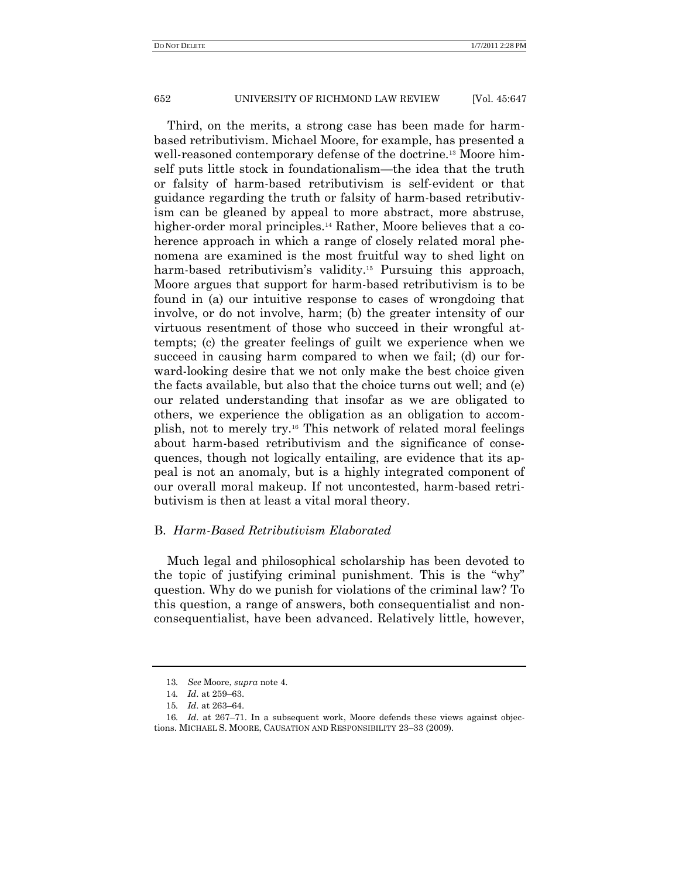Third, on the merits, a strong case has been made for harm-based retributivism. Michael Moore, for example, has presented a well-reasoned contemporary defense of the doctrine.[13] Moore himself puts little stock in foundationalism—the idea that the truth or falsity of harm-based retributivism is self-evident or that guidance regarding the truth or falsity of harm-based retributivism can be gleaned by appeal to more abstract, more abstruse, higher-order moral principles.[14] Rather, Moore believes that a coherence approach in which a range of closely related moral phenomena are examined is the most fruitful way to shed light on harm-based retributivism's validity.[15] Pursuing this approach, Moore argues that support for harm-based retributivism is to be found in (a) our intuitive response to cases of wrongdoing that involve, or do not involve, harm; (b) the greater intensity of our virtuous resentment of those who succeed in their wrongful attempts; (c) the greater feelings of guilt we experience when we succeed in causing harm compared to when we fail; (d) our forward-looking desire that we not only make the best choice given the facts available, but also that the choice turns out well; and (e) our related understanding that insofar as we are obligated to others, we experience the obligation as an obligation to accomplish, not to merely try.[16] This network of related moral feelings about harm-based retributivism and the significance of consequences, though not logically entailing, are evidence that its appeal is not an anomaly, but is a highly integrated component of our overall moral makeup. If not uncontested, harm-based retributivism is then at least a vital moral theory.

## B. *Harm-Based Retributivism Elaborated*

Much legal and philosophical scholarship has been devoted to the topic of justifying criminal punishment. This is the "why" question. Why do we punish for violations of the criminal law? To this question, a range of answers, both consequentialist and non-consequentialist, have been advanced. Relatively little, however,

---

13. *See* Moore, *supra* note 4.

14. *Id.* at 259–63.

15. *Id.* at 263–64.

16. *Id.* at 267–71. In a subsequent work, Moore defends these views against objections. MICHAEL S. MOORE, CAUSATION AND RESPONSIBILITY 23–33 (2009).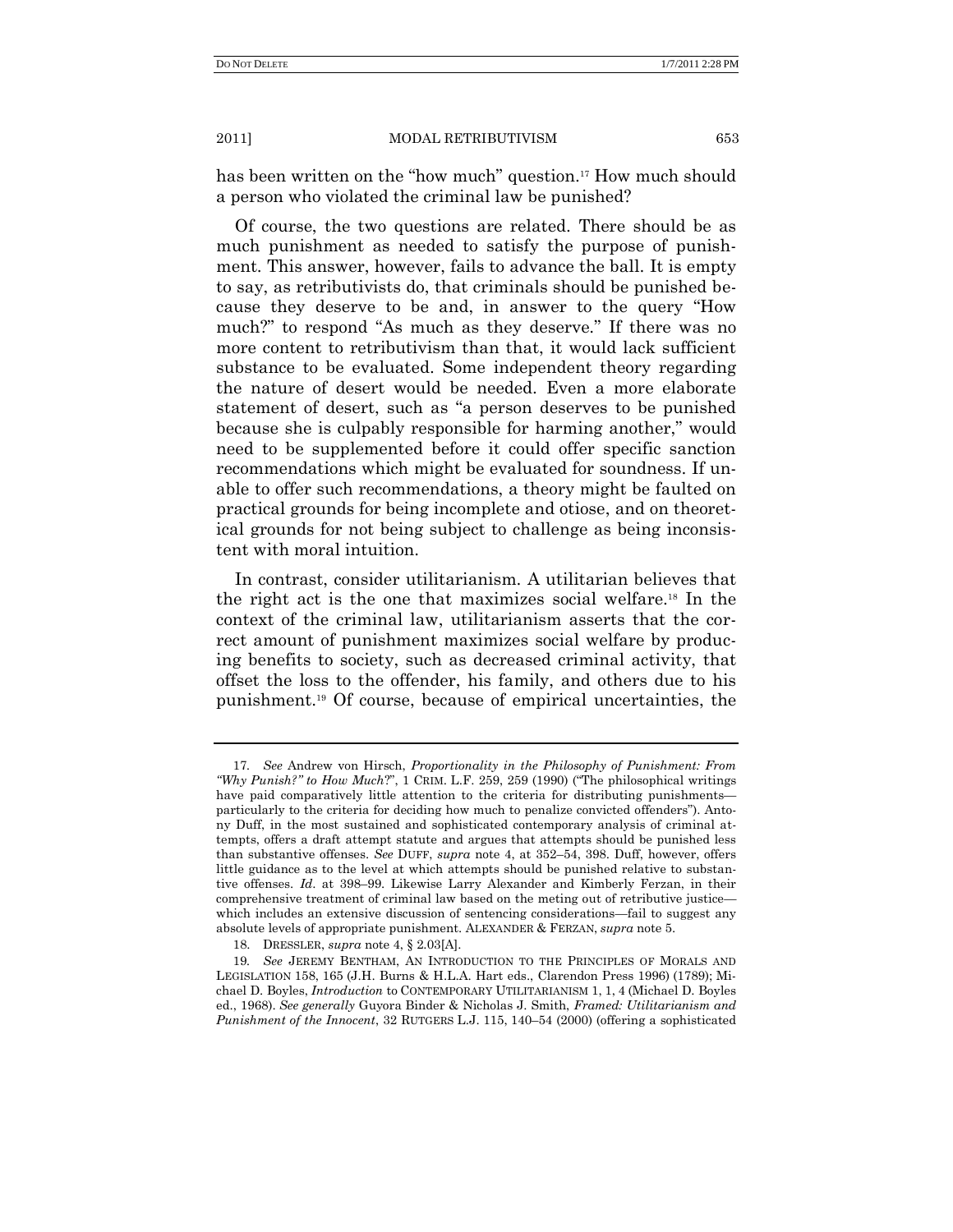has been written on the "how much" question.[17] How much should a person who violated the criminal law be punished?

Of course, the two questions are related. There should be as much punishment as needed to satisfy the purpose of punishment. This answer, however, fails to advance the ball. It is empty to say, as retributivists do, that criminals should be punished because they deserve to be and, in answer to the query "How much?" to respond "As much as they deserve." If there was no more content to retributivism than that, it would lack sufficient substance to be evaluated. Some independent theory regarding the nature of desert would be needed. Even a more elaborate statement of desert, such as "a person deserves to be punished because she is culpably responsible for harming another," would need to be supplemented before it could offer specific sanction recommendations which might be evaluated for soundness. If unable to offer such recommendations, a theory might be faulted on practical grounds for being incomplete and otiose, and on theoretical grounds for not being subject to challenge as being inconsistent with moral intuition.

In contrast, consider utilitarianism. A utilitarian believes that the right act is the one that maximizes social welfare.[18] In the context of the criminal law, utilitarianism asserts that the correct amount of punishment maximizes social welfare by producing benefits to society, such as decreased criminal activity, that offset the loss to the offender, his family, and others due to his punishment.[19] Of course, because of empirical uncertainties, the

---

17. *See* Andrew von Hirsch, *Proportionality in the Philosophy of Punishment: From "Why Punish?" to How Much?*", 1 CRIM. L.F. 259, 259 (1990) ("The philosophical writings have paid comparatively little attention to the criteria for distributing punishments—particularly to the criteria for deciding how much to penalize convicted offenders"). Antony Duff, in the most sustained and sophisticated contemporary analysis of criminal attempts, offers a draft attempt statute and argues that attempts should be punished less than substantive offenses. *See* DUFF, *supra* note 4, at 352–54, 398. Duff, however, offers little guidance as to the level at which attempts should be punished relative to substantive offenses. *Id.* at 398–99. Likewise Larry Alexander and Kimberly Ferzan, in their comprehensive treatment of criminal law based on the meting out of retributive justice—which includes an extensive discussion of sentencing considerations—fail to suggest any absolute levels of appropriate punishment. ALEXANDER & FERZAN, *supra* note 5.

18. DRESSLER, *supra* note 4, § 2.03[A].

19. *See* JEREMY BENTHAM, AN INTRODUCTION TO THE PRINCIPLES OF MORALS AND LEGISLATION 158, 165 (J.H. Burns & H.L.A. Hart eds., Clarendon Press 1996) (1789); Michael D. Boyles, *Introduction* to CONTEMPORARY UTILITARIANISM 1, 1, 4 (Michael D. Boyles ed., 1968). *See generally* Guyora Binder & Nicholas J. Smith, *Framed: Utilitarianism and Punishment of the Innocent*, 32 RUTGERS L.J. 115, 140–54 (2000) (offering a sophisticated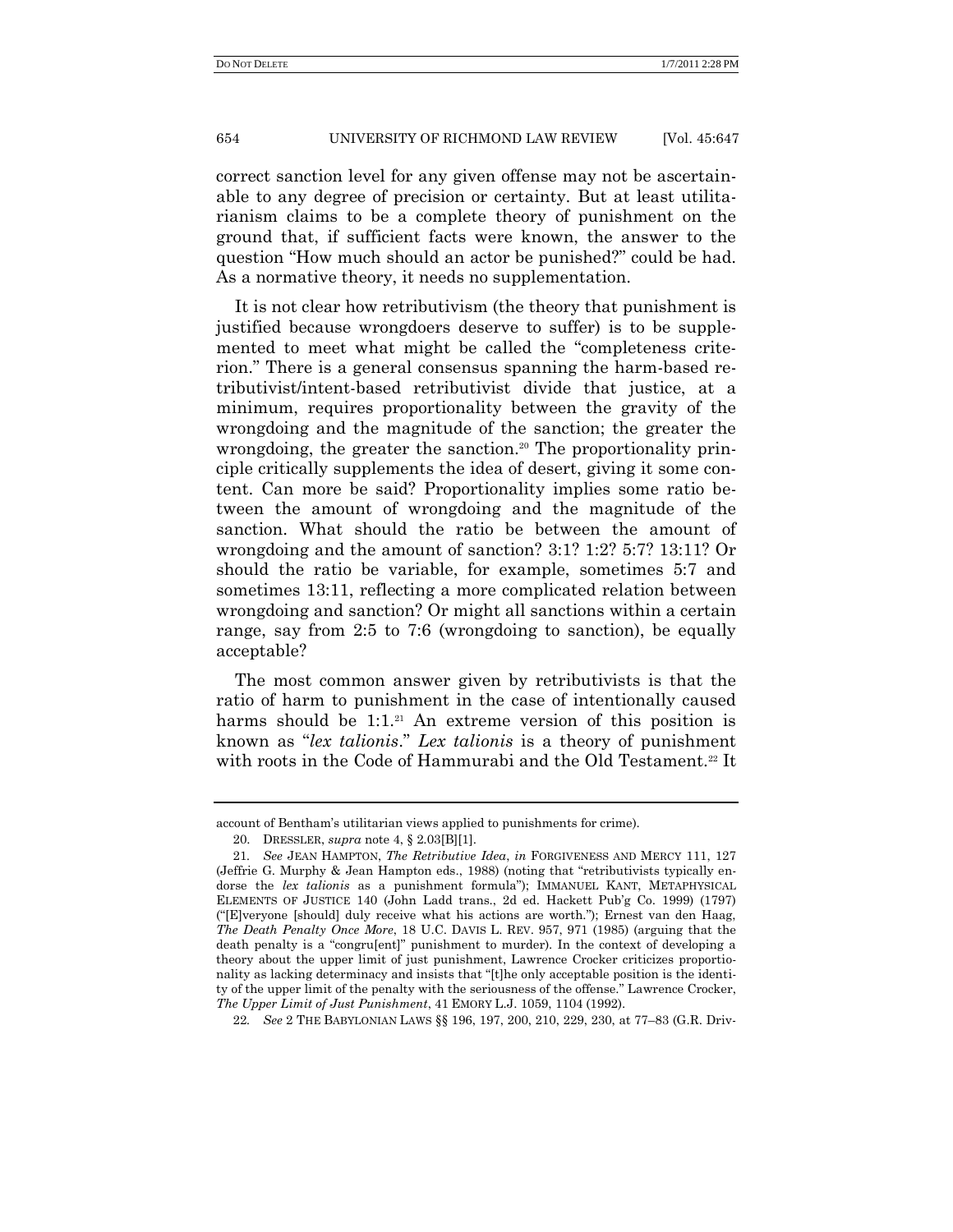correct sanction level for any given offense may not be ascertainable to any degree of precision or certainty. But at least utilitarianism claims to be a complete theory of punishment on the ground that, if sufficient facts were known, the answer to the question "How much should an actor be punished?" could be had. As a normative theory, it needs no supplementation.

It is not clear how retributivism (the theory that punishment is justified because wrongdoers deserve to suffer) is to be supplemented to meet what might be called the "completeness criterion." There is a general consensus spanning the harm-based retributivist/intent-based retributivist divide that justice, at a minimum, requires proportionality between the gravity of the wrongdoing and the magnitude of the sanction; the greater the wrongdoing, the greater the sanction.[20] The proportionality principle critically supplements the idea of desert, giving it some content. Can more be said? Proportionality implies some ratio between the amount of wrongdoing and the magnitude of the sanction. What should the ratio be between the amount of wrongdoing and the amount of sanction? 3:1? 1:2? 5:7? 13:11? Or should the ratio be variable, for example, sometimes 5:7 and sometimes 13:11, reflecting a more complicated relation between wrongdoing and sanction? Or might all sanctions within a certain range, say from 2:5 to 7:6 (wrongdoing to sanction), be equally acceptable?

The most common answer given by retributivists is that the ratio of harm to punishment in the case of intentionally caused harms should be 1:1.[21] An extreme version of this position is known as "*lex talionis*." *Lex talionis* is a theory of punishment with roots in the Code of Hammurabi and the Old Testament.[22] It

---

account of Bentham's utilitarian views applied to punishments for crime).

20. DRESSLER, *supra* note 4, § 2.03[B][1].

21. *See* JEAN HAMPTON, *The Retributive Idea*, *in* FORGIVENESS AND MERCY 111, 127 (Jeffrie G. Murphy & Jean Hampton eds., 1988) (noting that "retributivists typically endorse the *lex talionis* as a punishment formula"); IMMANUEL KANT, METAPHYSICAL ELEMENTS OF JUSTICE 140 (John Ladd trans., 2d ed. Hackett Pub'g Co. 1999) (1797) ("[E]veryone [should] duly receive what his actions are worth."); Ernest van den Haag, *The Death Penalty Once More*, 18 U.C. DAVIS L. REV. 957, 971 (1985) (arguing that the death penalty is a "congru[ent]" punishment to murder). In the context of developing a theory about the upper limit of just punishment, Lawrence Crocker criticizes proportionality as lacking determinacy and insists that "[t]he only acceptable position is the identity of the upper limit of the penalty with the seriousness of the offense." Lawrence Crocker, *The Upper Limit of Just Punishment*, 41 EMORY L.J. 1059, 1104 (1992).

22. *See* 2 THE BABYLONIAN LAWS §§ 196, 197, 200, 210, 229, 230, at 77–83 (G.R. Driv-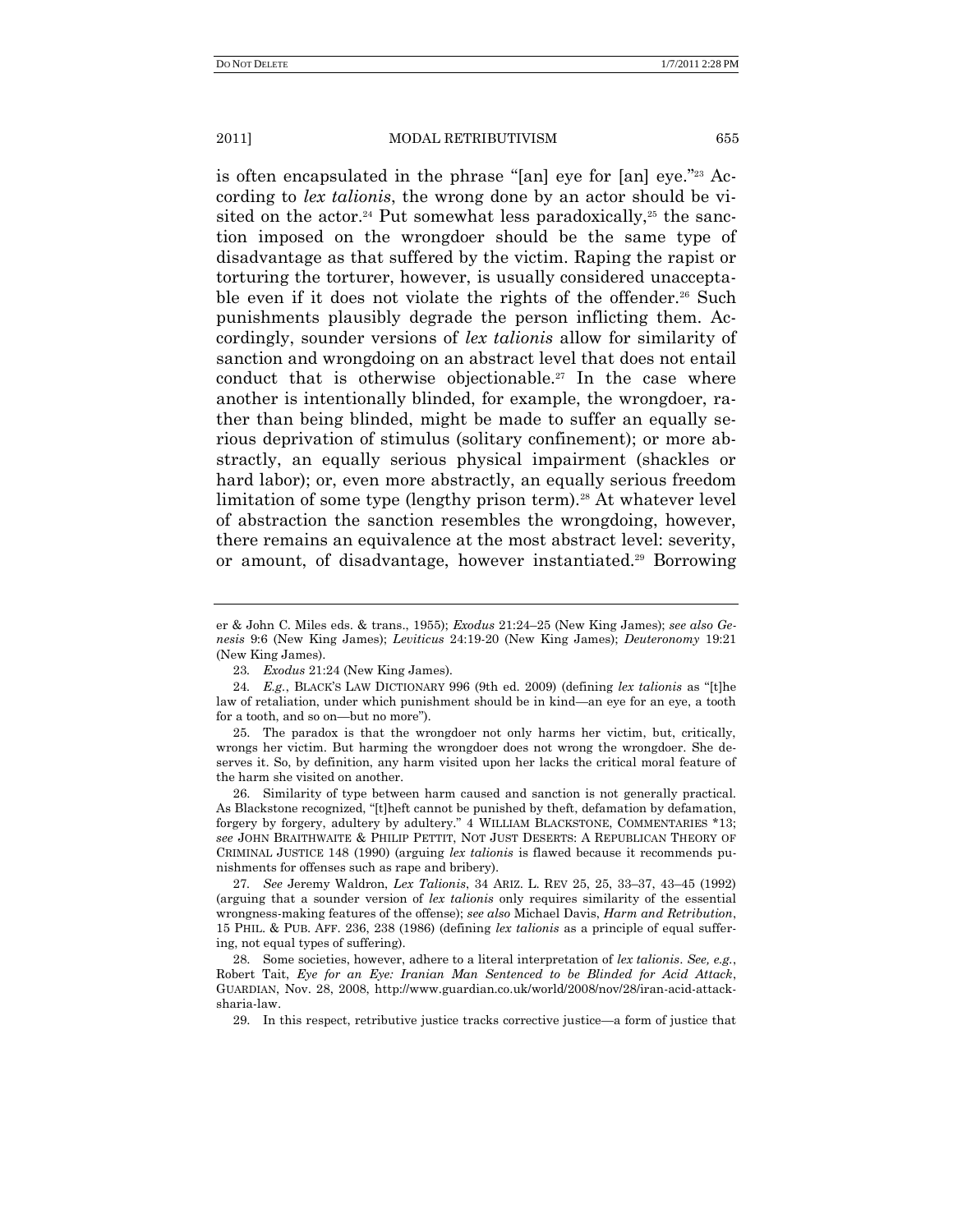is often encapsulated in the phrase "[an] eye for [an] eye."[23] According to *lex talionis*, the wrong done by an actor should be visited on the actor.[24] Put somewhat less paradoxically,[25] the sanction imposed on the wrongdoer should be the same type of disadvantage as that suffered by the victim. Raping the rapist or torturing the torturer, however, is usually considered unacceptable even if it does not violate the rights of the offender.[26] Such punishments plausibly degrade the person inflicting them. Accordingly, sounder versions of *lex talionis* allow for similarity of sanction and wrongdoing on an abstract level that does not entail conduct that is otherwise objectionable.[27] In the case where another is intentionally blinded, for example, the wrongdoer, rather than being blinded, might be made to suffer an equally serious deprivation of stimulus (solitary confinement); or more abstractly, an equally serious physical impairment (shackles or hard labor); or, even more abstractly, an equally serious freedom limitation of some type (lengthy prison term).[28] At whatever level of abstraction the sanction resembles the wrongdoing, however, there remains an equivalence at the most abstract level: severity, or amount, of disadvantage, however instantiated.[29] Borrowing

---

er & John C. Miles eds. & trans., 1955); *Exodus* 21:24–25 (New King James); *see also Genesis* 9:6 (New King James); *Leviticus* 24:19-20 (New King James); *Deuteronomy* 19:21 (New King James).

23. *Exodus* 21:24 (New King James).

24. *E.g.*, BLACK'S LAW DICTIONARY 996 (9th ed. 2009) (defining *lex talionis* as "[t]he law of retaliation, under which punishment should be in kind—an eye for an eye, a tooth for a tooth, and so on—but no more").

25. The paradox is that the wrongdoer not only harms her victim, but, critically, wrongs her victim. But harming the wrongdoer does not wrong the wrongdoer. She deserves it. So, by definition, any harm visited upon her lacks the critical moral feature of the harm she visited on another.

26. Similarity of type between harm caused and sanction is not generally practical. As Blackstone recognized, "[t]heft cannot be punished by theft, defamation by defamation, forgery by forgery, adultery by adultery." 4 WILLIAM BLACKSTONE, COMMENTARIES *13; *see* JOHN BRAITHWAITE & PHILIP PETTIT, NOT JUST DESERTS: A REPUBLICAN THEORY OF CRIMINAL JUSTICE 148 (1990) (arguing *lex talionis* is flawed because it recommends punishments for offenses such as rape and bribery).

27. *See* Jeremy Waldron, *Lex Talionis*, 34 ARIZ. L. REV 25, 25, 33–37, 43–45 (1992) (arguing that a sounder version of *lex talionis* only requires similarity of the essential wrongness-making features of the offense); *see also* Michael Davis, *Harm and Retribution*, 15 PHIL. & PUB. AFF. 236, 238 (1986) (defining *lex talionis* as a principle of equal suffering, not equal types of suffering).

28. Some societies, however, adhere to a literal interpretation of *lex talionis*. *See, e.g.*, Robert Tait, *Eye for an Eye: Iranian Man Sentenced to be Blinded for Acid Attack*, GUARDIAN, Nov. 28, 2008, http://www.guardian.co.uk/world/2008/nov/28/iran-acid-attack-sharia-law.

29. In this respect, retributive justice tracks corrective justice—a form of justice that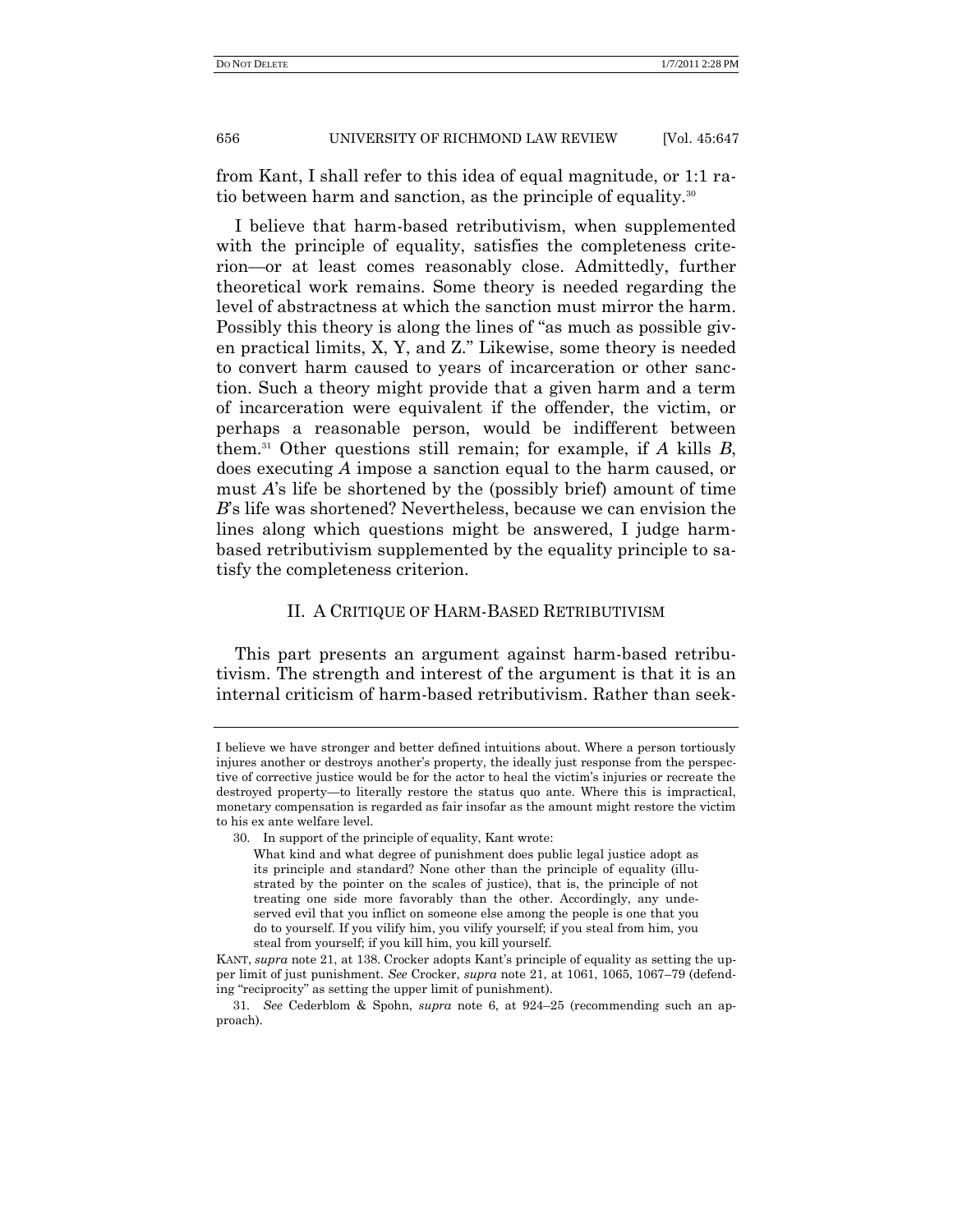from Kant, I shall refer to this idea of equal magnitude, or 1:1 ratio between harm and sanction, as the principle of equality.[30]

I believe that harm-based retributivism, when supplemented with the principle of equality, satisfies the completeness criterion—or at least comes reasonably close. Admittedly, further theoretical work remains. Some theory is needed regarding the level of abstractness at which the sanction must mirror the harm. Possibly this theory is along the lines of "as much as possible given practical limits, X, Y, and Z." Likewise, some theory is needed to convert harm caused to years of incarceration or other sanction. Such a theory might provide that a given harm and a term of incarceration were equivalent if the offender, the victim, or perhaps a reasonable person, would be indifferent between them.[31] Other questions still remain; for example, if *A* kills *B*, does executing *A* impose a sanction equal to the harm caused, or must *A*'s life be shortened by the (possibly brief) amount of time *B*'s life was shortened? Nevertheless, because we can envision the lines along which questions might be answered, I judge harm-based retributivism supplemented by the equality principle to satisfy the completeness criterion.

## II. A CRITIQUE OF HARM-BASED RETRIBUTIVISM

This part presents an argument against harm-based retributivism. The strength and interest of the argument is that it is an internal criticism of harm-based retributivism. Rather than seek-

---

I believe we have stronger and better defined intuitions about. Where a person tortiously injures another or destroys another's property, the ideally just response from the perspective of corrective justice would be for the actor to heal the victim's injuries or recreate the destroyed property—to literally restore the status quo ante. Where this is impractical, monetary compensation is regarded as fair insofar as the amount might restore the victim to his ex ante welfare level.

30. In support of the principle of equality, Kant wrote:

> What kind and what degree of punishment does public legal justice adopt as its principle and standard? None other than the principle of equality (illustrated by the pointer on the scales of justice), that is, the principle of not treating one side more favorably than the other. Accordingly, any undeserved evil that you inflict on someone else among the people is one that you do to yourself. If you vilify him, you vilify yourself; if you steal from him, you steal from yourself; if you kill him, you kill yourself.

KANT, *supra* note 21, at 138. Crocker adopts Kant's principle of equality as setting the upper limit of just punishment. *See* Crocker, *supra* note 21, at 1061, 1065, 1067–79 (defending "reciprocity" as setting the upper limit of punishment).

31. *See* Cederblom & Spohn, *supra* note 6, at 924–25 (recommending such an approach).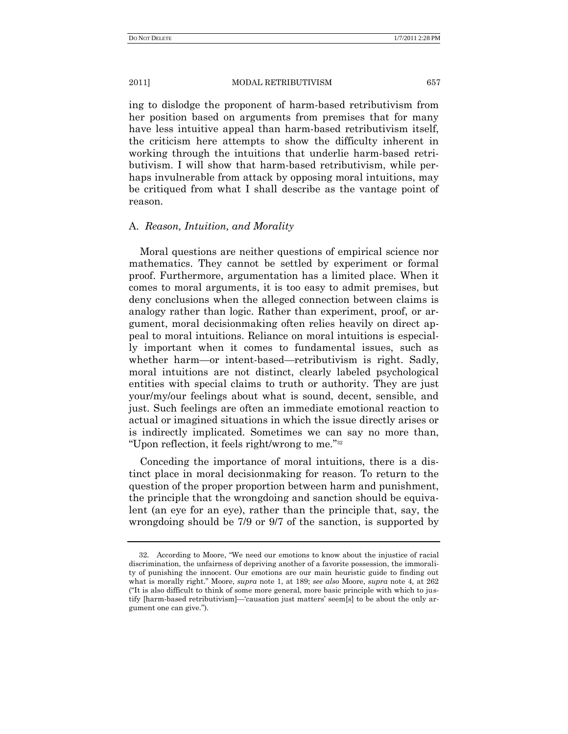ing to dislodge the proponent of harm-based retributivism from her position based on arguments from premises that for many have less intuitive appeal than harm-based retributivism itself, the criticism here attempts to show the difficulty inherent in working through the intuitions that underlie harm-based retributivism. I will show that harm-based retributivism, while perhaps invulnerable from attack by opposing moral intuitions, may be critiqued from what I shall describe as the vantage point of reason.

## A. *Reason, Intuition, and Morality*

Moral questions are neither questions of empirical science nor mathematics. They cannot be settled by experiment or formal proof. Furthermore, argumentation has a limited place. When it comes to moral arguments, it is too easy to admit premises, but deny conclusions when the alleged connection between claims is analogy rather than logic. Rather than experiment, proof, or argument, moral decisionmaking often relies heavily on direct appeal to moral intuitions. Reliance on moral intuitions is especially important when it comes to fundamental issues, such as whether harm—or intent-based—retributivism is right. Sadly, moral intuitions are not distinct, clearly labeled psychological entities with special claims to truth or authority. They are just your/my/our feelings about what is sound, decent, sensible, and just. Such feelings are often an immediate emotional reaction to actual or imagined situations in which the issue directly arises or is indirectly implicated. Sometimes we can say no more than, "Upon reflection, it feels right/wrong to me."[32]

Conceding the importance of moral intuitions, there is a distinct place in moral decisionmaking for reason. To return to the question of the proper proportion between harm and punishment, the principle that the wrongdoing and sanction should be equivalent (an eye for an eye), rather than the principle that, say, the wrongdoing should be 7/9 or 9/7 of the sanction, is supported by

---

32. According to Moore, "We need our emotions to know about the injustice of racial discrimination, the unfairness of depriving another of a favorite possession, the immorality of punishing the innocent. Our emotions are our main heuristic guide to finding out what is morally right." Moore, *supra* note 1, at 189; *see also* Moore, *supra* note 4, at 262 ("It is also difficult to think of some more general, more basic principle with which to justify [harm-based retributivism]—'causation just matters' seem[s] to be about the only argument one can give.").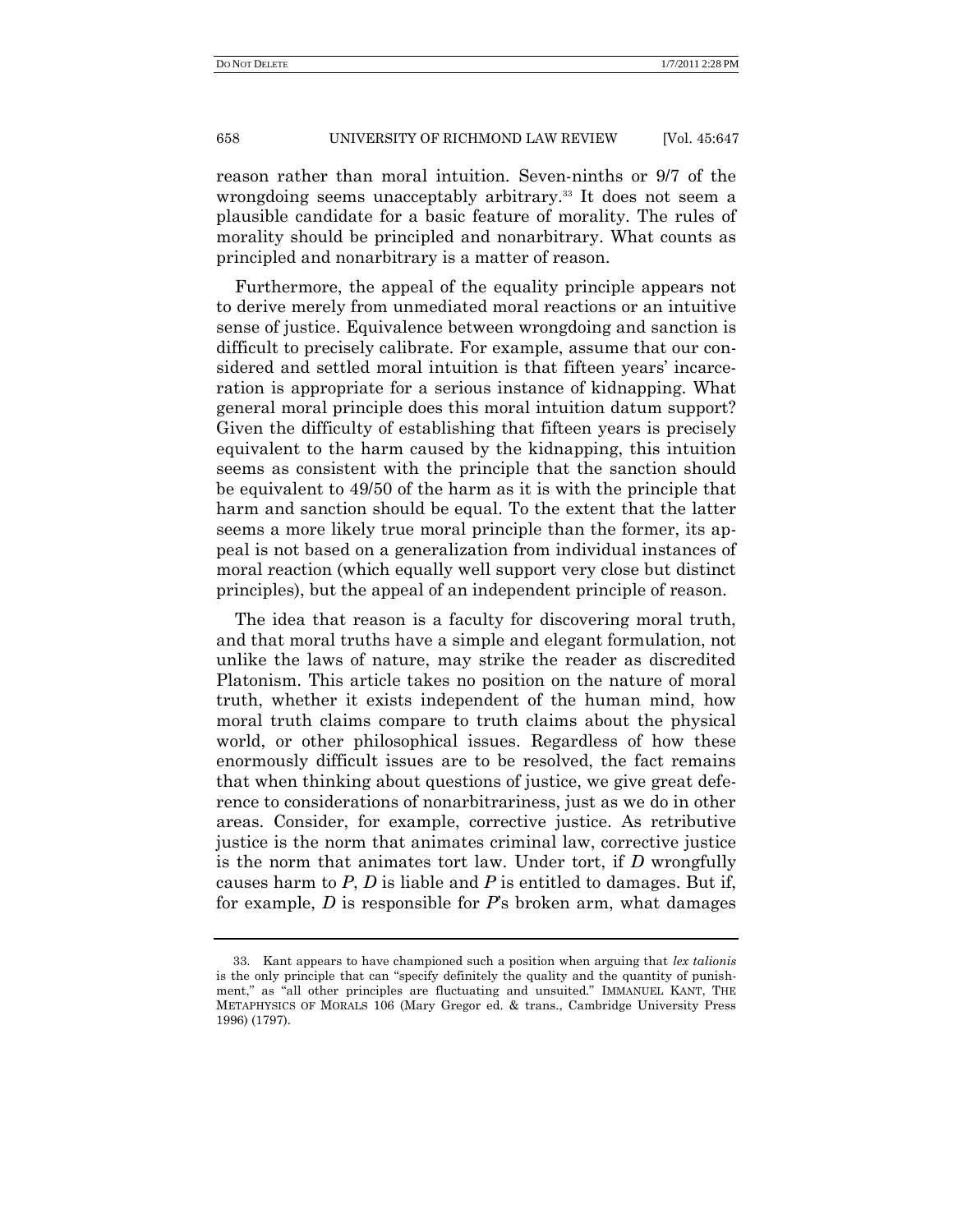reason rather than moral intuition. Seven-ninths or 9/7 of the wrongdoing seems unacceptably arbitrary.[33] It does not seem a plausible candidate for a basic feature of morality. The rules of morality should be principled and nonarbitrary. What counts as principled and nonarbitrary is a matter of reason.

Furthermore, the appeal of the equality principle appears not to derive merely from unmediated moral reactions or an intuitive sense of justice. Equivalence between wrongdoing and sanction is difficult to precisely calibrate. For example, assume that our considered and settled moral intuition is that fifteen years' incarceration is appropriate for a serious instance of kidnapping. What general moral principle does this moral intuition datum support? Given the difficulty of establishing that fifteen years is precisely equivalent to the harm caused by the kidnapping, this intuition seems as consistent with the principle that the sanction should be equivalent to 49/50 of the harm as it is with the principle that harm and sanction should be equal. To the extent that the latter seems a more likely true moral principle than the former, its appeal is not based on a generalization from individual instances of moral reaction (which equally well support very close but distinct principles), but the appeal of an independent principle of reason.

The idea that reason is a faculty for discovering moral truth, and that moral truths have a simple and elegant formulation, not unlike the laws of nature, may strike the reader as discredited Platonism. This article takes no position on the nature of moral truth, whether it exists independent of the human mind, how moral truth claims compare to truth claims about the physical world, or other philosophical issues. Regardless of how these enormously difficult issues are to be resolved, the fact remains that when thinking about questions of justice, we give great deference to considerations of nonarbitrariness, just as we do in other areas. Consider, for example, corrective justice. As retributive justice is the norm that animates criminal law, corrective justice is the norm that animates tort law. Under tort, if *D* wrongfully causes harm to *P*, *D* is liable and *P* is entitled to damages. But if, for example, *D* is responsible for *P*'s broken arm, what damages

---

33. Kant appears to have championed such a position when arguing that *lex talionis* is the only principle that can "specify definitely the quality and the quantity of punishment," as "all other principles are fluctuating and unsuited." IMMANUEL KANT, THE METAPHYSICS OF MORALS 106 (Mary Gregor ed. & trans., Cambridge University Press 1996) (1797).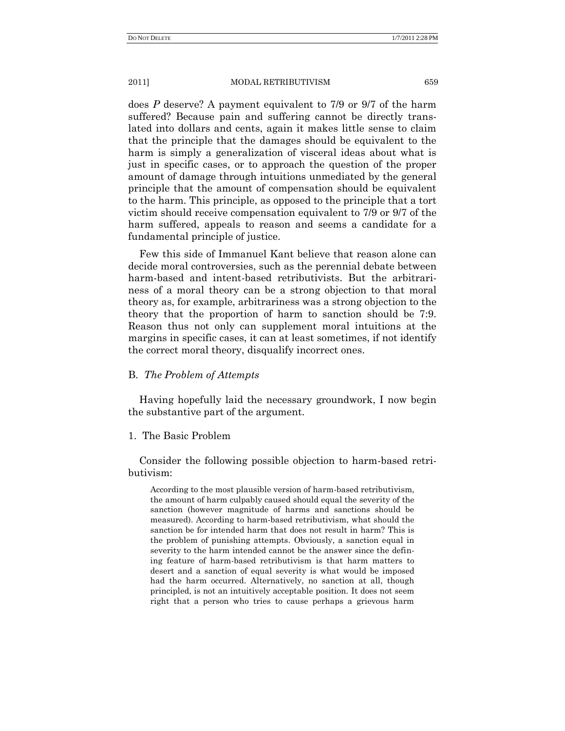does *P* deserve? A payment equivalent to 7/9 or 9/7 of the harm suffered? Because pain and suffering cannot be directly translated into dollars and cents, again it makes little sense to claim that the principle that the damages should be equivalent to the harm is simply a generalization of visceral ideas about what is just in specific cases, or to approach the question of the proper amount of damage through intuitions unmediated by the general principle that the amount of compensation should be equivalent to the harm. This principle, as opposed to the principle that a tort victim should receive compensation equivalent to 7/9 or 9/7 of the harm suffered, appeals to reason and seems a candidate for a fundamental principle of justice.

Few this side of Immanuel Kant believe that reason alone can decide moral controversies, such as the perennial debate between harm-based and intent-based retributivists. But the arbitrariness of a moral theory can be a strong objection to that moral theory as, for example, arbitrariness was a strong objection to the theory that the proportion of harm to sanction should be 7:9. Reason thus not only can supplement moral intuitions at the margins in specific cases, it can at least sometimes, if not identify the correct moral theory, disqualify incorrect ones.

### B. *The Problem of Attempts*

Having hopefully laid the necessary groundwork, I now begin the substantive part of the argument.

#### 1. The Basic Problem

Consider the following possible objection to harm-based retributivism:

> According to the most plausible version of harm-based retributivism, the amount of harm culpably caused should equal the severity of the sanction (however magnitude of harms and sanctions should be measured). According to harm-based retributivism, what should the sanction be for intended harm that does not result in harm? This is the problem of punishing attempts. Obviously, a sanction equal in severity to the harm intended cannot be the answer since the defining feature of harm-based retributivism is that harm matters to desert and a sanction of equal severity is what would be imposed had the harm occurred. Alternatively, no sanction at all, though principled, is not an intuitively acceptable position. It does not seem right that a person who tries to cause perhaps a grievous harm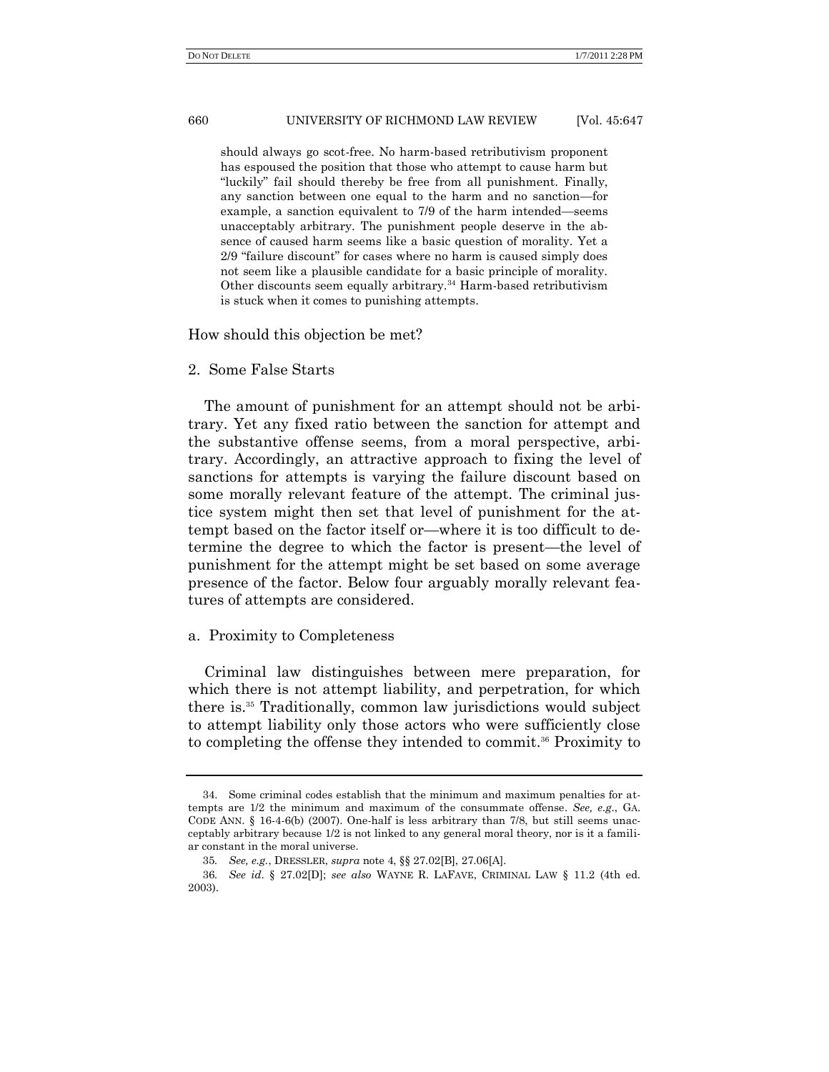should always go scot-free. No harm-based retributivism proponent has espoused the position that those who attempt to cause harm but "luckily" fail should thereby be free from all punishment. Finally, any sanction between one equal to the harm and no sanction—for example, a sanction equivalent to 7/9 of the harm intended—seems unacceptably arbitrary. The punishment people deserve in the absence of caused harm seems like a basic question of morality. Yet a 2/9 "failure discount" for cases where no harm is caused simply does not seem like a plausible candidate for a basic principle of morality. Other discounts seem equally arbitrary.[34] Harm-based retributivism is stuck when it comes to punishing attempts.

How should this objection be met?

### 2. Some False Starts

The amount of punishment for an attempt should not be arbitrary. Yet any fixed ratio between the sanction for attempt and the substantive offense seems, from a moral perspective, arbitrary. Accordingly, an attractive approach to fixing the level of sanctions for attempts is varying the failure discount based on some morally relevant feature of the attempt. The criminal justice system might then set that level of punishment for the attempt based on the factor itself or—where it is too difficult to determine the degree to which the factor is present—the level of punishment for the attempt might be set based on some average presence of the factor. Below four arguably morally relevant features of attempts are considered.

#### a. Proximity to Completeness

Criminal law distinguishes between mere preparation, for which there is not attempt liability, and perpetration, for which there is.[35] Traditionally, common law jurisdictions would subject to attempt liability only those actors who were sufficiently close to completing the offense they intended to commit.[36] Proximity to

---

34. Some criminal codes establish that the minimum and maximum penalties for attempts are 1/2 the minimum and maximum of the consummate offense. *See, e.g.*, GA. CODE ANN. § 16-4-6(b) (2007). One-half is less arbitrary than 7/8, but still seems unacceptably arbitrary because 1/2 is not linked to any general moral theory, nor is it a familiar constant in the moral universe.

35. *See, e.g.*, DRESSLER, *supra* note 4, §§ 27.02[B], 27.06[A].

36. *See id.* § 27.02[D]; *see also* WAYNE R. LAFAVE, CRIMINAL LAW § 11.2 (4th ed. 2003).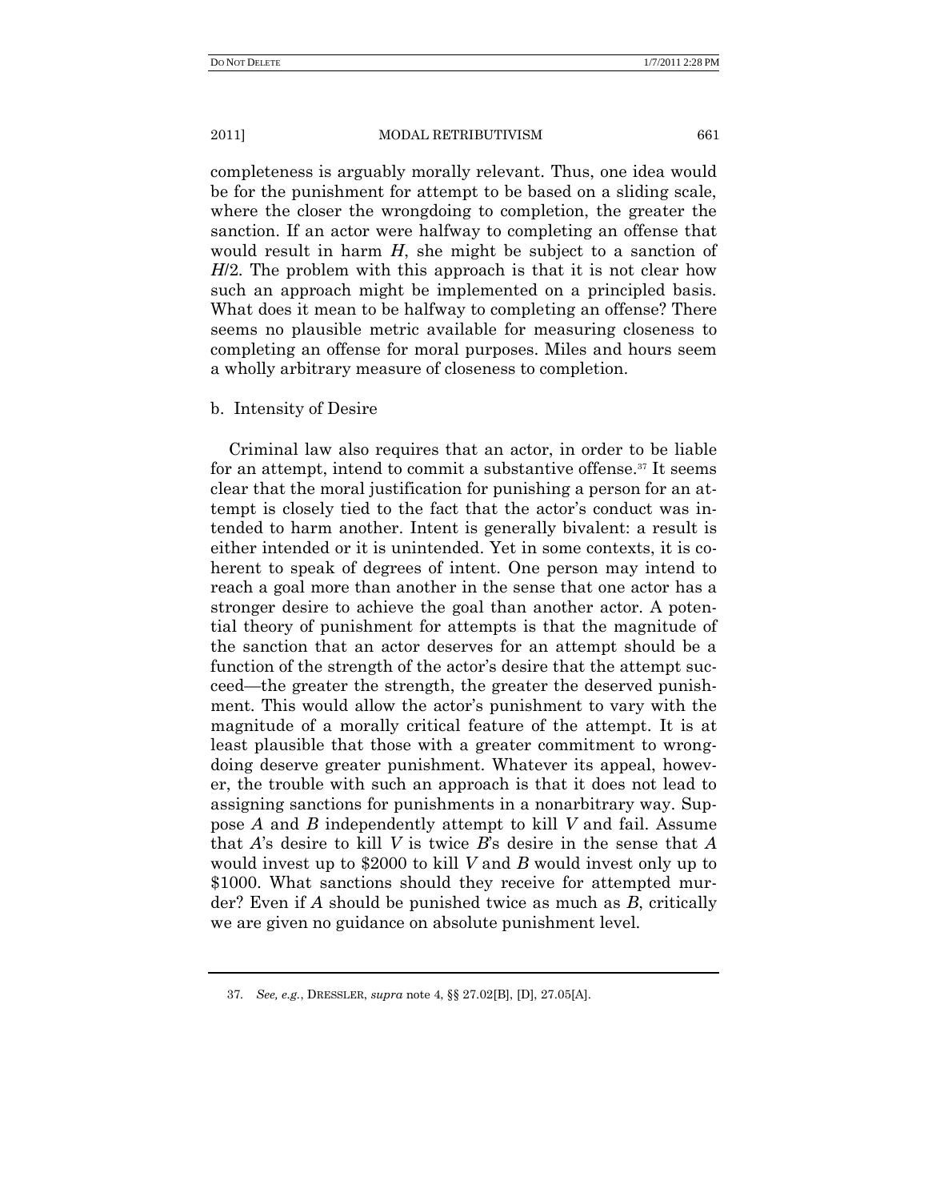completeness is arguably morally relevant. Thus, one idea would be for the punishment for attempt to be based on a sliding scale, where the closer the wrongdoing to completion, the greater the sanction. If an actor were halfway to completing an offense that would result in harm $H$, she might be subject to a sanction of $H/2$. The problem with this approach is that it is not clear how such an approach might be implemented on a principled basis. What does it mean to be halfway to completing an offense? There seems no plausible metric available for measuring closeness to completing an offense for moral purposes. Miles and hours seem a wholly arbitrary measure of closeness to completion.

b. Intensity of Desire

Criminal law also requires that an actor, in order to be liable for an attempt, intend to commit a substantive offense.[37] It seems clear that the moral justification for punishing a person for an attempt is closely tied to the fact that the actor's conduct was intended to harm another. Intent is generally bivalent: a result is either intended or it is unintended. Yet in some contexts, it is coherent to speak of degrees of intent. One person may intend to reach a goal more than another in the sense that one actor has a stronger desire to achieve the goal than another actor. A potential theory of punishment for attempts is that the magnitude of the sanction that an actor deserves for an attempt should be a function of the strength of the actor's desire that the attempt succeed—the greater the strength, the greater the deserved punishment. This would allow the actor's punishment to vary with the magnitude of a morally critical feature of the attempt. It is at least plausible that those with a greater commitment to wrongdoing deserve greater punishment. Whatever its appeal, however, the trouble with such an approach is that it does not lead to assigning sanctions for punishments in a nonarbitrary way. Suppose $A$ and $B$ independently attempt to kill $V$ and fail. Assume that $A$'s desire to kill $V$ is twice $B$'s desire in the sense that $A$ would invest up to \$2000 to kill $V$ and $B$ would invest only up to \$1000. What sanctions should they receive for attempted murder? Even if $A$ should be punished twice as much as $B$, critically we are given no guidance on absolute punishment level.

---

37. *See, e.g.*, DRESSLER, *supra* note 4, §§ 27.02[B], [D], 27.05[A].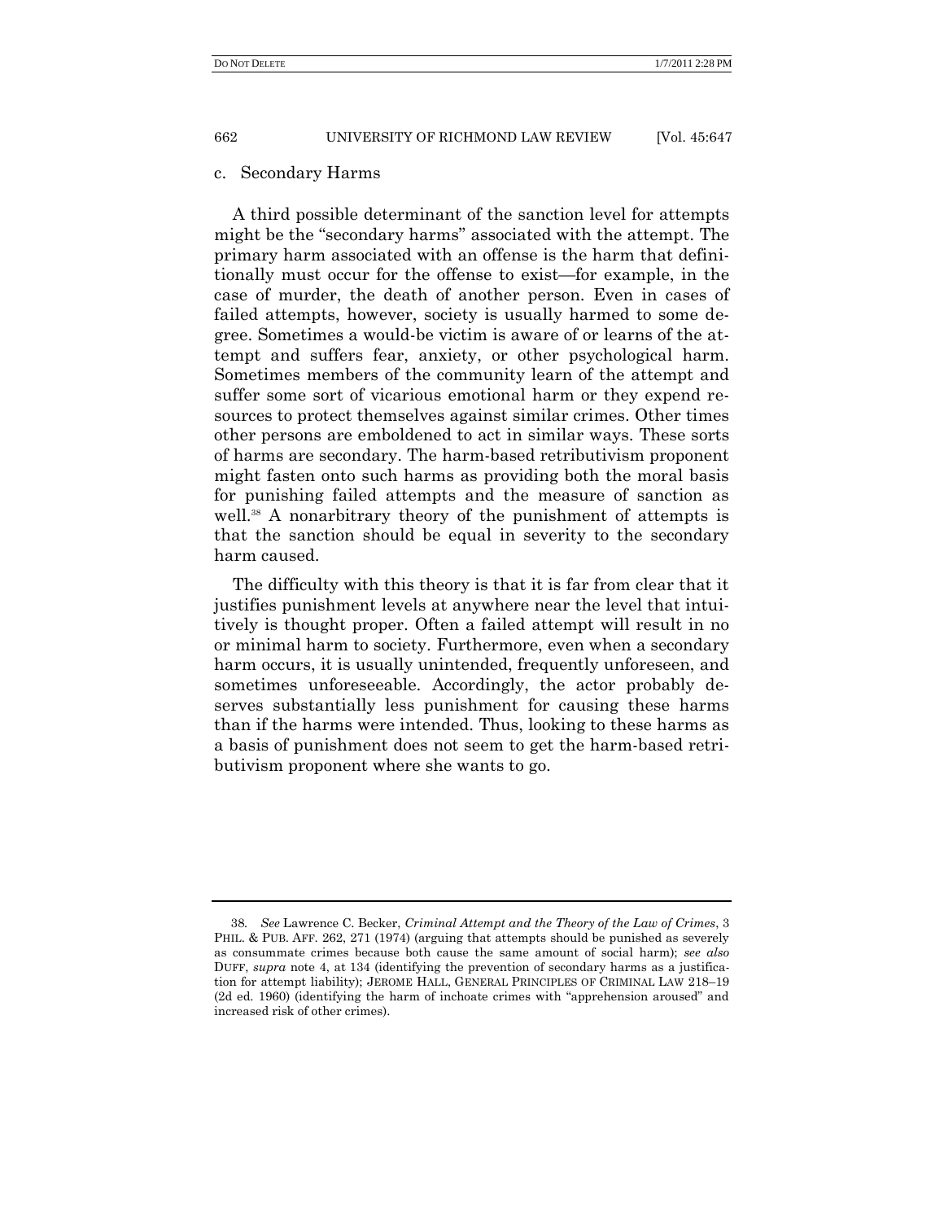### c. Secondary Harms

A third possible determinant of the sanction level for attempts might be the "secondary harms" associated with the attempt. The primary harm associated with an offense is the harm that definitionally must occur for the offense to exist—for example, in the case of murder, the death of another person. Even in cases of failed attempts, however, society is usually harmed to some degree. Sometimes a would-be victim is aware of or learns of the attempt and suffers fear, anxiety, or other psychological harm. Sometimes members of the community learn of the attempt and suffer some sort of vicarious emotional harm or they expend resources to protect themselves against similar crimes. Other times other persons are emboldened to act in similar ways. These sorts of harms are secondary. The harm-based retributivism proponent might fasten onto such harms as providing both the moral basis for punishing failed attempts and the measure of sanction as well.[38] A nonarbitrary theory of the punishment of attempts is that the sanction should be equal in severity to the secondary harm caused.

The difficulty with this theory is that it is far from clear that it justifies punishment levels at anywhere near the level that intuitively is thought proper. Often a failed attempt will result in no or minimal harm to society. Furthermore, even when a secondary harm occurs, it is usually unintended, frequently unforeseen, and sometimes unforeseeable. Accordingly, the actor probably deserves substantially less punishment for causing these harms than if the harms were intended. Thus, looking to these harms as a basis of punishment does not seem to get the harm-based retributivism proponent where she wants to go.

---

38. *See* Lawrence C. Becker, *Criminal Attempt and the Theory of the Law of Crimes*, 3 PHIL. & PUB. AFF. 262, 271 (1974) (arguing that attempts should be punished as severely as consummate crimes because both cause the same amount of social harm); *see also* DUFF, *supra* note 4, at 134 (identifying the prevention of secondary harms as a justification for attempt liability); JEROME HALL, GENERAL PRINCIPLES OF CRIMINAL LAW 218–19 (2d ed. 1960) (identifying the harm of inchoate crimes with "apprehension aroused" and increased risk of other crimes).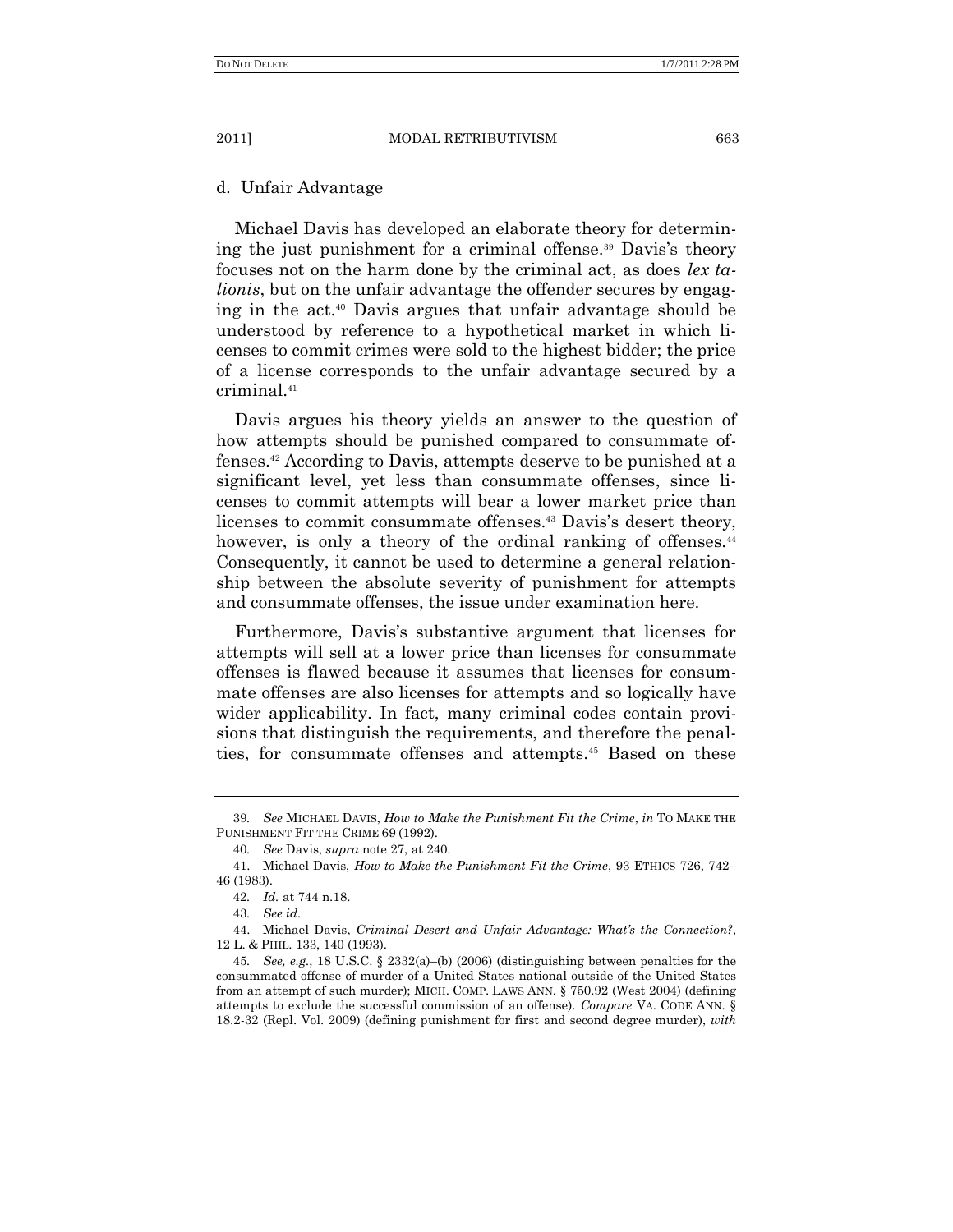d. Unfair Advantage

Michael Davis has developed an elaborate theory for determining the just punishment for a criminal offense.[39] Davis's theory focuses not on the harm done by the criminal act, as does *lex talionis*, but on the unfair advantage the offender secures by engaging in the act.[40] Davis argues that unfair advantage should be understood by reference to a hypothetical market in which licenses to commit crimes were sold to the highest bidder; the price of a license corresponds to the unfair advantage secured by a criminal.[41]

Davis argues his theory yields an answer to the question of how attempts should be punished compared to consummate offenses.[42] According to Davis, attempts deserve to be punished at a significant level, yet less than consummate offenses, since licenses to commit attempts will bear a lower market price than licenses to commit consummate offenses.[43] Davis's desert theory, however, is only a theory of the ordinal ranking of offenses.[44] Consequently, it cannot be used to determine a general relationship between the absolute severity of punishment for attempts and consummate offenses, the issue under examination here.

Furthermore, Davis's substantive argument that licenses for attempts will sell at a lower price than licenses for consummate offenses is flawed because it assumes that licenses for consummate offenses are also licenses for attempts and so logically have wider applicability. In fact, many criminal codes contain provisions that distinguish the requirements, and therefore the penalties, for consummate offenses and attempts.[45] Based on these

---

39. *See* MICHAEL DAVIS, *How to Make the Punishment Fit the Crime*, *in* TO MAKE THE PUNISHMENT FIT THE CRIME 69 (1992).

40. *See* Davis, *supra* note 27, at 240.

41. Michael Davis, *How to Make the Punishment Fit the Crime*, 93 ETHICS 726, 742–46 (1983).

42. *Id.* at 744 n.18.

43. *See id.*

44. Michael Davis, *Criminal Desert and Unfair Advantage: What's the Connection?*, 12 L. & PHIL. 133, 140 (1993).

45. *See, e.g.*, 18 U.S.C. § 2332(a)–(b) (2006) (distinguishing between penalties for the consummated offense of murder of a United States national outside of the United States from an attempt of such murder); MICH. COMP. LAWS ANN. § 750.92 (West 2004) (defining attempts to exclude the successful commission of an offense). *Compare* VA. CODE ANN. § 18.2-32 (Repl. Vol. 2009) (defining punishment for first and second degree murder), *with*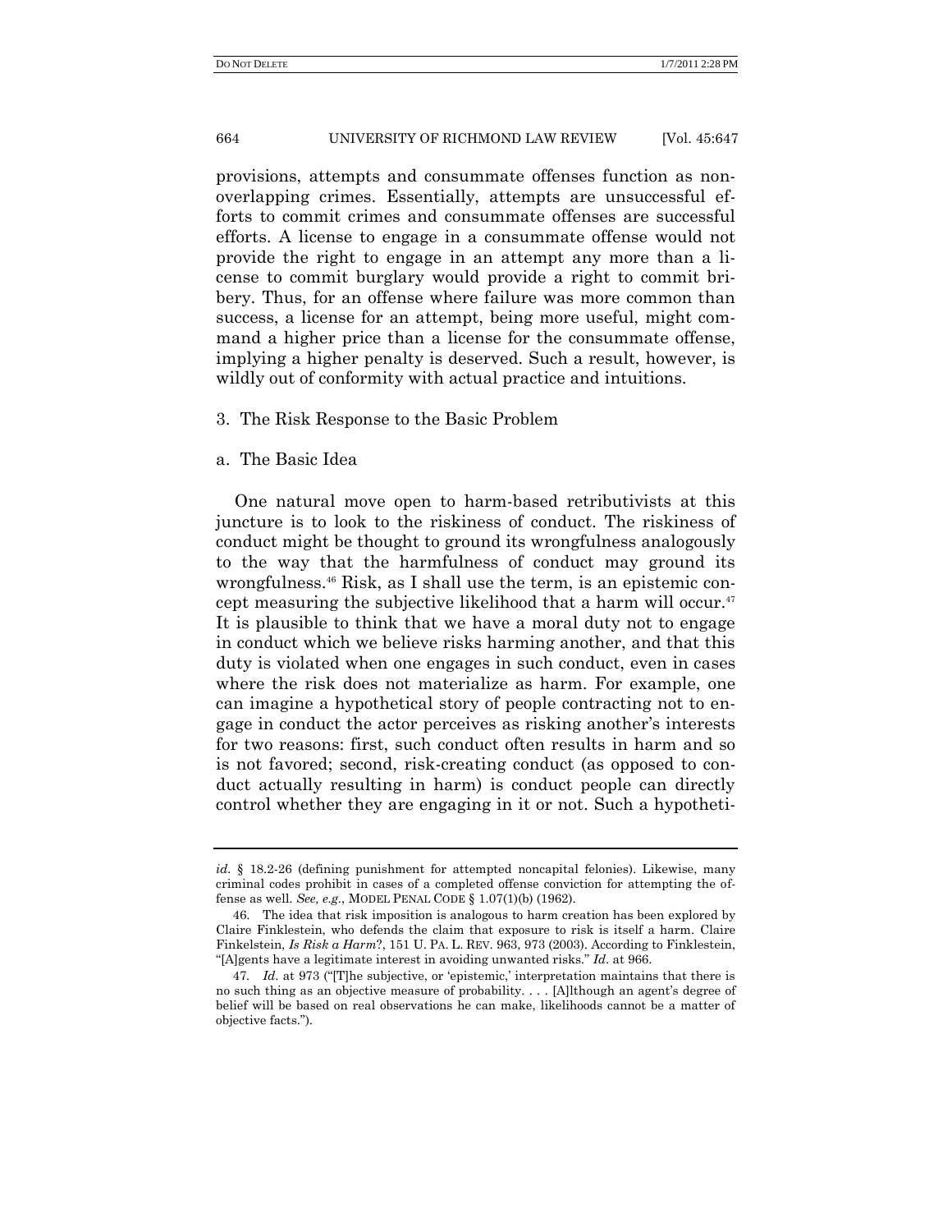provisions, attempts and consummate offenses function as non-overlapping crimes. Essentially, attempts are unsuccessful efforts to commit crimes and consummate offenses are successful efforts. A license to engage in a consummate offense would not provide the right to engage in an attempt any more than a license to commit burglary would provide a right to commit bribery. Thus, for an offense where failure was more common than success, a license for an attempt, being more useful, might command a higher price than a license for the consummate offense, implying a higher penalty is deserved. Such a result, however, is wildly out of conformity with actual practice and intuitions.

### 3. The Risk Response to the Basic Problem

#### a. The Basic Idea

One natural move open to harm-based retributivists at this juncture is to look to the riskiness of conduct. The riskiness of conduct might be thought to ground its wrongfulness analogously to the way that the harmfulness of conduct may ground its wrongfulness.[46] Risk, as I shall use the term, is an epistemic concept measuring the subjective likelihood that a harm will occur.[47] It is plausible to think that we have a moral duty not to engage in conduct which we believe risks harming another, and that this duty is violated when one engages in such conduct, even in cases where the risk does not materialize as harm. For example, one can imagine a hypothetical story of people contracting not to engage in conduct the actor perceives as risking another's interests for two reasons: first, such conduct often results in harm and so is not favored; second, risk-creating conduct (as opposed to conduct actually resulting in harm) is conduct people can directly control whether they are engaging in it or not. Such a hypotheti-

---

*id.* § 18.2-26 (defining punishment for attempted noncapital felonies). Likewise, many criminal codes prohibit in cases of a completed offense conviction for attempting the offense as well. *See, e.g.*, MODEL PENAL CODE § 1.07(1)(b) (1962).

46. The idea that risk imposition is analogous to harm creation has been explored by Claire Finklestein, who defends the claim that exposure to risk is itself a harm. Claire Finkelstein, *Is Risk a Harm?*, 151 U. PA. L. REV. 963, 973 (2003). According to Finklestein, "[A]gents have a legitimate interest in avoiding unwanted risks." *Id.* at 966.

47. *Id.* at 973 ("[T]he subjective, or 'epistemic,' interpretation maintains that there is no such thing as an objective measure of probability. . . . [A]lthough an agent's degree of belief will be based on real observations he can make, likelihoods cannot be a matter of objective facts.").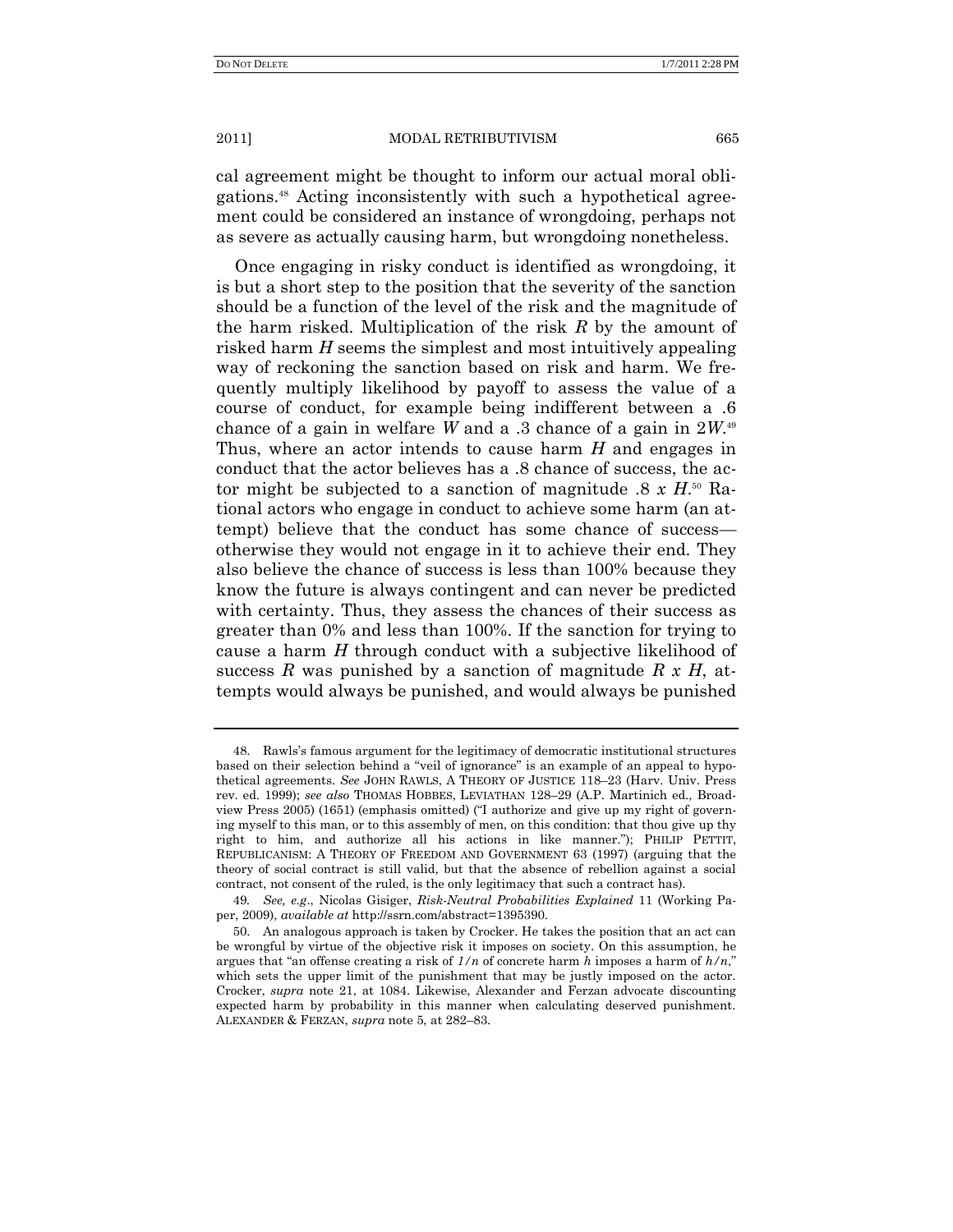cal agreement might be thought to inform our actual moral obligations.[48] Acting inconsistently with such a hypothetical agreement could be considered an instance of wrongdoing, perhaps not as severe as actually causing harm, but wrongdoing nonetheless.

Once engaging in risky conduct is identified as wrongdoing, it is but a short step to the position that the severity of the sanction should be a function of the level of the risk and the magnitude of the harm risked. Multiplication of the risk $R$ by the amount of risked harm $H$ seems the simplest and most intuitively appealing way of reckoning the sanction based on risk and harm. We frequently multiply likelihood by payoff to assess the value of a course of conduct, for example being indifferent between a .6 chance of a gain in welfare $W$ and a .3 chance of a gain in $2W$.[49] Thus, where an actor intends to cause harm $H$ and engages in conduct that the actor believes has a .8 chance of success, the actor might be subjected to a sanction of magnitude $.8 \times H$.[50] Rational actors who engage in conduct to achieve some harm (an attempt) believe that the conduct has some chance of success—otherwise they would not engage in it to achieve their end. They also believe the chance of success is less than 100% because they know the future is always contingent and can never be predicted with certainty. Thus, they assess the chances of their success as greater than 0% and less than 100%. If the sanction for trying to cause a harm $H$ through conduct with a subjective likelihood of success $R$ was punished by a sanction of magnitude $R \times H$, attempts would always be punished, and would always be punished

---

48. Rawls's famous argument for the legitimacy of democratic institutional structures based on their selection behind a "veil of ignorance" is an example of an appeal to hypothetical agreements. *See* JOHN RAWLS, A THEORY OF JUSTICE 118–23 (Harv. Univ. Press rev. ed. 1999); *see also* THOMAS HOBBES, LEVIATHAN 128–29 (A.P. Martinich ed., Broadview Press 2005) (1651) (emphasis omitted) ("I authorize and give up my right of governing myself to this man, or to this assembly of men, on this condition: that thou give up thy right to him, and authorize all his actions in like manner."); PHILIP PETTIT, REPUBLICANISM: A THEORY OF FREEDOM AND GOVERNMENT 63 (1997) (arguing that the theory of social contract is still valid, but that the absence of rebellion against a social contract, not consent of the ruled, is the only legitimacy that such a contract has).

49. *See, e.g.*, Nicolas Gisiger, *Risk-Neutral Probabilities Explained* 11 (Working Paper, 2009), *available at* http://ssrn.com/abstract=1395390.

50. An analogous approach is taken by Crocker. He takes the position that an act can be wrongful by virtue of the objective risk it imposes on society. On this assumption, he argues that "an offense creating a risk of $1/n$ of concrete harm $h$ imposes a harm of $h/n$," which sets the upper limit of the punishment that may be justly imposed on the actor. Crocker, *supra* note 21, at 1084. Likewise, Alexander and Ferzan advocate discounting expected harm by probability in this manner when calculating deserved punishment. ALEXANDER & FERZAN, *supra* note 5, at 282–83.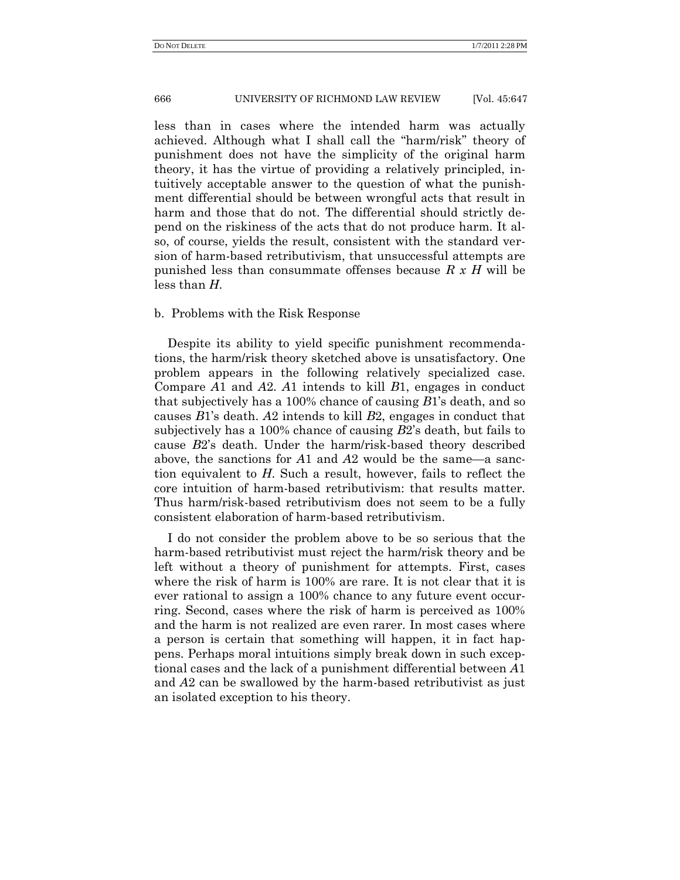less than in cases where the intended harm was actually achieved. Although what I shall call the "harm/risk" theory of punishment does not have the simplicity of the original harm theory, it has the virtue of providing a relatively principled, intuitively acceptable answer to the question of what the punishment differential should be between wrongful acts that result in harm and those that do not. The differential should strictly depend on the riskiness of the acts that do not produce harm. It also, of course, yields the result, consistent with the standard version of harm-based retributivism, that unsuccessful attempts are punished less than consummate offenses because $R \times H$ will be less than $H$.

b. Problems with the Risk Response

Despite its ability to yield specific punishment recommendations, the harm/risk theory sketched above is unsatisfactory. One problem appears in the following relatively specialized case. Compare *A*1 and *A*2. *A*1 intends to kill *B*1, engages in conduct that subjectively has a 100% chance of causing *B*1's death, and so causes *B*1's death. *A*2 intends to kill *B*2, engages in conduct that subjectively has a 100% chance of causing *B*2's death, but fails to cause *B*2's death. Under the harm/risk-based theory described above, the sanctions for *A*1 and *A*2 would be the same—a sanction equivalent to *H*. Such a result, however, fails to reflect the core intuition of harm-based retributivism: that results matter. Thus harm/risk-based retributivism does not seem to be a fully consistent elaboration of harm-based retributivism.

I do not consider the problem above to be so serious that the harm-based retributivist must reject the harm/risk theory and be left without a theory of punishment for attempts. First, cases where the risk of harm is 100% are rare. It is not clear that it is ever rational to assign a 100% chance to any future event occurring. Second, cases where the risk of harm is perceived as 100% and the harm is not realized are even rarer. In most cases where a person is certain that something will happen, it in fact happens. Perhaps moral intuitions simply break down in such exceptional cases and the lack of a punishment differential between *A*1 and *A*2 can be swallowed by the harm-based retributivist as just an isolated exception to his theory.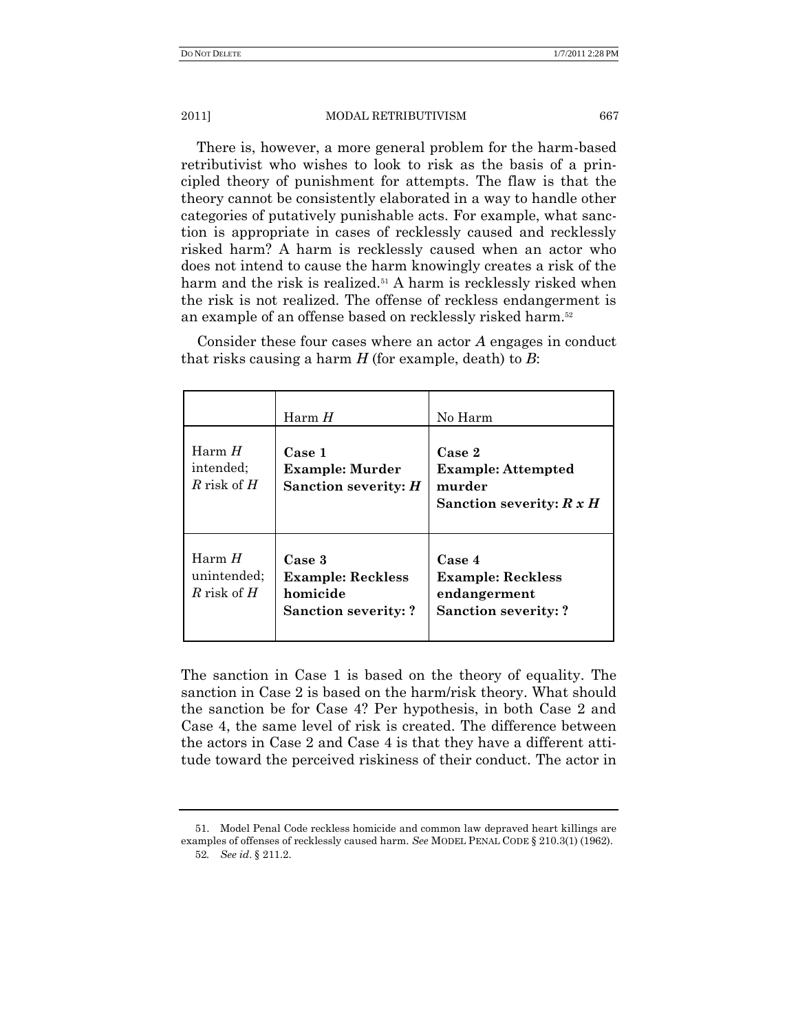There is, however, a more general problem for the harm-based retributivist who wishes to look to risk as the basis of a principled theory of punishment for attempts. The flaw is that the theory cannot be consistently elaborated in a way to handle other categories of putatively punishable acts. For example, what sanction is appropriate in cases of recklessly caused and recklessly risked harm? A harm is recklessly caused when an actor who does not intend to cause the harm knowingly creates a risk of the harm and the risk is realized.[51] A harm is recklessly risked when the risk is not realized. The offense of reckless endangerment is an example of an offense based on recklessly risked harm.[52]

Consider these four cases where an actor *A* engages in conduct that risks causing a harm *H* (for example, death) to *B*:

| | Harm *H* | No Harm |
|---|---|---|
| Harm *H* intended; *R* risk of *H* | **Case 1** **Example: Murder** **Sanction severity: *H*** | **Case 2** **Example: Attempted murder** **Sanction severity: *R x H*** |
| Harm *H* unintended; *R* risk of *H* | **Case 3** **Example: Reckless homicide** **Sanction severity: ?** | **Case 4** **Example: Reckless endangerment** **Sanction severity: ?** |

The sanction in Case 1 is based on the theory of equality. The sanction in Case 2 is based on the harm/risk theory. What should the sanction be for Case 4? Per hypothesis, in both Case 2 and Case 4, the same level of risk is created. The difference between the actors in Case 2 and Case 4 is that they have a different attitude toward the perceived riskiness of their conduct. The actor in

---

51. Model Penal Code reckless homicide and common law depraved heart killings are examples of offenses of recklessly caused harm. *See* MODEL PENAL CODE § 210.3(1) (1962).

52. *See id*. § 211.2.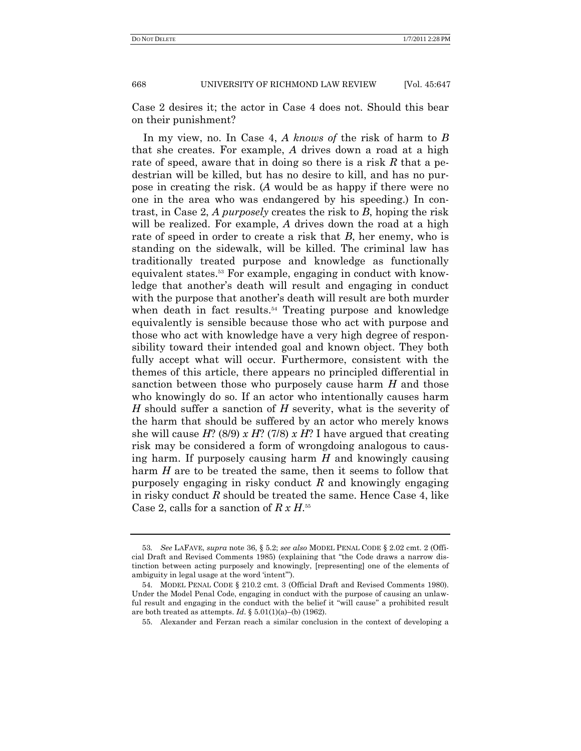Case 2 desires it; the actor in Case 4 does not. Should this bear on their punishment?

In my view, no. In Case 4, *A knows of* the risk of harm to *B* that she creates. For example, *A* drives down a road at a high rate of speed, aware that in doing so there is a risk *R* that a pedestrian will be killed, but has no desire to kill, and has no purpose in creating the risk. (*A* would be as happy if there were no one in the area who was endangered by his speeding.) In contrast, in Case 2, *A purposely* creates the risk to *B*, hoping the risk will be realized. For example, *A* drives down the road at a high rate of speed in order to create a risk that *B*, her enemy, who is standing on the sidewalk, will be killed. The criminal law has traditionally treated purpose and knowledge as functionally equivalent states.[53] For example, engaging in conduct with knowledge that another's death will result and engaging in conduct with the purpose that another's death will result are both murder when death in fact results.[54] Treating purpose and knowledge equivalently is sensible because those who act with purpose and those who act with knowledge have a very high degree of responsibility toward their intended goal and known object. They both fully accept what will occur. Furthermore, consistent with the themes of this article, there appears no principled differential in sanction between those who purposely cause harm *H* and those who knowingly do so. If an actor who intentionally causes harm *H* should suffer a sanction of *H* severity, what is the severity of the harm that should be suffered by an actor who merely knows she will cause *H*? (8/9) *x H*? (7/8) *x H*? I have argued that creating risk may be considered a form of wrongdoing analogous to causing harm. If purposely causing harm *H* and knowingly causing harm *H* are to be treated the same, then it seems to follow that purposely engaging in risky conduct *R* and knowingly engaging in risky conduct *R* should be treated the same. Hence Case 4, like Case 2, calls for a sanction of *R x H*.[55]

---

53. *See* LAFAVE, *supra* note 36, § 5.2; *see also* MODEL PENAL CODE § 2.02 cmt. 2 (Official Draft and Revised Comments 1985) (explaining that "the Code draws a narrow distinction between acting purposely and knowingly, [representing] one of the elements of ambiguity in legal usage at the word 'intent'").

54. MODEL PENAL CODE § 210.2 cmt. 3 (Official Draft and Revised Comments 1980). Under the Model Penal Code, engaging in conduct with the purpose of causing an unlawful result and engaging in the conduct with the belief it "will cause" a prohibited result are both treated as attempts. *Id.* § 5.01(1)(a)–(b) (1962).

55. Alexander and Ferzan reach a similar conclusion in the context of developing a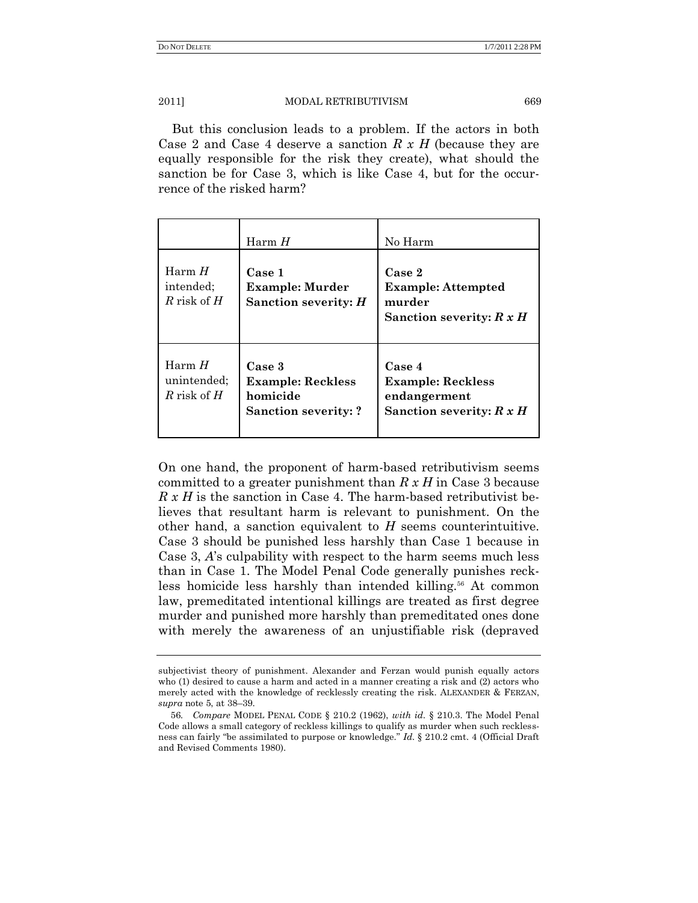But this conclusion leads to a problem. If the actors in both Case 2 and Case 4 deserve a sanction $R \times H$ (because they are equally responsible for the risk they create), what should the sanction be for Case 3, which is like Case 4, but for the occurrence of the risked harm?

| | Harm $H$ | No Harm |
|---|---|---|
| Harm $H$ intended; $R$ risk of $H$ | **Case 1** **Example: Murder** **Sanction severity: $H$** | **Case 2** **Example: Attempted murder** **Sanction severity: $R \times H$** |
| Harm $H$ unintended; $R$ risk of $H$ | **Case 3** **Example: Reckless homicide** **Sanction severity: ?** | **Case 4** **Example: Reckless endangerment** **Sanction severity: $R \times H$** |

On one hand, the proponent of harm-based retributivism seems committed to a greater punishment than $R \times H$ in Case 3 because $R \times H$ is the sanction in Case 4. The harm-based retributivist believes that resultant harm is relevant to punishment. On the other hand, a sanction equivalent to $H$ seems counterintuitive. Case 3 should be punished less harshly than Case 1 because in Case 3, *A*'s culpability with respect to the harm seems much less than in Case 1. The Model Penal Code generally punishes reckless homicide less harshly than intended killing.[56] At common law, premeditated intentional killings are treated as first degree murder and punished more harshly than premeditated ones done with merely the awareness of an unjustifiable risk (depraved

---

subjectivist theory of punishment. Alexander and Ferzan would punish equally actors who (1) desired to cause a harm and acted in a manner creating a risk and (2) actors who merely acted with the knowledge of recklessly creating the risk. ALEXANDER & FERZAN, *supra* note 5, at 38–39.

56. *Compare* MODEL PENAL CODE § 210.2 (1962), *with id.* § 210.3. The Model Penal Code allows a small category of reckless killings to qualify as murder when such recklessness can fairly "be assimilated to purpose or knowledge." *Id.* § 210.2 cmt. 4 (Official Draft and Revised Comments 1980).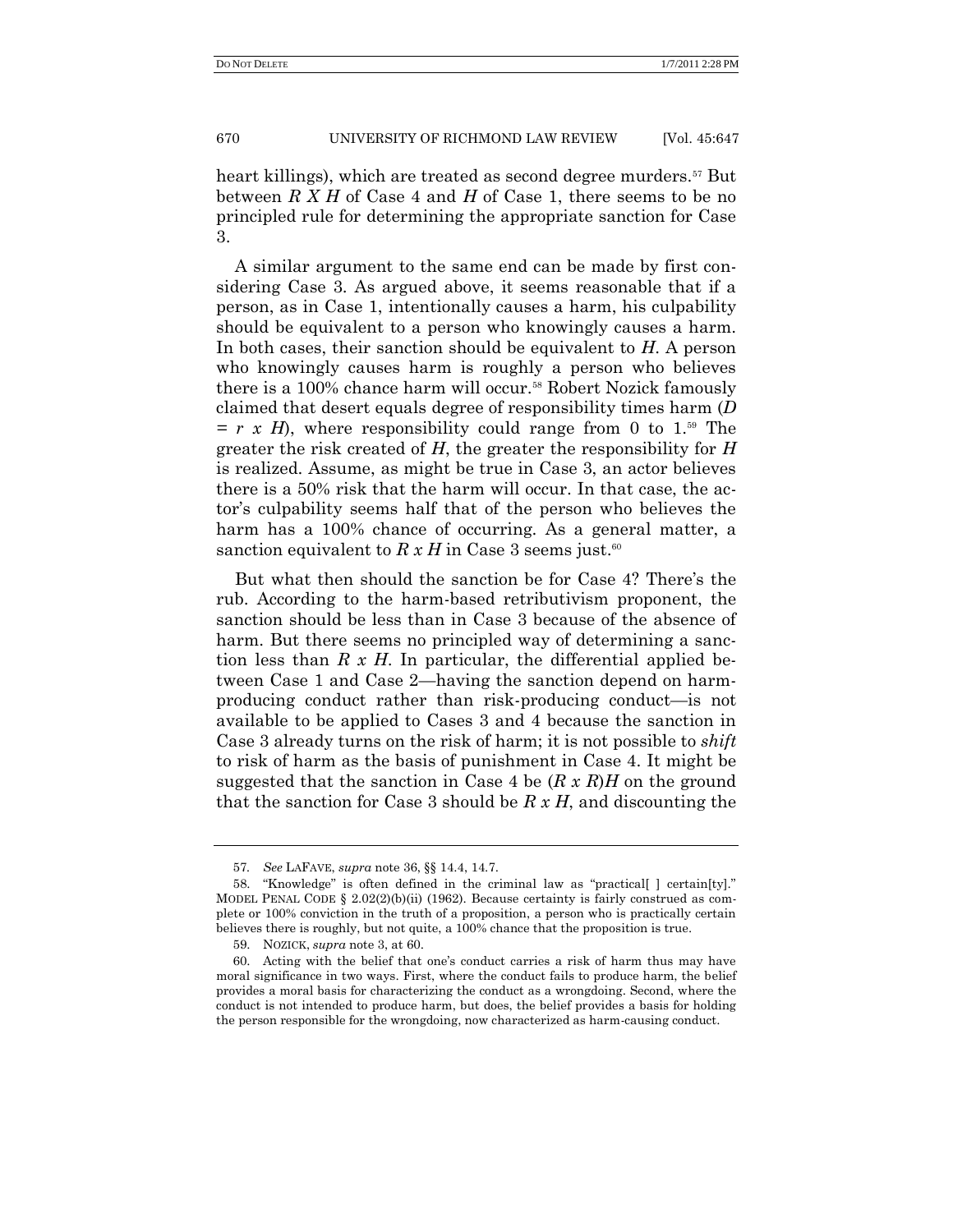heart killings), which are treated as second degree murders.[57] But between *R X H* of Case 4 and *H* of Case 1, there seems to be no principled rule for determining the appropriate sanction for Case 3.

A similar argument to the same end can be made by first considering Case 3. As argued above, it seems reasonable that if a person, as in Case 1, intentionally causes a harm, his culpability should be equivalent to a person who knowingly causes a harm. In both cases, their sanction should be equivalent to *H*. A person who knowingly causes harm is roughly a person who believes there is a 100% chance harm will occur.[58] Robert Nozick famously claimed that desert equals degree of responsibility times harm ($D = r \times H$), where responsibility could range from 0 to 1.[59] The greater the risk created of *H*, the greater the responsibility for *H* is realized. Assume, as might be true in Case 3, an actor believes there is a 50% risk that the harm will occur. In that case, the actor's culpability seems half that of the person who believes the harm has a 100% chance of occurring. As a general matter, a sanction equivalent to $R \times H$ in Case 3 seems just.[60]

But what then should the sanction be for Case 4? There's the rub. According to the harm-based retributivism proponent, the sanction should be less than in Case 3 because of the absence of harm. But there seems no principled way of determining a sanction less than $R \times H$. In particular, the differential applied between Case 1 and Case 2—having the sanction depend on harm-producing conduct rather than risk-producing conduct—is not available to be applied to Cases 3 and 4 because the sanction in Case 3 already turns on the risk of harm; it is not possible to *shift* to risk of harm as the basis of punishment in Case 4. It might be suggested that the sanction in Case 4 be $(R \times R)H$ on the ground that the sanction for Case 3 should be $R \times H$, and discounting the

---

57. *See* LAFAVE, *supra* note 36, §§ 14.4, 14.7.

58. "Knowledge" is often defined in the criminal law as "practical[ ] certain[ty]." MODEL PENAL CODE § 2.02(2)(b)(ii) (1962). Because certainty is fairly construed as complete or 100% conviction in the truth of a proposition, a person who is practically certain believes there is roughly, but not quite, a 100% chance that the proposition is true.

59. NOZICK, *supra* note 3, at 60.

60. Acting with the belief that one's conduct carries a risk of harm thus may have moral significance in two ways. First, where the conduct fails to produce harm, the belief provides a moral basis for characterizing the conduct as a wrongdoing. Second, where the conduct is not intended to produce harm, but does, the belief provides a basis for holding the person responsible for the wrongdoing, now characterized as harm-causing conduct.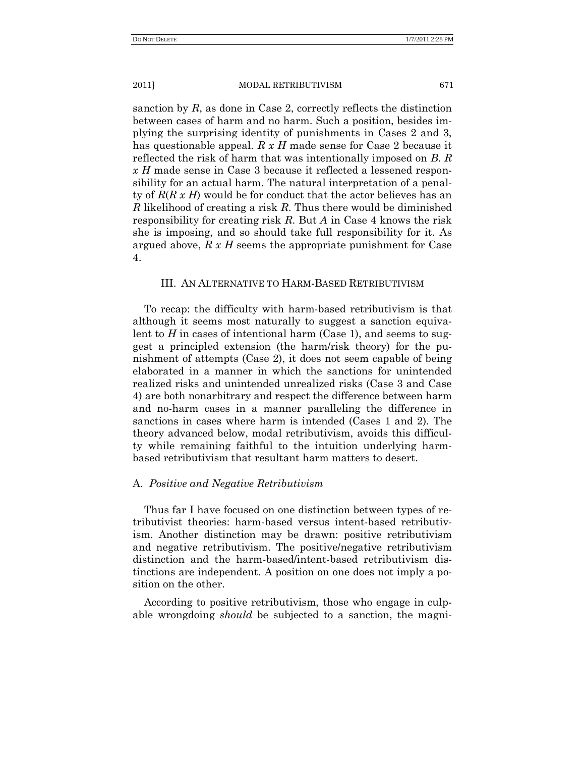sanction by $R$, as done in Case 2, correctly reflects the distinction between cases of harm and no harm. Such a position, besides implying the surprising identity of punishments in Cases 2 and 3, has questionable appeal. $R \times H$ made sense for Case 2 because it reflected the risk of harm that was intentionally imposed on $B$. $R \times H$ made sense in Case 3 because it reflected a lessened responsibility for an actual harm. The natural interpretation of a penalty of $R(R \times H)$ would be for conduct that the actor believes has an $R$ likelihood of creating a risk $R$. Thus there would be diminished responsibility for creating risk $R$. But $A$ in Case 4 knows the risk she is imposing, and so should take full responsibility for it. As argued above, $R \times H$ seems the appropriate punishment for Case 4.

## III. An Alternative to Harm-Based Retributivism

To recap: the difficulty with harm-based retributivism is that although it seems most naturally to suggest a sanction equivalent to $H$ in cases of intentional harm (Case 1), and seems to suggest a principled extension (the harm/risk theory) for the punishment of attempts (Case 2), it does not seem capable of being elaborated in a manner in which the sanctions for unintended realized risks and unintended unrealized risks (Case 3 and Case 4) are both nonarbitrary and respect the difference between harm and no-harm cases in a manner paralleling the difference in sanctions in cases where harm is intended (Cases 1 and 2). The theory advanced below, modal retributivism, avoids this difficulty while remaining faithful to the intuition underlying harm-based retributivism that resultant harm matters to desert.

### A. *Positive and Negative Retributivism*

Thus far I have focused on one distinction between types of retributivist theories: harm-based versus intent-based retributivism. Another distinction may be drawn: positive retributivism and negative retributivism. The positive/negative retributivism distinction and the harm-based/intent-based retributivism distinctions are independent. A position on one does not imply a position on the other.

According to positive retributivism, those who engage in culpable wrongdoing *should* be subjected to a sanction, the magni-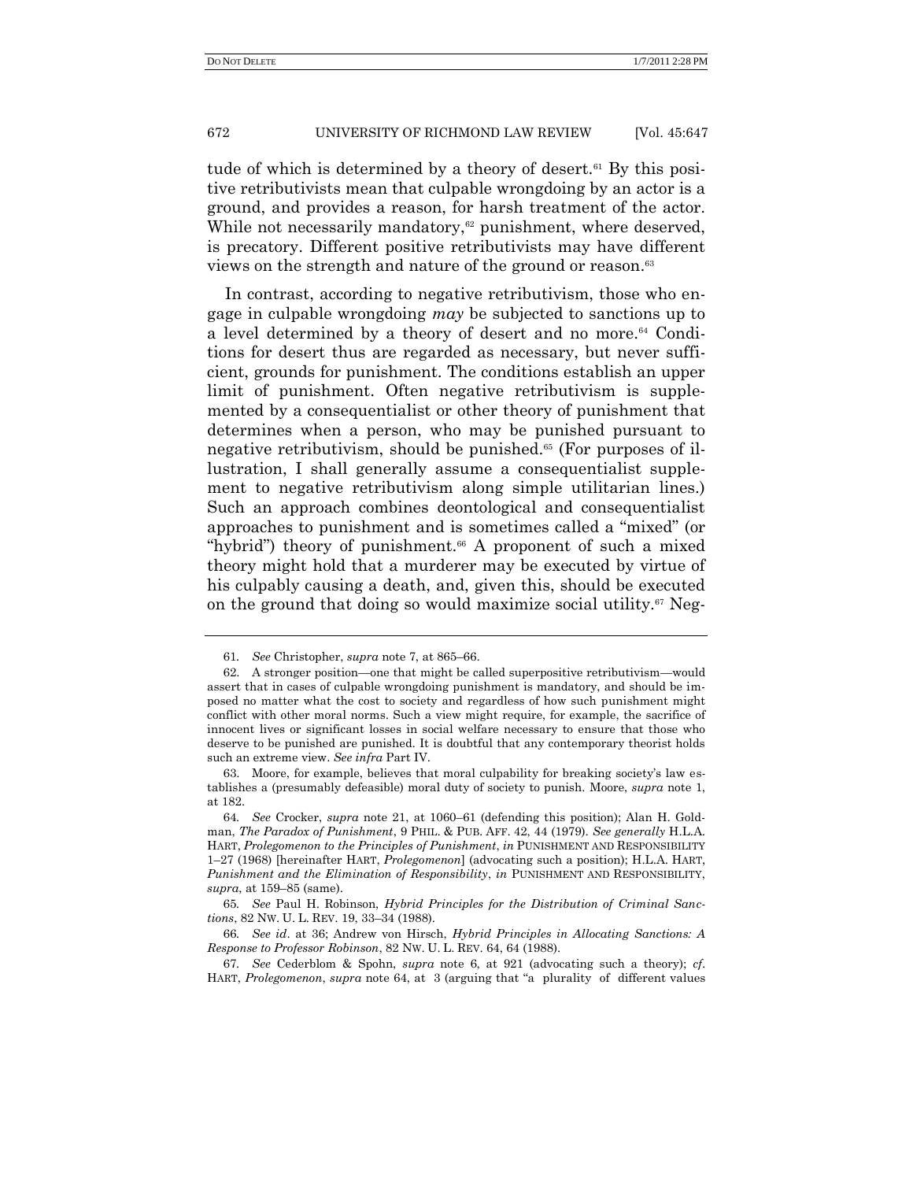tude of which is determined by a theory of desert.[61] By this positive retributivists mean that culpable wrongdoing by an actor is a ground, and provides a reason, for harsh treatment of the actor. While not necessarily mandatory,[62] punishment, where deserved, is precatory. Different positive retributivists may have different views on the strength and nature of the ground or reason.[63]

In contrast, according to negative retributivism, those who engage in culpable wrongdoing *may* be subjected to sanctions up to a level determined by a theory of desert and no more.[64] Conditions for desert thus are regarded as necessary, but never sufficient, grounds for punishment. The conditions establish an upper limit of punishment. Often negative retributivism is supplemented by a consequentialist or other theory of punishment that determines when a person, who may be punished pursuant to negative retributivism, should be punished.[65] (For purposes of illustration, I shall generally assume a consequentialist supplement to negative retributivism along simple utilitarian lines.) Such an approach combines deontological and consequentialist approaches to punishment and is sometimes called a "mixed" (or "hybrid") theory of punishment.[66] A proponent of such a mixed theory might hold that a murderer may be executed by virtue of his culpably causing a death, and, given this, should be executed on the ground that doing so would maximize social utility.[67] Neg-

---

61. *See* Christopher, *supra* note 7, at 865–66.

62. A stronger position—one that might be called superpositive retributivism—would assert that in cases of culpable wrongdoing punishment is mandatory, and should be imposed no matter what the cost to society and regardless of how such punishment might conflict with other moral norms. Such a view might require, for example, the sacrifice of innocent lives or significant losses in social welfare necessary to ensure that those who deserve to be punished are punished. It is doubtful that any contemporary theorist holds such an extreme view. *See infra* Part IV.

63. Moore, for example, believes that moral culpability for breaking society's law establishes a (presumably defeasible) moral duty of society to punish. Moore, *supra* note 1, at 182.

64. *See* Crocker, *supra* note 21, at 1060–61 (defending this position); Alan H. Goldman, *The Paradox of Punishment*, 9 PHIL. & PUB. AFF. 42, 44 (1979). *See generally* H.L.A. HART, *Prolegomenon to the Principles of Punishment*, *in* PUNISHMENT AND RESPONSIBILITY 1–27 (1968) [hereinafter HART, *Prolegomenon*] (advocating such a position); H.L.A. HART, *Punishment and the Elimination of Responsibility*, *in* PUNISHMENT AND RESPONSIBILITY, *supra*, at 159–85 (same).

65. *See* Paul H. Robinson, *Hybrid Principles for the Distribution of Criminal Sanctions*, 82 NW. U. L. REV. 19, 33–34 (1988).

66. *See id*. at 36; Andrew von Hirsch, *Hybrid Principles in Allocating Sanctions: A Response to Professor Robinson*, 82 NW. U. L. REV. 64, 64 (1988).

67. *See* Cederblom & Spohn, *supra* note 6, at 921 (advocating such a theory); *cf*. HART, *Prolegomenon*, *supra* note 64, at 3 (arguing that "a plurality of different values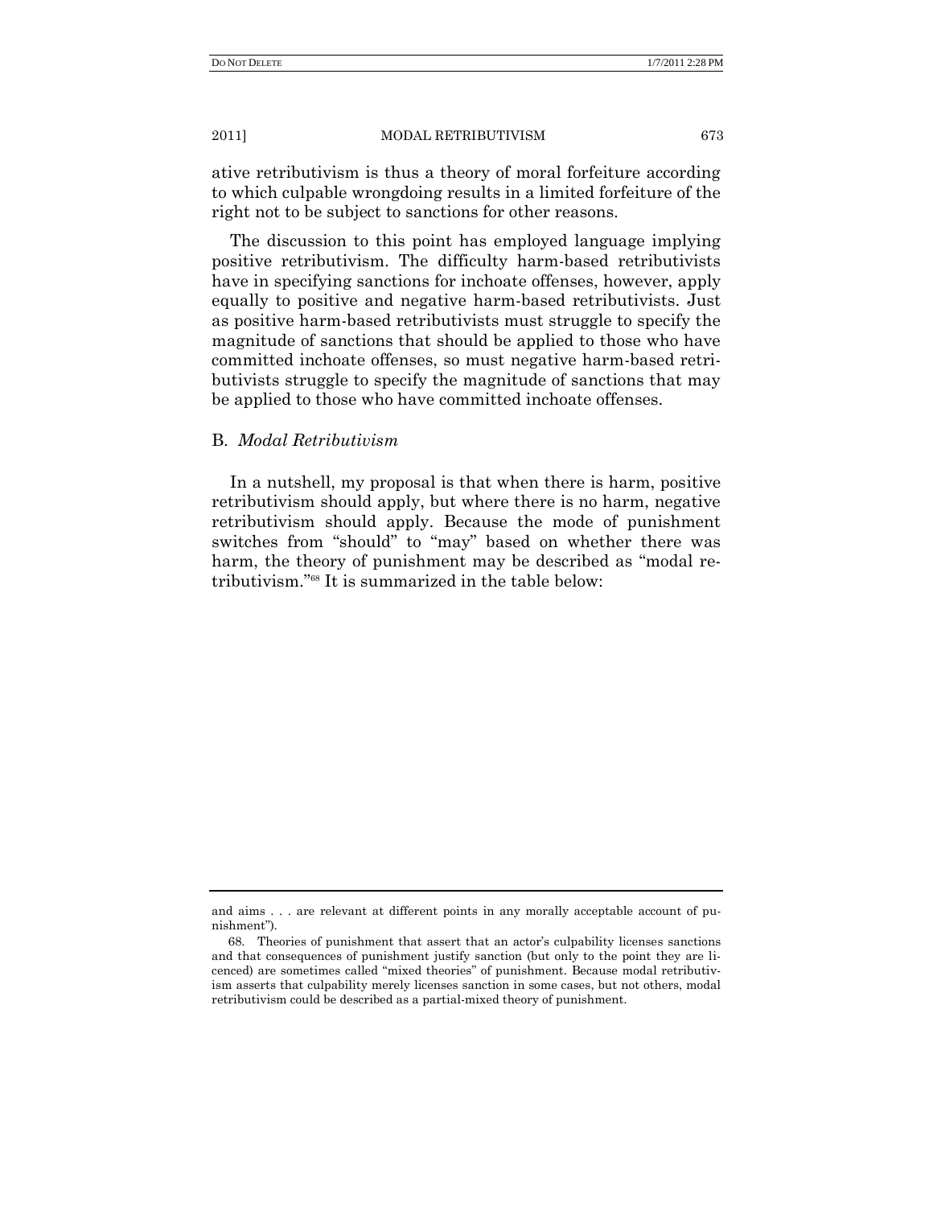ative retributivism is thus a theory of moral forfeiture according to which culpable wrongdoing results in a limited forfeiture of the right not to be subject to sanctions for other reasons.

The discussion to this point has employed language implying positive retributivism. The difficulty harm-based retributivists have in specifying sanctions for inchoate offenses, however, apply equally to positive and negative harm-based retributivists. Just as positive harm-based retributivists must struggle to specify the magnitude of sanctions that should be applied to those who have committed inchoate offenses, so must negative harm-based retributivists struggle to specify the magnitude of sanctions that may be applied to those who have committed inchoate offenses.

### B. *Modal Retributivism*

In a nutshell, my proposal is that when there is harm, positive retributivism should apply, but where there is no harm, negative retributivism should apply. Because the mode of punishment switches from "should" to "may" based on whether there was harm, the theory of punishment may be described as "modal retributivism."[68] It is summarized in the table below:

---

and aims . . . are relevant at different points in any morally acceptable account of punishment").

68. Theories of punishment that assert that an actor's culpability licenses sanctions and that consequences of punishment justify sanction (but only to the point they are licenced) are sometimes called "mixed theories" of punishment. Because modal retributivism asserts that culpability merely licenses sanction in some cases, but not others, modal retributivism could be described as a partial-mixed theory of punishment.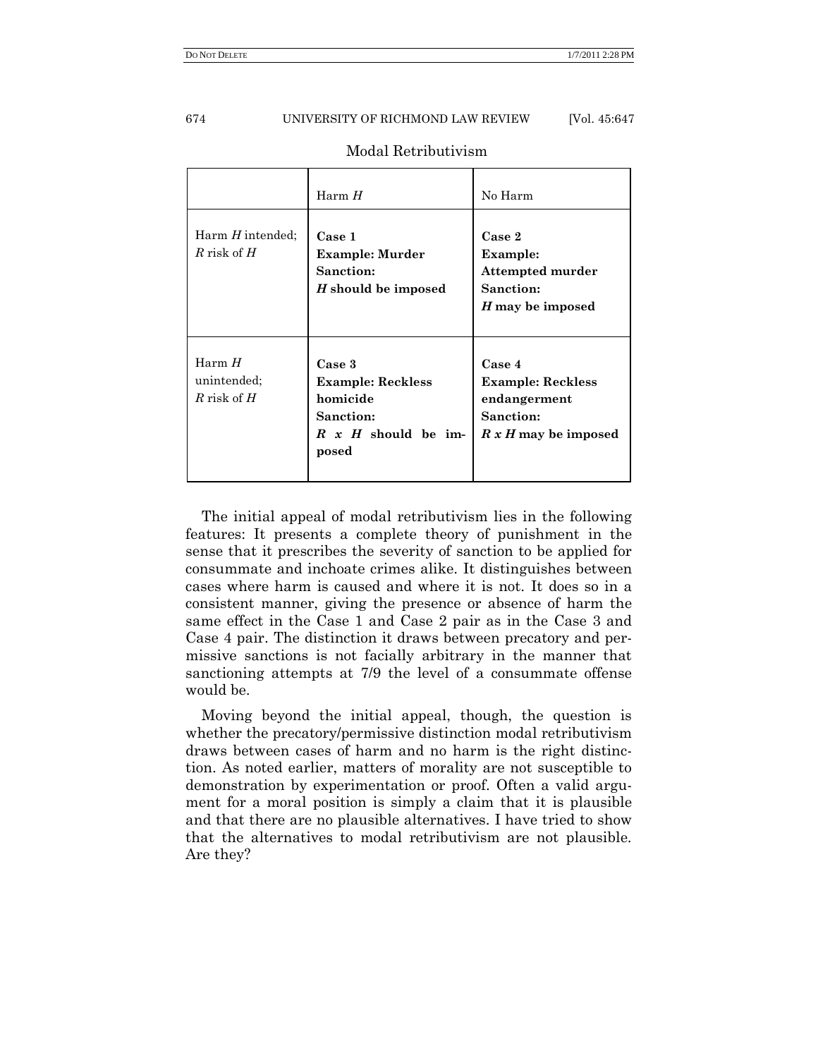Modal Retributivism

| | Harm $H$ | No Harm |
|---|---|---|
| Harm $H$ intended; $R$ risk of $H$ | **Case 1** **Example: Murder** **Sanction:** ***H* should be imposed** | **Case 2** **Example:** **Attempted murder** **Sanction:** ***H* may be imposed** |
| Harm $H$ unintended; $R$ risk of $H$ | **Case 3** **Example: Reckless homicide** **Sanction:** ***R x H* should be imposed** | **Case 4** **Example: Reckless endangerment** **Sanction:** ***R x H* may be imposed** |

The initial appeal of modal retributivism lies in the following features: It presents a complete theory of punishment in the sense that it prescribes the severity of sanction to be applied for consummate and inchoate crimes alike. It distinguishes between cases where harm is caused and where it is not. It does so in a consistent manner, giving the presence or absence of harm the same effect in the Case 1 and Case 2 pair as in the Case 3 and Case 4 pair. The distinction it draws between precatory and permissive sanctions is not facially arbitrary in the manner that sanctioning attempts at 7/9 the level of a consummate offense would be.

Moving beyond the initial appeal, though, the question is whether the precatory/permissive distinction modal retributivism draws between cases of harm and no harm is the right distinction. As noted earlier, matters of morality are not susceptible to demonstration by experimentation or proof. Often a valid argument for a moral position is simply a claim that it is plausible and that there are no plausible alternatives. I have tried to show that the alternatives to modal retributivism are not plausible. Are they?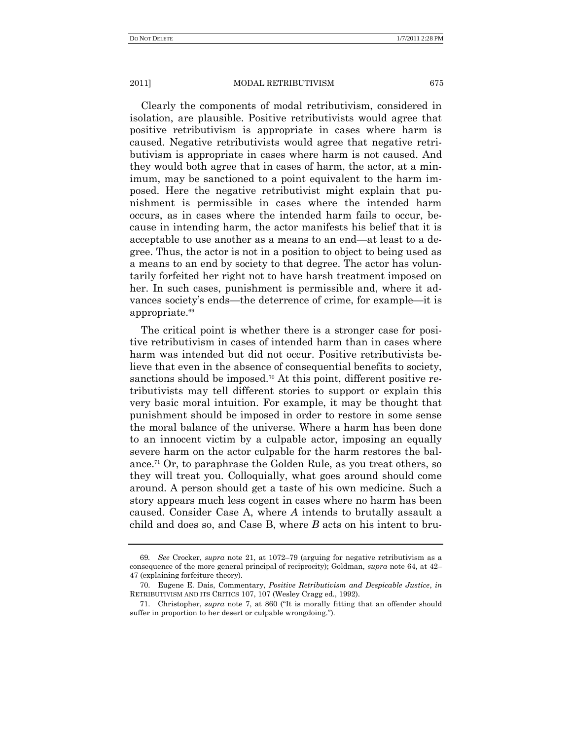Clearly the components of modal retributivism, considered in isolation, are plausible. Positive retributivists would agree that positive retributivism is appropriate in cases where harm is caused. Negative retributivists would agree that negative retributivism is appropriate in cases where harm is not caused. And they would both agree that in cases of harm, the actor, at a minimum, may be sanctioned to a point equivalent to the harm imposed. Here the negative retributivist might explain that punishment is permissible in cases where the intended harm occurs, as in cases where the intended harm fails to occur, because in intending harm, the actor manifests his belief that it is acceptable to use another as a means to an end—at least to a degree. Thus, the actor is not in a position to object to being used as a means to an end by society to that degree. The actor has voluntarily forfeited her right not to have harsh treatment imposed on her. In such cases, punishment is permissible and, where it advances society's ends—the deterrence of crime, for example—it is appropriate.[69]

The critical point is whether there is a stronger case for positive retributivism in cases of intended harm than in cases where harm was intended but did not occur. Positive retributivists believe that even in the absence of consequential benefits to society, sanctions should be imposed.[70] At this point, different positive retributivists may tell different stories to support or explain this very basic moral intuition. For example, it may be thought that punishment should be imposed in order to restore in some sense the moral balance of the universe. Where a harm has been done to an innocent victim by a culpable actor, imposing an equally severe harm on the actor culpable for the harm restores the balance.[71] Or, to paraphrase the Golden Rule, as you treat others, so they will treat you. Colloquially, what goes around should come around. A person should get a taste of his own medicine. Such a story appears much less cogent in cases where no harm has been caused. Consider Case A, where *A* intends to brutally assault a child and does so, and Case B, where *B* acts on his intent to bru-

---

69. *See* Crocker, *supra* note 21, at 1072–79 (arguing for negative retributivism as a consequence of the more general principal of reciprocity); Goldman, *supra* note 64, at 42–47 (explaining forfeiture theory).

70. Eugene E. Dais, Commentary, *Positive Retributivism and Despicable Justice*, *in* RETRIBUTIVISM AND ITS CRITICS 107, 107 (Wesley Cragg ed., 1992).

71. Christopher, *supra* note 7, at 860 ("It is morally fitting that an offender should suffer in proportion to her desert or culpable wrongdoing.").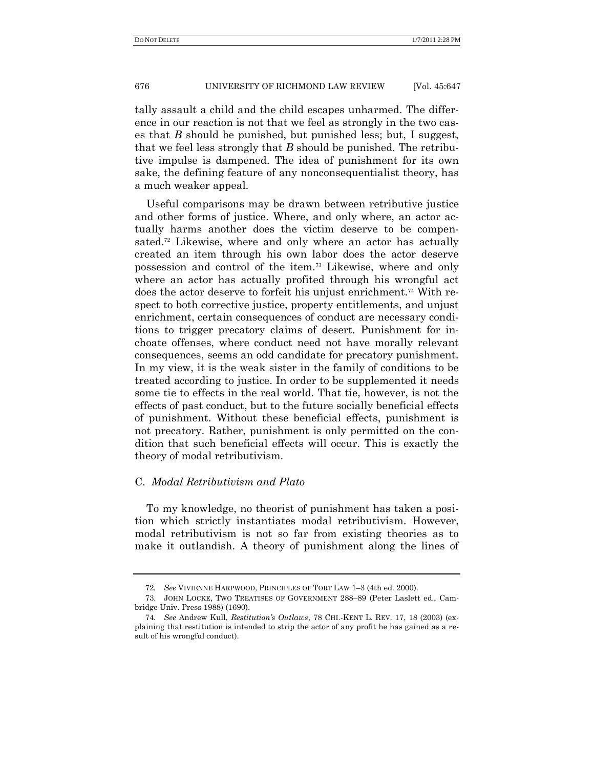tally assault a child and the child escapes unharmed. The difference in our reaction is not that we feel as strongly in the two cases that *B* should be punished, but punished less; but, I suggest, that we feel less strongly that *B* should be punished. The retributive impulse is dampened. The idea of punishment for its own sake, the defining feature of any nonconsequentialist theory, has a much weaker appeal.

Useful comparisons may be drawn between retributive justice and other forms of justice. Where, and only where, an actor actually harms another does the victim deserve to be compensated.[72] Likewise, where and only where an actor has actually created an item through his own labor does the actor deserve possession and control of the item.[73] Likewise, where and only where an actor has actually profited through his wrongful act does the actor deserve to forfeit his unjust enrichment.[74] With respect to both corrective justice, property entitlements, and unjust enrichment, certain consequences of conduct are necessary conditions to trigger precatory claims of desert. Punishment for inchoate offenses, where conduct need not have morally relevant consequences, seems an odd candidate for precatory punishment. In my view, it is the weak sister in the family of conditions to be treated according to justice. In order to be supplemented it needs some tie to effects in the real world. That tie, however, is not the effects of past conduct, but to the future socially beneficial effects of punishment. Without these beneficial effects, punishment is not precatory. Rather, punishment is only permitted on the condition that such beneficial effects will occur. This is exactly the theory of modal retributivism.

### C. *Modal Retributivism and Plato*

To my knowledge, no theorist of punishment has taken a position which strictly instantiates modal retributivism. However, modal retributivism is not so far from existing theories as to make it outlandish. A theory of punishment along the lines of

---

72. *See* VIVIENNE HARPWOOD, PRINCIPLES OF TORT LAW 1–3 (4th ed. 2000).

73. JOHN LOCKE, TWO TREATISES OF GOVERNMENT 288–89 (Peter Laslett ed., Cambridge Univ. Press 1988) (1690).

74. *See* Andrew Kull, *Restitution's Outlaws*, 78 CHI.-KENT L. REV. 17, 18 (2003) (explaining that restitution is intended to strip the actor of any profit he has gained as a result of his wrongful conduct).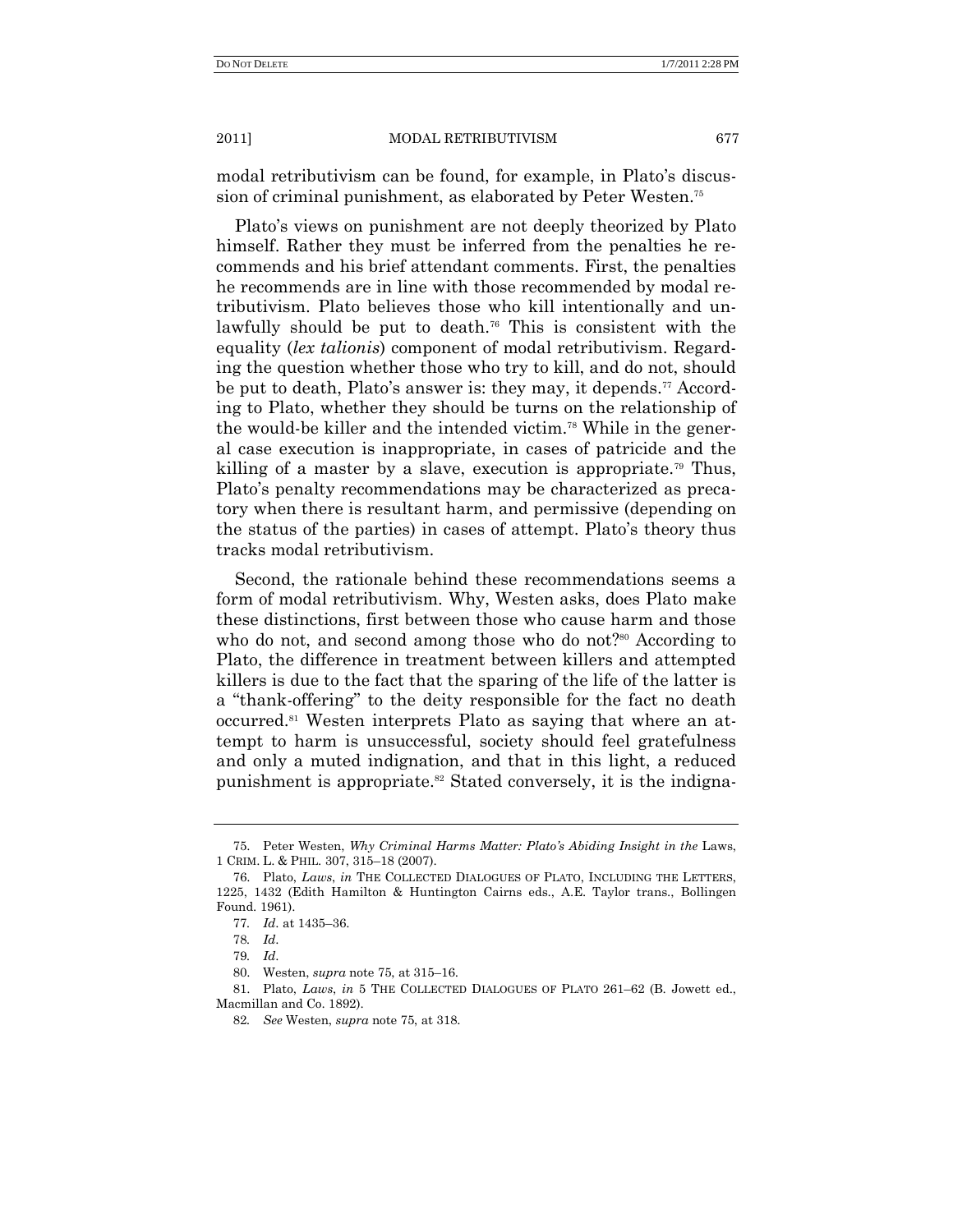modal retributivism can be found, for example, in Plato's discussion of criminal punishment, as elaborated by Peter Westen.[75]

Plato's views on punishment are not deeply theorized by Plato himself. Rather they must be inferred from the penalties he recommends and his brief attendant comments. First, the penalties he recommends are in line with those recommended by modal retributivism. Plato believes those who kill intentionally and unlawfully should be put to death.[76] This is consistent with the equality (*lex talionis*) component of modal retributivism. Regarding the question whether those who try to kill, and do not, should be put to death, Plato's answer is: they may, it depends.[77] According to Plato, whether they should be turns on the relationship of the would-be killer and the intended victim.[78] While in the general case execution is inappropriate, in cases of patricide and the killing of a master by a slave, execution is appropriate.[79] Thus, Plato's penalty recommendations may be characterized as precatory when there is resultant harm, and permissive (depending on the status of the parties) in cases of attempt. Plato's theory thus tracks modal retributivism.

Second, the rationale behind these recommendations seems a form of modal retributivism. Why, Westen asks, does Plato make these distinctions, first between those who cause harm and those who do not, and second among those who do not?[80] According to Plato, the difference in treatment between killers and attempted killers is due to the fact that the sparing of the life of the latter is a "thank-offering" to the deity responsible for the fact no death occurred.[81] Westen interprets Plato as saying that where an attempt to harm is unsuccessful, society should feel gratefulness and only a muted indignation, and that in this light, a reduced punishment is appropriate.[82] Stated conversely, it is the indigna-

---

75. Peter Westen, *Why Criminal Harms Matter: Plato's Abiding Insight in the* Laws, 1 CRIM. L. & PHIL. 307, 315–18 (2007).

76. Plato, *Laws*, *in* THE COLLECTED DIALOGUES OF PLATO, INCLUDING THE LETTERS, 1225, 1432 (Edith Hamilton & Huntington Cairns eds., A.E. Taylor trans., Bollingen Found. 1961).

77. *Id*. at 1435–36.

78. *Id*.

79. *Id*.

80. Westen, *supra* note 75, at 315–16.

81. Plato, *Laws*, *in* 5 THE COLLECTED DIALOGUES OF PLATO 261–62 (B. Jowett ed., Macmillan and Co. 1892).

82. *See* Westen, *supra* note 75, at 318.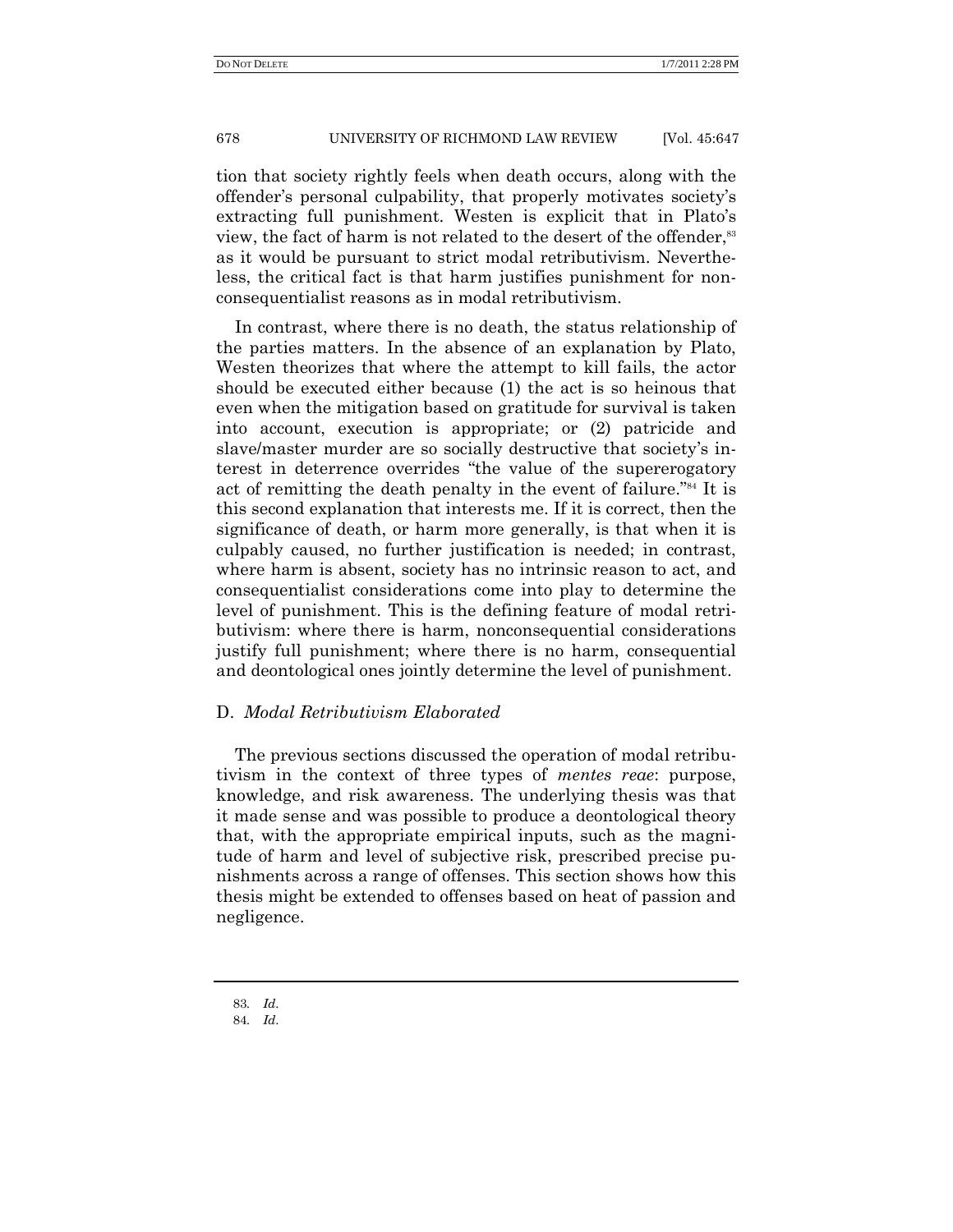tion that society rightly feels when death occurs, along with the offender's personal culpability, that properly motivates society's extracting full punishment. Westen is explicit that in Plato's view, the fact of harm is not related to the desert of the offender,[83] as it would be pursuant to strict modal retributivism. Nevertheless, the critical fact is that harm justifies punishment for nonconsequentialist reasons as in modal retributivism.

In contrast, where there is no death, the status relationship of the parties matters. In the absence of an explanation by Plato, Westen theorizes that where the attempt to kill fails, the actor should be executed either because (1) the act is so heinous that even when the mitigation based on gratitude for survival is taken into account, execution is appropriate; or (2) patricide and slave/master murder are so socially destructive that society's interest in deterrence overrides "the value of the supererogatory act of remitting the death penalty in the event of failure."[84] It is this second explanation that interests me. If it is correct, then the significance of death, or harm more generally, is that when it is culpably caused, no further justification is needed; in contrast, where harm is absent, society has no intrinsic reason to act, and consequentialist considerations come into play to determine the level of punishment. This is the defining feature of modal retributivism: where there is harm, nonconsequential considerations justify full punishment; where there is no harm, consequential and deontological ones jointly determine the level of punishment.

### D. *Modal Retributivism Elaborated*

The previous sections discussed the operation of modal retributivism in the context of three types of *mentes reae*: purpose, knowledge, and risk awareness. The underlying thesis was that it made sense and was possible to produce a deontological theory that, with the appropriate empirical inputs, such as the magnitude of harm and level of subjective risk, prescribed precise punishments across a range of offenses. This section shows how this thesis might be extended to offenses based on heat of passion and negligence.

---

83. *Id.*

84. *Id.*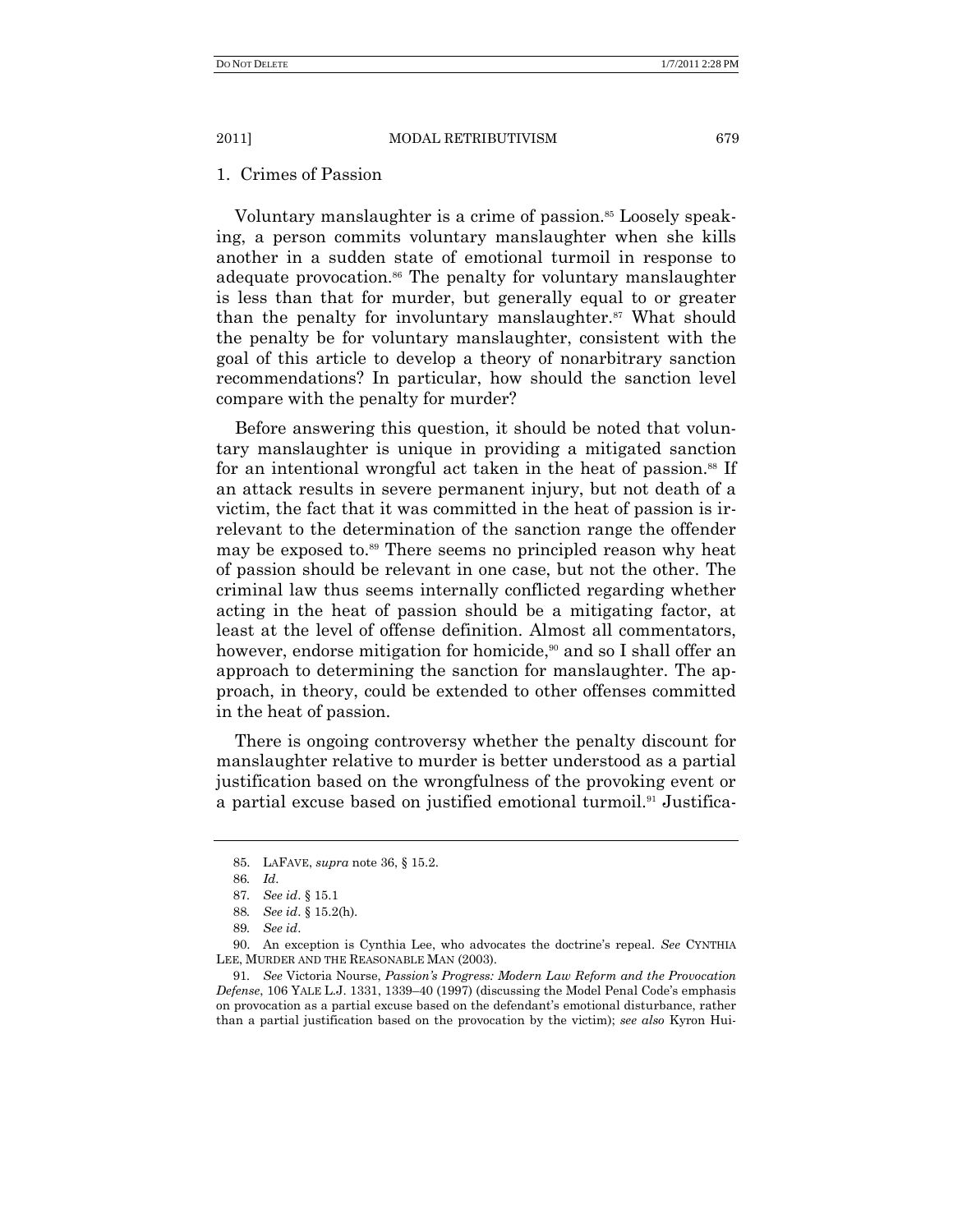### 1. Crimes of Passion

Voluntary manslaughter is a crime of passion.[85] Loosely speaking, a person commits voluntary manslaughter when she kills another in a sudden state of emotional turmoil in response to adequate provocation.[86] The penalty for voluntary manslaughter is less than that for murder, but generally equal to or greater than the penalty for involuntary manslaughter.[87] What should the penalty be for voluntary manslaughter, consistent with the goal of this article to develop a theory of nonarbitrary sanction recommendations? In particular, how should the sanction level compare with the penalty for murder?

Before answering this question, it should be noted that voluntary manslaughter is unique in providing a mitigated sanction for an intentional wrongful act taken in the heat of passion.[88] If an attack results in severe permanent injury, but not death of a victim, the fact that it was committed in the heat of passion is irrelevant to the determination of the sanction range the offender may be exposed to.[89] There seems no principled reason why heat of passion should be relevant in one case, but not the other. The criminal law thus seems internally conflicted regarding whether acting in the heat of passion should be a mitigating factor, at least at the level of offense definition. Almost all commentators, however, endorse mitigation for homicide,[90] and so I shall offer an approach to determining the sanction for manslaughter. The approach, in theory, could be extended to other offenses committed in the heat of passion.

There is ongoing controversy whether the penalty discount for manslaughter relative to murder is better understood as a partial justification based on the wrongfulness of the provoking event or a partial excuse based on justified emotional turmoil.[91] Justifica-

---

85. LAFAVE, *supra* note 36, § 15.2.

86. *Id*.

87. *See id*. § 15.1

88. *See id*. § 15.2(h).

89. *See id*.

90. An exception is Cynthia Lee, who advocates the doctrine's repeal. *See* CYNTHIA LEE, MURDER AND THE REASONABLE MAN (2003).

91. *See* Victoria Nourse, *Passion's Progress: Modern Law Reform and the Provocation Defense*, 106 YALE L.J. 1331, 1339–40 (1997) (discussing the Model Penal Code's emphasis on provocation as a partial excuse based on the defendant's emotional disturbance, rather than a partial justification based on the provocation by the victim); *see also* Kyron Hui-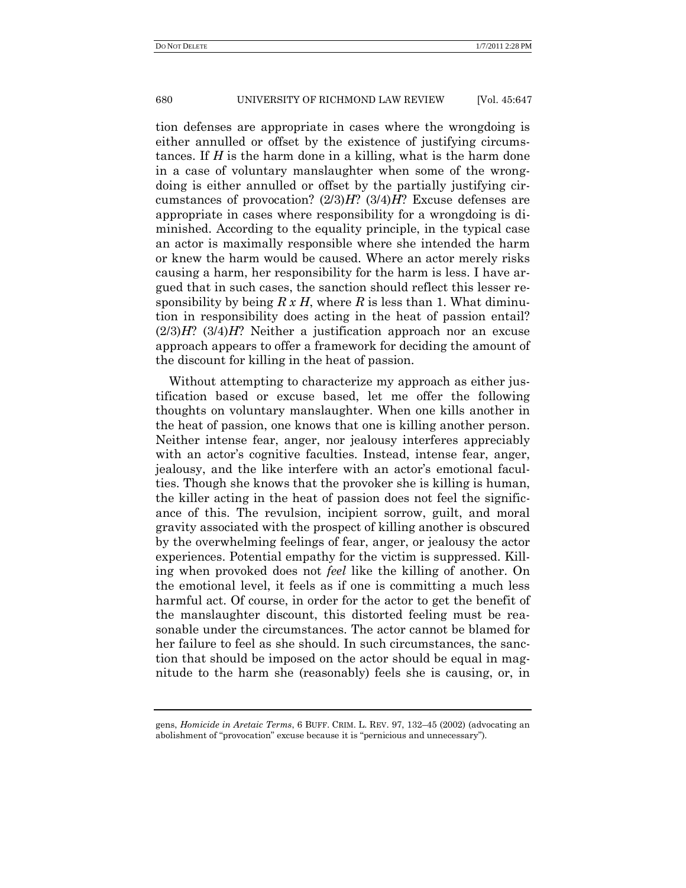tion defenses are appropriate in cases where the wrongdoing is either annulled or offset by the existence of justifying circumstances. If $H$ is the harm done in a killing, what is the harm done in a case of voluntary manslaughter when some of the wrongdoing is either annulled or offset by the partially justifying circumstances of provocation? $(2/3)H$? $(3/4)H$? Excuse defenses are appropriate in cases where responsibility for a wrongdoing is diminished. According to the equality principle, in the typical case an actor is maximally responsible where she intended the harm or knew the harm would be caused. Where an actor merely risks causing a harm, her responsibility for the harm is less. I have argued that in such cases, the sanction should reflect this lesser responsibility by being $R \times H$, where $R$ is less than 1. What diminution in responsibility does acting in the heat of passion entail? $(2/3)H$? $(3/4)H$? Neither a justification approach nor an excuse approach appears to offer a framework for deciding the amount of the discount for killing in the heat of passion.

Without attempting to characterize my approach as either justification based or excuse based, let me offer the following thoughts on voluntary manslaughter. When one kills another in the heat of passion, one knows that one is killing another person. Neither intense fear, anger, nor jealousy interferes appreciably with an actor's cognitive faculties. Instead, intense fear, anger, jealousy, and the like interfere with an actor's emotional faculties. Though she knows that the provoker she is killing is human, the killer acting in the heat of passion does not feel the significance of this. The revulsion, incipient sorrow, guilt, and moral gravity associated with the prospect of killing another is obscured by the overwhelming feelings of fear, anger, or jealousy the actor experiences. Potential empathy for the victim is suppressed. Killing when provoked does not *feel* like the killing of another. On the emotional level, it feels as if one is committing a much less harmful act. Of course, in order for the actor to get the benefit of the manslaughter discount, this distorted feeling must be reasonable under the circumstances. The actor cannot be blamed for her failure to feel as she should. In such circumstances, the sanction that should be imposed on the actor should be equal in magnitude to the harm she (reasonably) feels she is causing, or, in

gens, *Homicide in Aretaic Terms*, 6 BUFF. CRIM. L. REV. 97, 132–45 (2002) (advocating an abolishment of "provocation" excuse because it is "pernicious and unnecessary").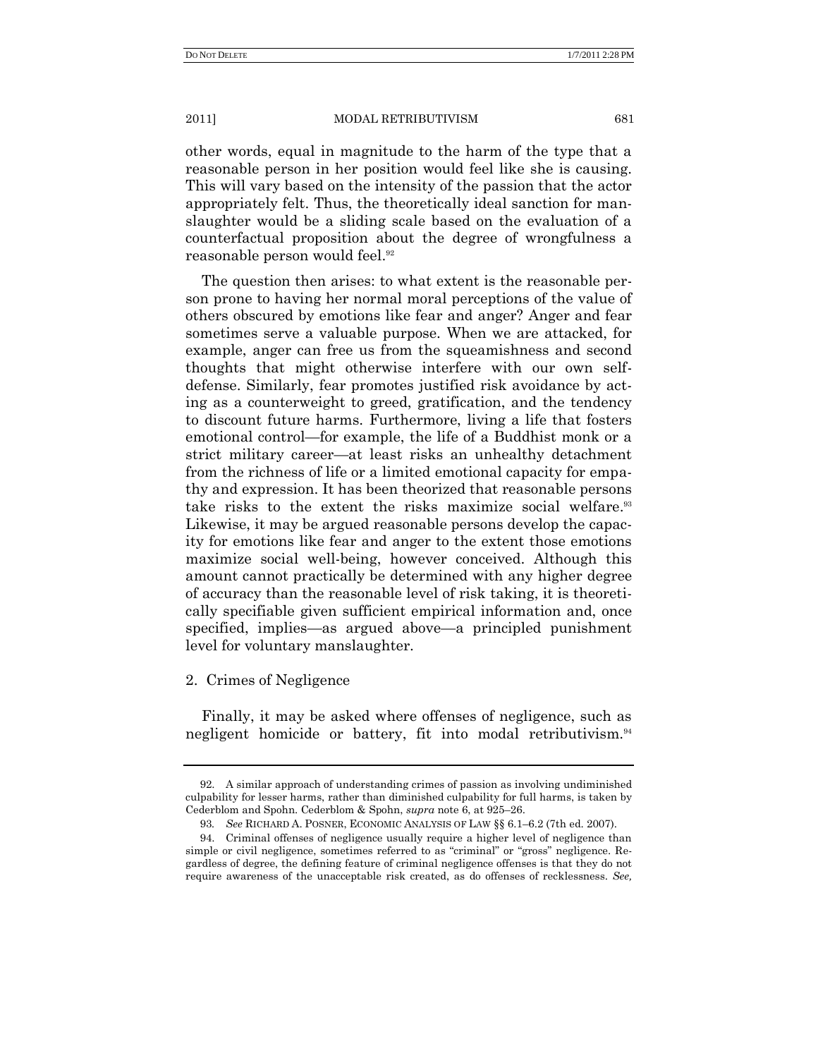other words, equal in magnitude to the harm of the type that a reasonable person in her position would feel like she is causing. This will vary based on the intensity of the passion that the actor appropriately felt. Thus, the theoretically ideal sanction for manslaughter would be a sliding scale based on the evaluation of a counterfactual proposition about the degree of wrongfulness a reasonable person would feel.[92]

The question then arises: to what extent is the reasonable person prone to having her normal moral perceptions of the value of others obscured by emotions like fear and anger? Anger and fear sometimes serve a valuable purpose. When we are attacked, for example, anger can free us from the squeamishness and second thoughts that might otherwise interfere with our own self-defense. Similarly, fear promotes justified risk avoidance by acting as a counterweight to greed, gratification, and the tendency to discount future harms. Furthermore, living a life that fosters emotional control—for example, the life of a Buddhist monk or a strict military career—at least risks an unhealthy detachment from the richness of life or a limited emotional capacity for empathy and expression. It has been theorized that reasonable persons take risks to the extent the risks maximize social welfare.[93] Likewise, it may be argued reasonable persons develop the capacity for emotions like fear and anger to the extent those emotions maximize social well-being, however conceived. Although this amount cannot practically be determined with any higher degree of accuracy than the reasonable level of risk taking, it is theoretically specifiable given sufficient empirical information and, once specified, implies—as argued above—a principled punishment level for voluntary manslaughter.

### 2. Crimes of Negligence

Finally, it may be asked where offenses of negligence, such as negligent homicide or battery, fit into modal retributivism.[94]

---

92. A similar approach of understanding crimes of passion as involving undiminished culpability for lesser harms, rather than diminished culpability for full harms, is taken by Cederblom and Spohn. Cederblom & Spohn, *supra* note 6, at 925–26.

93. *See* RICHARD A. POSNER, ECONOMIC ANALYSIS OF LAW §§ 6.1–6.2 (7th ed. 2007).

94. Criminal offenses of negligence usually require a higher level of negligence than simple or civil negligence, sometimes referred to as "criminal" or "gross" negligence. Regardless of degree, the defining feature of criminal negligence offenses is that they do not require awareness of the unacceptable risk created, as do offenses of recklessness. *See,*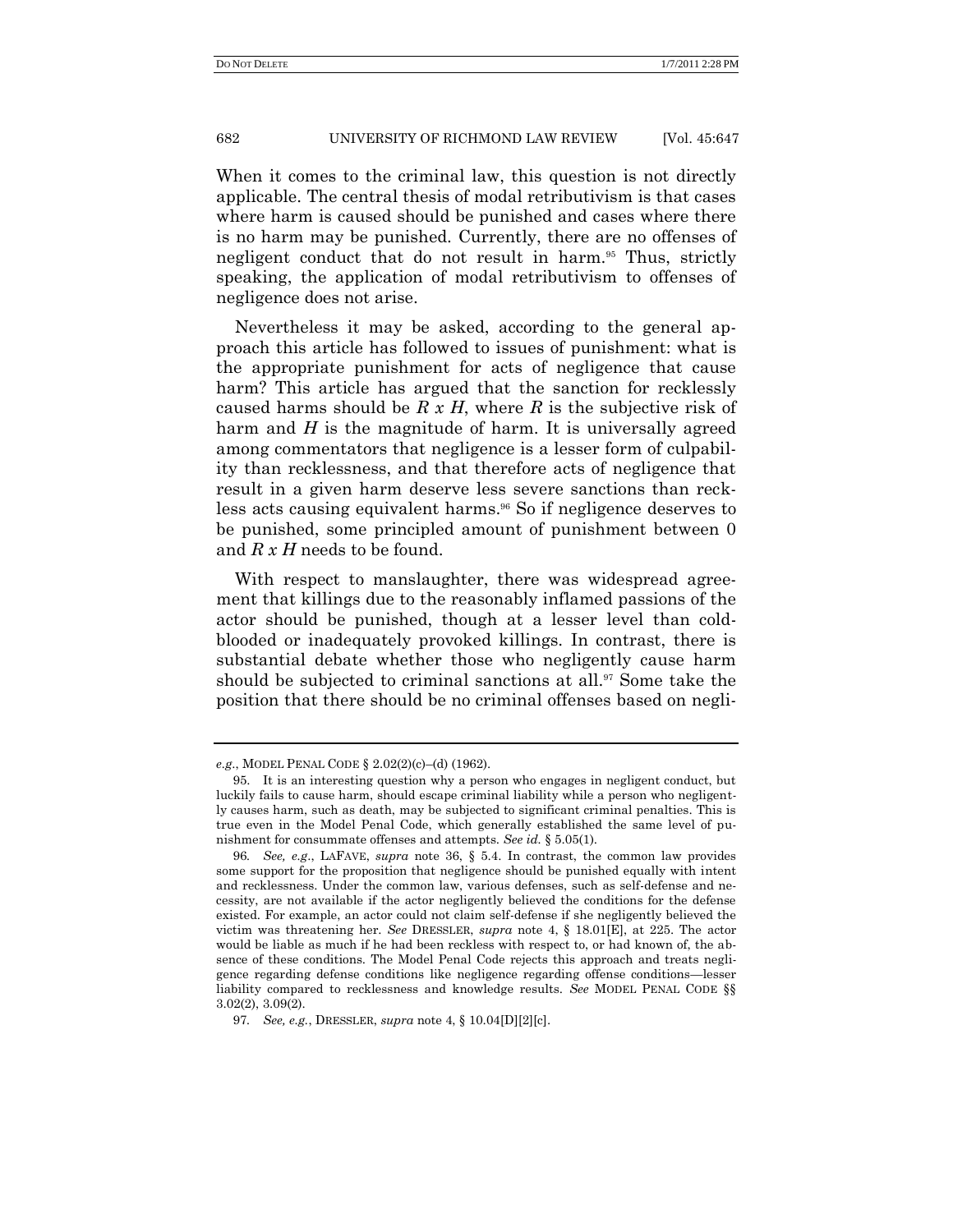When it comes to the criminal law, this question is not directly applicable. The central thesis of modal retributivism is that cases where harm is caused should be punished and cases where there is no harm may be punished. Currently, there are no offenses of negligent conduct that do not result in harm.[95] Thus, strictly speaking, the application of modal retributivism to offenses of negligence does not arise.

Nevertheless it may be asked, according to the general approach this article has followed to issues of punishment: what is the appropriate punishment for acts of negligence that cause harm? This article has argued that the sanction for recklessly caused harms should be $R \times H$, where $R$ is the subjective risk of harm and $H$ is the magnitude of harm. It is universally agreed among commentators that negligence is a lesser form of culpability than recklessness, and that therefore acts of negligence that result in a given harm deserve less severe sanctions than reckless acts causing equivalent harms.[96] So if negligence deserves to be punished, some principled amount of punishment between 0 and $R \times H$ needs to be found.

With respect to manslaughter, there was widespread agreement that killings due to the reasonably inflamed passions of the actor should be punished, though at a lesser level than cold-blooded or inadequately provoked killings. In contrast, there is substantial debate whether those who negligently cause harm should be subjected to criminal sanctions at all.[97] Some take the position that there should be no criminal offenses based on negli-

---

*e.g.*, MODEL PENAL CODE § 2.02(2)(c)–(d) (1962).

95. It is an interesting question why a person who engages in negligent conduct, but luckily fails to cause harm, should escape criminal liability while a person who negligently causes harm, such as death, may be subjected to significant criminal penalties. This is true even in the Model Penal Code, which generally established the same level of punishment for consummate offenses and attempts. *See id.* § 5.05(1).

96. *See, e.g.*, LAFAVE, *supra* note 36, § 5.4. In contrast, the common law provides some support for the proposition that negligence should be punished equally with intent and recklessness. Under the common law, various defenses, such as self-defense and necessity, are not available if the actor negligently believed the conditions for the defense existed. For example, an actor could not claim self-defense if she negligently believed the victim was threatening her. *See* DRESSLER, *supra* note 4, § 18.01[E], at 225. The actor would be liable as much if he had been reckless with respect to, or had known of, the absence of these conditions. The Model Penal Code rejects this approach and treats negligence regarding defense conditions like negligence regarding offense conditions—lesser liability compared to recklessness and knowledge results. *See* MODEL PENAL CODE §§ 3.02(2), 3.09(2).

97. *See, e.g.*, DRESSLER, *supra* note 4, § 10.04[D][2][c].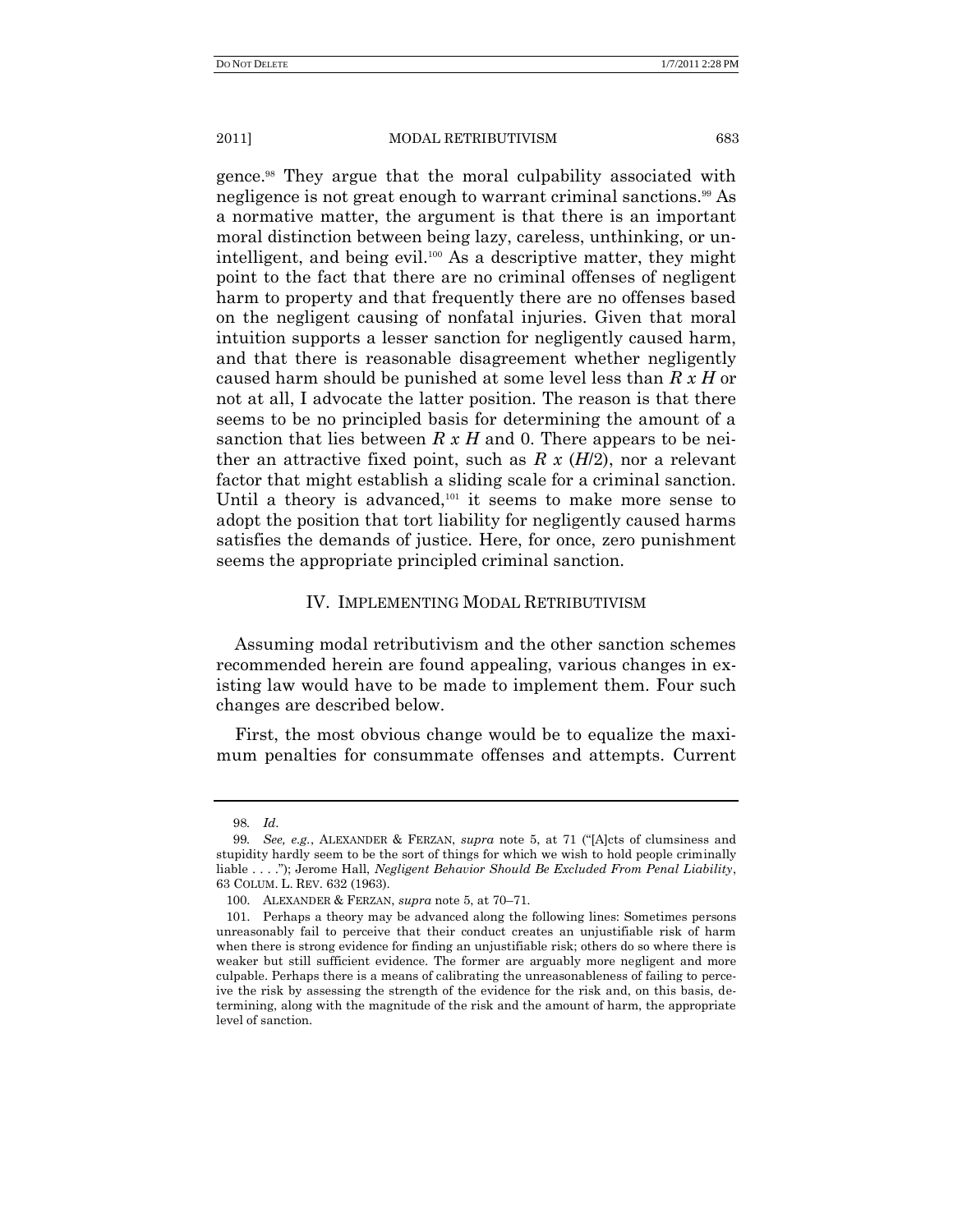gence.[98] They argue that the moral culpability associated with negligence is not great enough to warrant criminal sanctions.[99] As a normative matter, the argument is that there is an important moral distinction between being lazy, careless, unthinking, or unintelligent, and being evil.[100] As a descriptive matter, they might point to the fact that there are no criminal offenses of negligent harm to property and that frequently there are no offenses based on the negligent causing of nonfatal injuries. Given that moral intuition supports a lesser sanction for negligently caused harm, and that there is reasonable disagreement whether negligently caused harm should be punished at some level less than $R \, x \, H$ or not at all, I advocate the latter position. The reason is that there seems to be no principled basis for determining the amount of a sanction that lies between $R \, x \, H$ and 0. There appears to be neither an attractive fixed point, such as $R \, x \, (H/2)$, nor a relevant factor that might establish a sliding scale for a criminal sanction. Until a theory is advanced,[101] it seems to make more sense to adopt the position that tort liability for negligently caused harms satisfies the demands of justice. Here, for once, zero punishment seems the appropriate principled criminal sanction.

## IV. IMPLEMENTING MODAL RETRIBUTIVISM

Assuming modal retributivism and the other sanction schemes recommended herein are found appealing, various changes in existing law would have to be made to implement them. Four such changes are described below.

First, the most obvious change would be to equalize the maximum penalties for consummate offenses and attempts. Current

---

98. *Id*.

99. *See, e.g.*, ALEXANDER & FERZAN, *supra* note 5, at 71 ("[A]cts of clumsiness and stupidity hardly seem to be the sort of things for which we wish to hold people criminally liable . . . ."); Jerome Hall, *Negligent Behavior Should Be Excluded From Penal Liability*, 63 COLUM. L. REV. 632 (1963).

100. ALEXANDER & FERZAN, *supra* note 5, at 70–71.

101. Perhaps a theory may be advanced along the following lines: Sometimes persons unreasonably fail to perceive that their conduct creates an unjustifiable risk of harm when there is strong evidence for finding an unjustifiable risk; others do so where there is weaker but still sufficient evidence. The former are arguably more negligent and more culpable. Perhaps there is a means of calibrating the unreasonableness of failing to perceive the risk by assessing the strength of the evidence for the risk and, on this basis, determining, along with the magnitude of the risk and the amount of harm, the appropriate level of sanction.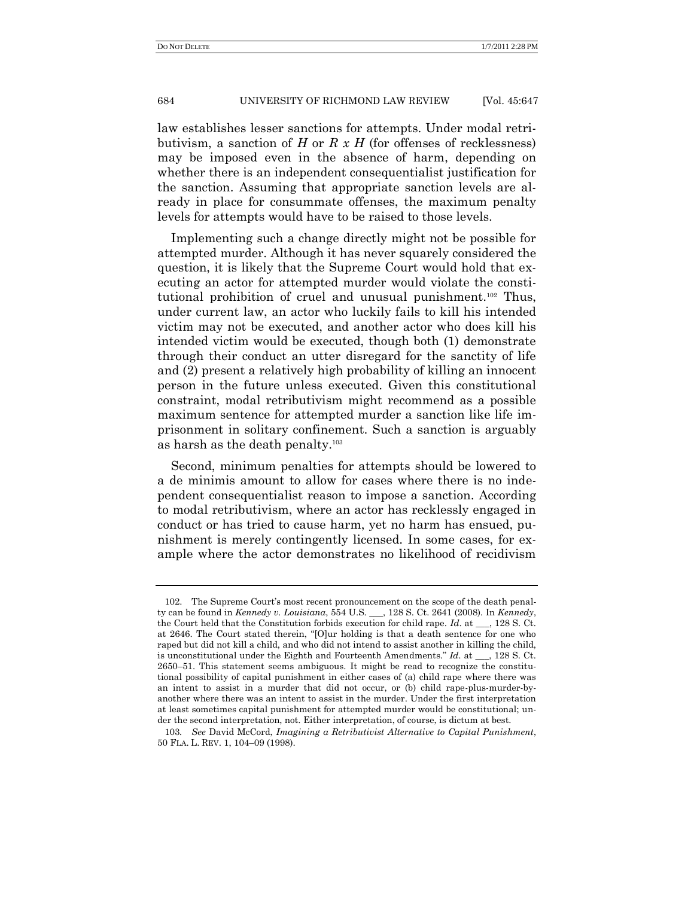law establishes lesser sanctions for attempts. Under modal retributivism, a sanction of $H$ or $R \times H$ (for offenses of recklessness) may be imposed even in the absence of harm, depending on whether there is an independent consequentialist justification for the sanction. Assuming that appropriate sanction levels are already in place for consummate offenses, the maximum penalty levels for attempts would have to be raised to those levels.

Implementing such a change directly might not be possible for attempted murder. Although it has never squarely considered the question, it is likely that the Supreme Court would hold that executing an actor for attempted murder would violate the constitutional prohibition of cruel and unusual punishment.[102] Thus, under current law, an actor who luckily fails to kill his intended victim may not be executed, and another actor who does kill his intended victim would be executed, though both (1) demonstrate through their conduct an utter disregard for the sanctity of life and (2) present a relatively high probability of killing an innocent person in the future unless executed. Given this constitutional constraint, modal retributivism might recommend as a possible maximum sentence for attempted murder a sanction like life imprisonment in solitary confinement. Such a sanction is arguably as harsh as the death penalty.[103]

Second, minimum penalties for attempts should be lowered to a de minimis amount to allow for cases where there is no independent consequentialist reason to impose a sanction. According to modal retributivism, where an actor has recklessly engaged in conduct or has tried to cause harm, yet no harm has ensued, punishment is merely contingently licensed. In some cases, for example where the actor demonstrates no likelihood of recidivism

---

102. The Supreme Court's most recent pronouncement on the scope of the death penalty can be found in *Kennedy v. Louisiana*, 554 U.S. ___, 128 S. Ct. 2641 (2008). In *Kennedy*, the Court held that the Constitution forbids execution for child rape. *Id*. at ___, 128 S. Ct. at 2646. The Court stated therein, "[O]ur holding is that a death sentence for one who raped but did not kill a child, and who did not intend to assist another in killing the child, is unconstitutional under the Eighth and Fourteenth Amendments." *Id*. at ___, 128 S. Ct. 2650–51. This statement seems ambiguous. It might be read to recognize the constitutional possibility of capital punishment in either cases of (a) child rape where there was an intent to assist in a murder that did not occur, or (b) child rape-plus-murder-by-another where there was an intent to assist in the murder. Under the first interpretation at least sometimes capital punishment for attempted murder would be constitutional; under the second interpretation, not. Either interpretation, of course, is dictum at best.

103. *See* David McCord, *Imagining a Retributivist Alternative to Capital Punishment*, 50 FLA. L. REV. 1, 104–09 (1998).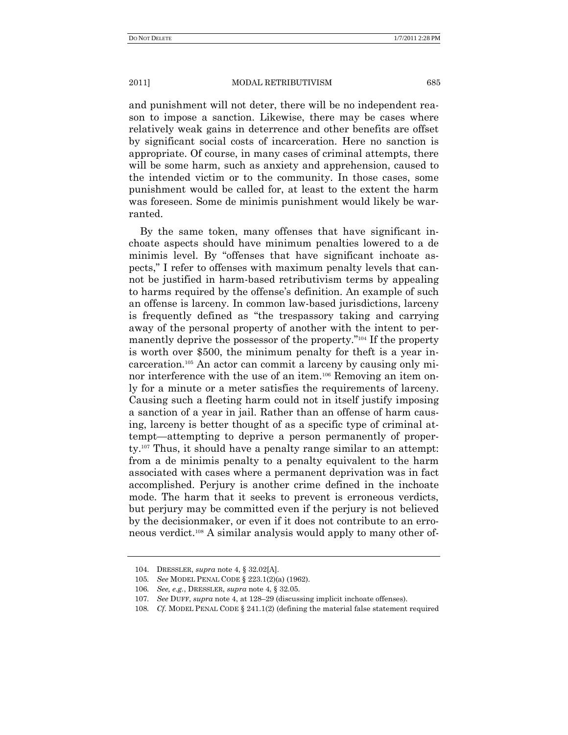and punishment will not deter, there will be no independent reason to impose a sanction. Likewise, there may be cases where relatively weak gains in deterrence and other benefits are offset by significant social costs of incarceration. Here no sanction is appropriate. Of course, in many cases of criminal attempts, there will be some harm, such as anxiety and apprehension, caused to the intended victim or to the community. In those cases, some punishment would be called for, at least to the extent the harm was foreseen. Some de minimis punishment would likely be warranted.

By the same token, many offenses that have significant inchoate aspects should have minimum penalties lowered to a de minimis level. By "offenses that have significant inchoate aspects," I refer to offenses with maximum penalty levels that cannot be justified in harm-based retributivism terms by appealing to harms required by the offense's definition. An example of such an offense is larceny. In common law-based jurisdictions, larceny is frequently defined as "the trespassory taking and carrying away of the personal property of another with the intent to permanently deprive the possessor of the property."[104] If the property is worth over $500, the minimum penalty for theft is a year incarceration.[105] An actor can commit a larceny by causing only minor interference with the use of an item.[106] Removing an item only for a minute or a meter satisfies the requirements of larceny. Causing such a fleeting harm could not in itself justify imposing a sanction of a year in jail. Rather than an offense of harm causing, larceny is better thought of as a specific type of criminal attempt—attempting to deprive a person permanently of property.[107] Thus, it should have a penalty range similar to an attempt: from a de minimis penalty to a penalty equivalent to the harm associated with cases where a permanent deprivation was in fact accomplished. Perjury is another crime defined in the inchoate mode. The harm that it seeks to prevent is erroneous verdicts, but perjury may be committed even if the perjury is not believed by the decisionmaker, or even if it does not contribute to an erroneous verdict.[108] A similar analysis would apply to many other of-

---

104. DRESSLER, *supra* note 4, § 32.02[A].

105. *See* MODEL PENAL CODE § 223.1(2)(a) (1962).

106. *See, e.g.*, DRESSLER, *supra* note 4, § 32.05.

107. *See* DUFF, *supra* note 4, at 128–29 (discussing implicit inchoate offenses).

108. *Cf.* MODEL PENAL CODE § 241.1(2) (defining the material false statement required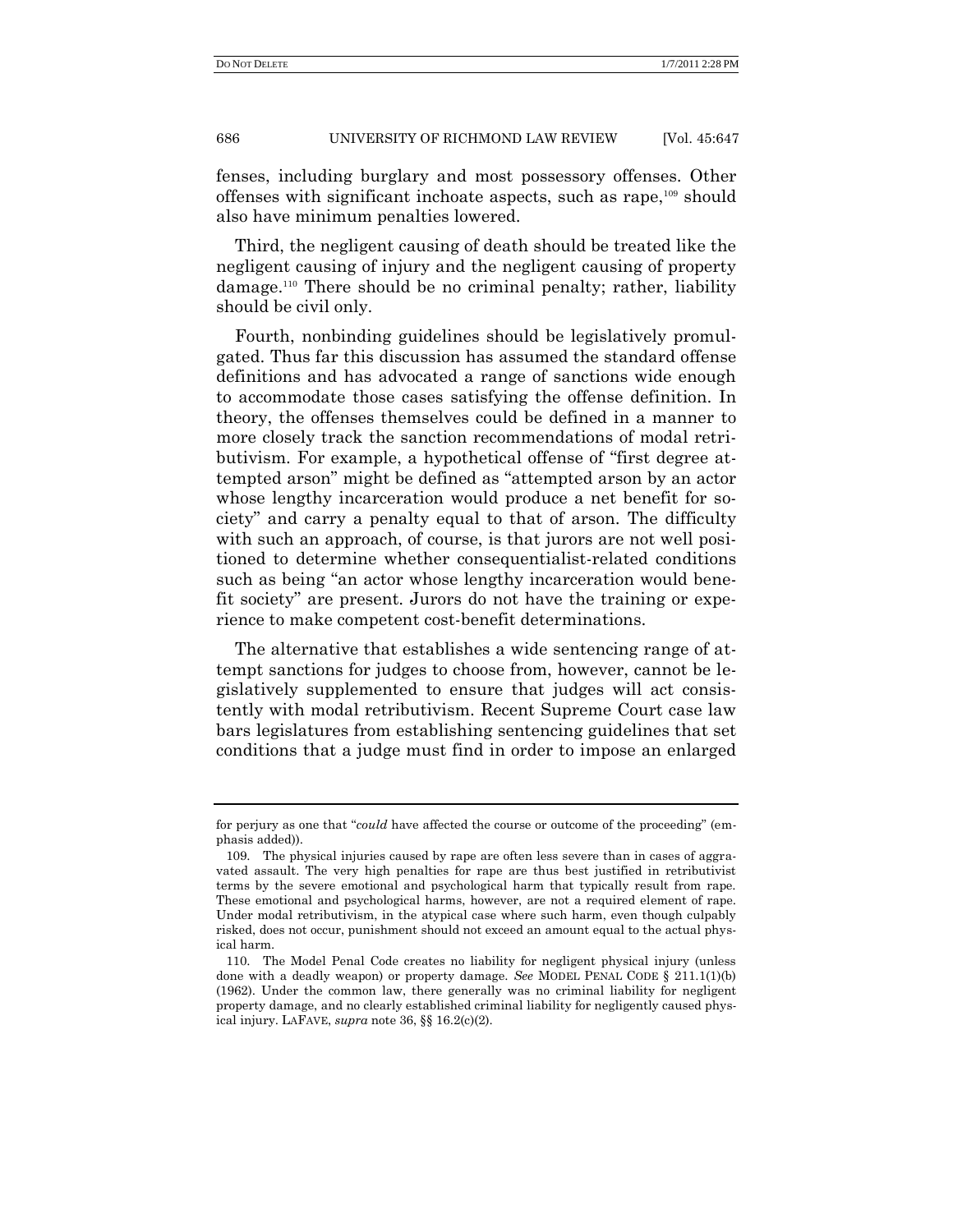fenses, including burglary and most possessory offenses. Other offenses with significant inchoate aspects, such as rape,[109] should also have minimum penalties lowered.

Third, the negligent causing of death should be treated like the negligent causing of injury and the negligent causing of property damage.[110] There should be no criminal penalty; rather, liability should be civil only.

Fourth, nonbinding guidelines should be legislatively promulgated. Thus far this discussion has assumed the standard offense definitions and has advocated a range of sanctions wide enough to accommodate those cases satisfying the offense definition. In theory, the offenses themselves could be defined in a manner to more closely track the sanction recommendations of modal retributivism. For example, a hypothetical offense of "first degree attempted arson" might be defined as "attempted arson by an actor whose lengthy incarceration would produce a net benefit for society" and carry a penalty equal to that of arson. The difficulty with such an approach, of course, is that jurors are not well positioned to determine whether consequentialist-related conditions such as being "an actor whose lengthy incarceration would benefit society" are present. Jurors do not have the training or experience to make competent cost-benefit determinations.

The alternative that establishes a wide sentencing range of attempt sanctions for judges to choose from, however, cannot be legislatively supplemented to ensure that judges will act consistently with modal retributivism. Recent Supreme Court case law bars legislatures from establishing sentencing guidelines that set conditions that a judge must find in order to impose an enlarged

---

for perjury as one that "*could* have affected the course or outcome of the proceeding" (emphasis added)).

109. The physical injuries caused by rape are often less severe than in cases of aggravated assault. The very high penalties for rape are thus best justified in retributivist terms by the severe emotional and psychological harm that typically result from rape. These emotional and psychological harms, however, are not a required element of rape. Under modal retributivism, in the atypical case where such harm, even though culpably risked, does not occur, punishment should not exceed an amount equal to the actual physical harm.

110. The Model Penal Code creates no liability for negligent physical injury (unless done with a deadly weapon) or property damage. *See* MODEL PENAL CODE § 211.1(1)(b) (1962). Under the common law, there generally was no criminal liability for negligent property damage, and no clearly established criminal liability for negligently caused physical injury. LAFAVE, *supra* note 36, §§ 16.2(c)(2).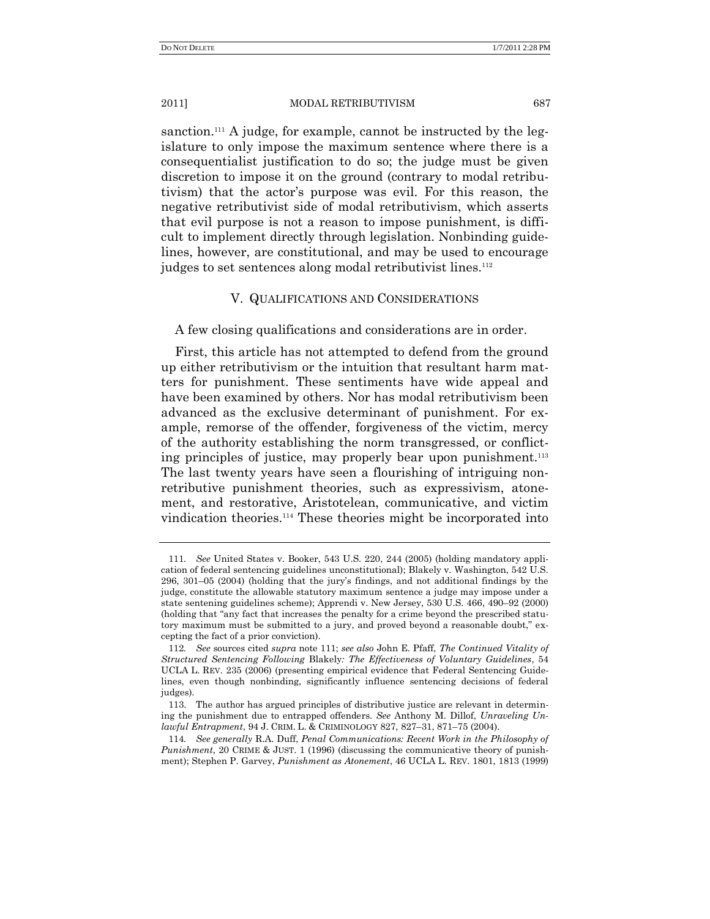sanction.[111] A judge, for example, cannot be instructed by the legislature to only impose the maximum sentence where there is a consequentialist justification to do so; the judge must be given discretion to impose it on the ground (contrary to modal retributivism) that the actor's purpose was evil. For this reason, the negative retributivist side of modal retributivism, which asserts that evil purpose is not a reason to impose punishment, is difficult to implement directly through legislation. Nonbinding guidelines, however, are constitutional, and may be used to encourage judges to set sentences along modal retributivist lines.[112]

## V. QUALIFICATIONS AND CONSIDERATIONS

A few closing qualifications and considerations are in order.

First, this article has not attempted to defend from the ground up either retributivism or the intuition that resultant harm matters for punishment. These sentiments have wide appeal and have been examined by others. Nor has modal retributivism been advanced as the exclusive determinant of punishment. For example, remorse of the offender, forgiveness of the victim, mercy of the authority establishing the norm transgressed, or conflicting principles of justice, may properly bear upon punishment.[113] The last twenty years have seen a flourishing of intriguing non-retributive punishment theories, such as expressivism, atonement, and restorative, Aristotelean, communicative, and victim vindication theories.[114] These theories might be incorporated into

---

111. *See* United States v. Booker, 543 U.S. 220, 244 (2005) (holding mandatory application of federal sentencing guidelines unconstitutional); Blakely v. Washington, 542 U.S. 296, 301–05 (2004) (holding that the jury's findings, and not additional findings by the judge, constitute the allowable statutory maximum sentence a judge may impose under a state sentencing guidelines scheme); Apprendi v. New Jersey, 530 U.S. 466, 490–92 (2000) (holding that "any fact that increases the penalty for a crime beyond the prescribed statutory maximum must be submitted to a jury, and proved beyond a reasonable doubt," excepting the fact of a prior conviction).

112. *See* sources cited *supra* note 111; *see also* John E. Pfaff, *The Continued Vitality of Structured Sentencing Following* Blakely*: The Effectiveness of Voluntary Guidelines*, 54 UCLA L. REV. 235 (2006) (presenting empirical evidence that Federal Sentencing Guidelines, even though nonbinding, significantly influence sentencing decisions of federal judges).

113. The author has argued principles of distributive justice are relevant in determining the punishment due to entrapped offenders. *See* Anthony M. Dillof, *Unraveling Unlawful Entrapment*, 94 J. CRIM. L. & CRIMINOLOGY 827, 827–31, 871–75 (2004).

114. *See generally* R.A. Duff, *Penal Communications: Recent Work in the Philosophy of Punishment*, 20 CRIME & JUST. 1 (1996) (discussing the communicative theory of punishment); Stephen P. Garvey, *Punishment as Atonement*, 46 UCLA L. REV. 1801, 1813 (1999)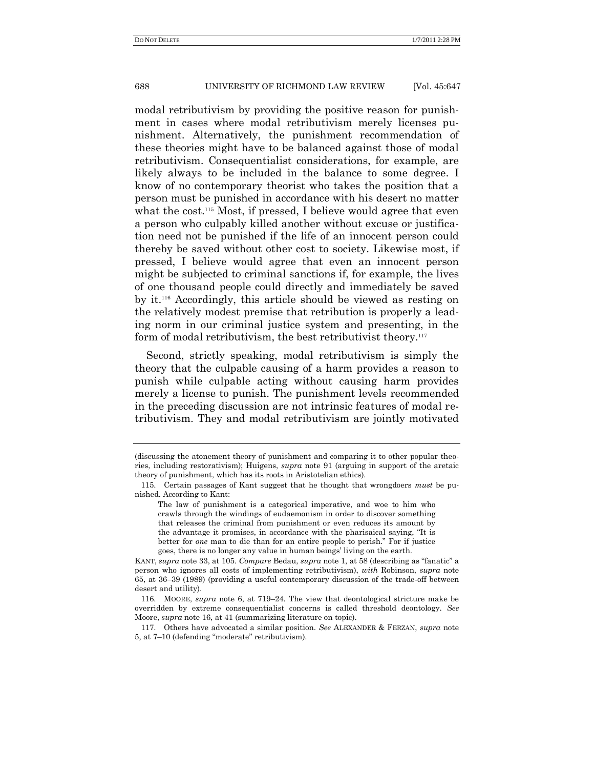modal retributivism by providing the positive reason for punishment in cases where modal retributivism merely licenses punishment. Alternatively, the punishment recommendation of these theories might have to be balanced against those of modal retributivism. Consequentialist considerations, for example, are likely always to be included in the balance to some degree. I know of no contemporary theorist who takes the position that a person must be punished in accordance with his desert no matter what the cost.[115] Most, if pressed, I believe would agree that even a person who culpably killed another without excuse or justification need not be punished if the life of an innocent person could thereby be saved without other cost to society. Likewise most, if pressed, I believe would agree that even an innocent person might be subjected to criminal sanctions if, for example, the lives of one thousand people could directly and immediately be saved by it.[116] Accordingly, this article should be viewed as resting on the relatively modest premise that retribution is properly a leading norm in our criminal justice system and presenting, in the form of modal retributivism, the best retributivist theory.[117]

Second, strictly speaking, modal retributivism is simply the theory that the culpable causing of a harm provides a reason to punish while culpable acting without causing harm provides merely a license to punish. The punishment levels recommended in the preceding discussion are not intrinsic features of modal retributivism. They and modal retributivism are jointly motivated

---

(discussing the atonement theory of punishment and comparing it to other popular theories, including restorativism); Huigens, *supra* note 91 (arguing in support of the aretaic theory of punishment, which has its roots in Aristotelian ethics).

115. Certain passages of Kant suggest that he thought that wrongdoers *must* be punished. According to Kant:

> The law of punishment is a categorical imperative, and woe to him who crawls through the windings of eudaemonism in order to discover something that releases the criminal from punishment or even reduces its amount by the advantage it promises, in accordance with the pharisaical saying, "It is better for *one* man to die than for an entire people to perish." For if justice goes, there is no longer any value in human beings' living on the earth.

KANT, *supra* note 33, at 105. *Compare* Bedau, *supra* note 1, at 58 (describing as "fanatic" a person who ignores all costs of implementing retributivism), *with* Robinson, *supra* note 65, at 36–39 (1989) (providing a useful contemporary discussion of the trade-off between desert and utility).

116. MOORE, *supra* note 6, at 719–24. The view that deontological stricture make be overridden by extreme consequentialist concerns is called threshold deontology. *See* Moore, *supra* note 16, at 41 (summarizing literature on topic).

117. Others have advocated a similar position. *See* ALEXANDER & FERZAN, *supra* note 5, at 7–10 (defending "moderate" retributivism).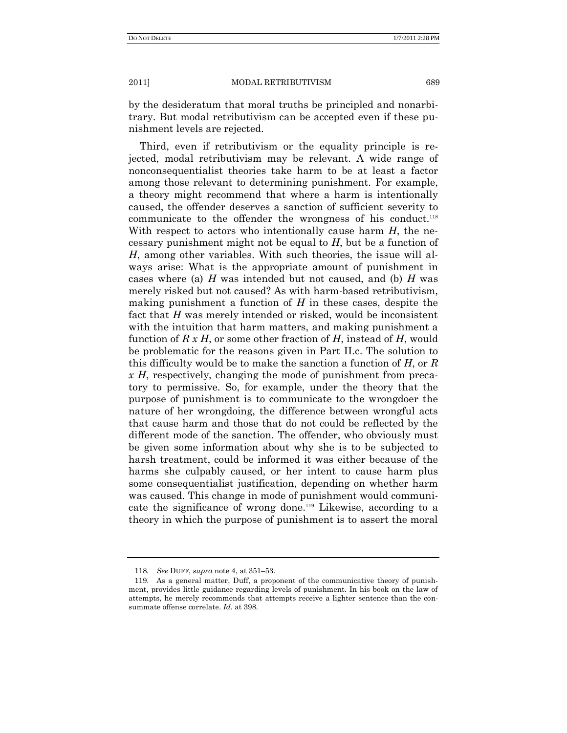by the desideratum that moral truths be principled and nonarbitrary. But modal retributivism can be accepted even if these punishment levels are rejected.

Third, even if retributivism or the equality principle is rejected, modal retributivism may be relevant. A wide range of nonconsequentialist theories take harm to be at least a factor among those relevant to determining punishment. For example, a theory might recommend that where a harm is intentionally caused, the offender deserves a sanction of sufficient severity to communicate to the offender the wrongness of his conduct.[118] With respect to actors who intentionally cause harm $H$, the necessary punishment might not be equal to $H$, but be a function of $H$, among other variables. With such theories, the issue will always arise: What is the appropriate amount of punishment in cases where (a) $H$ was intended but not caused, and (b) $H$ was merely risked but not caused? As with harm-based retributivism, making punishment a function of $H$ in these cases, despite the fact that $H$ was merely intended or risked, would be inconsistent with the intuition that harm matters, and making punishment a function of $R \times H$, or some other fraction of $H$, instead of $H$, would be problematic for the reasons given in Part II.c. The solution to this difficulty would be to make the sanction a function of $H$, or $R \times H$, respectively, changing the mode of punishment from precatory to permissive. So, for example, under the theory that the purpose of punishment is to communicate to the wrongdoer the nature of her wrongdoing, the difference between wrongful acts that cause harm and those that do not could be reflected by the different mode of the sanction. The offender, who obviously must be given some information about why she is to be subjected to harsh treatment, could be informed it was either because of the harms she culpably caused, or her intent to cause harm plus some consequentialist justification, depending on whether harm was caused. This change in mode of punishment would communicate the significance of wrong done.[119] Likewise, according to a theory in which the purpose of punishment is to assert the moral

---

118. *See* DUFF, *supra* note 4, at 351–53.

119. As a general matter, Duff, a proponent of the communicative theory of punishment, provides little guidance regarding levels of punishment. In his book on the law of attempts, he merely recommends that attempts receive a lighter sentence than the consummate offense correlate. *Id*. at 398.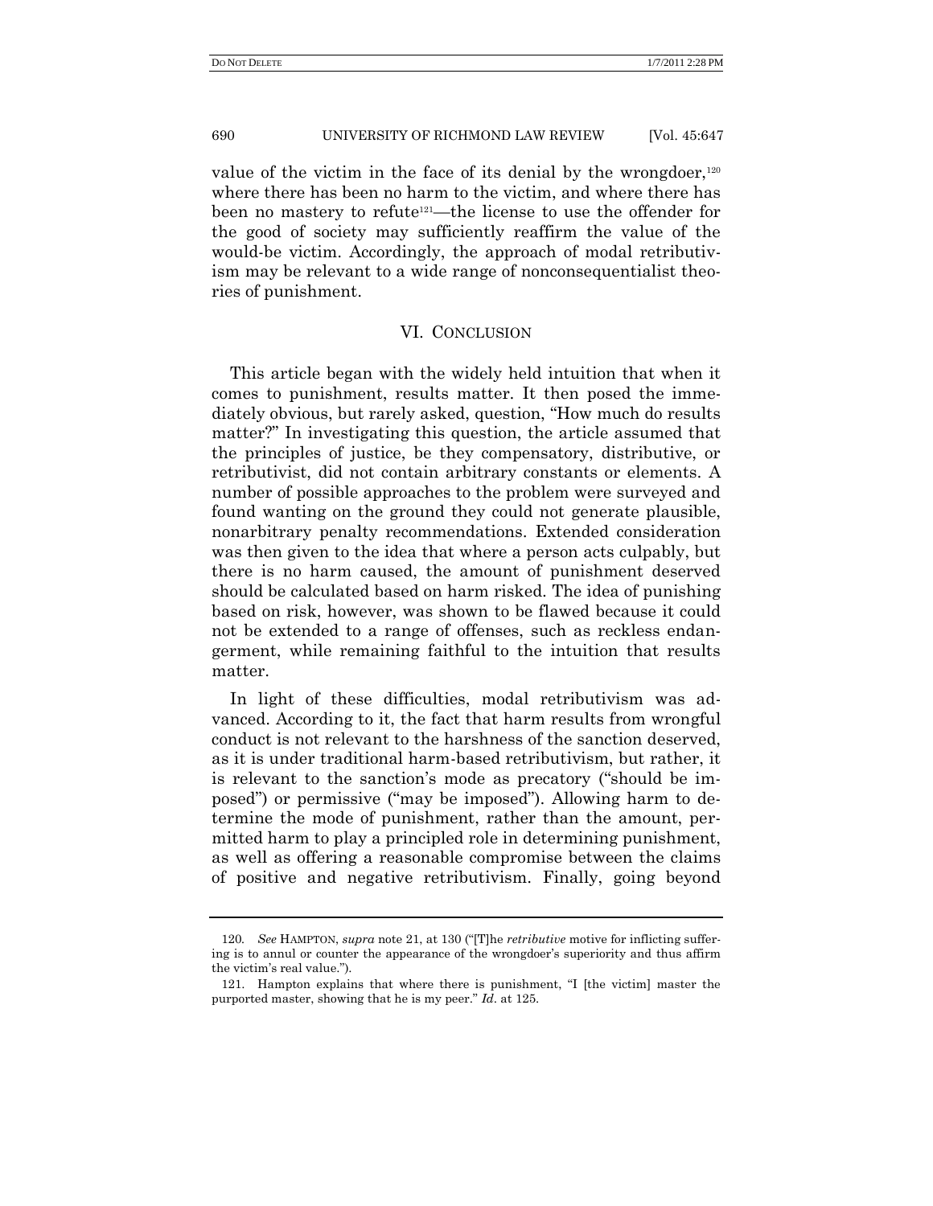value of the victim in the face of its denial by the wrongdoer,[120] where there has been no harm to the victim, and where there has been no mastery to refute[121]—the license to use the offender for the good of society may sufficiently reaffirm the value of the would-be victim. Accordingly, the approach of modal retributivism may be relevant to a wide range of nonconsequentialist theories of punishment.

## VI. CONCLUSION

This article began with the widely held intuition that when it comes to punishment, results matter. It then posed the immediately obvious, but rarely asked, question, "How much do results matter?" In investigating this question, the article assumed that the principles of justice, be they compensatory, distributive, or retributivist, did not contain arbitrary constants or elements. A number of possible approaches to the problem were surveyed and found wanting on the ground they could not generate plausible, nonarbitrary penalty recommendations. Extended consideration was then given to the idea that where a person acts culpably, but there is no harm caused, the amount of punishment deserved should be calculated based on harm risked. The idea of punishing based on risk, however, was shown to be flawed because it could not be extended to a range of offenses, such as reckless endangerment, while remaining faithful to the intuition that results matter.

In light of these difficulties, modal retributivism was advanced. According to it, the fact that harm results from wrongful conduct is not relevant to the harshness of the sanction deserved, as it is under traditional harm-based retributivism, but rather, it is relevant to the sanction's mode as precatory ("should be imposed") or permissive ("may be imposed"). Allowing harm to determine the mode of punishment, rather than the amount, permitted harm to play a principled role in determining punishment, as well as offering a reasonable compromise between the claims of positive and negative retributivism. Finally, going beyond

---

120. *See* HAMPTON, *supra* note 21, at 130 ("[T]he *retributive* motive for inflicting suffering is to annul or counter the appearance of the wrongdoer's superiority and thus affirm the victim's real value.").

121. Hampton explains that where there is punishment, "I [the victim] master the purported master, showing that he is my peer." *Id.* at 125.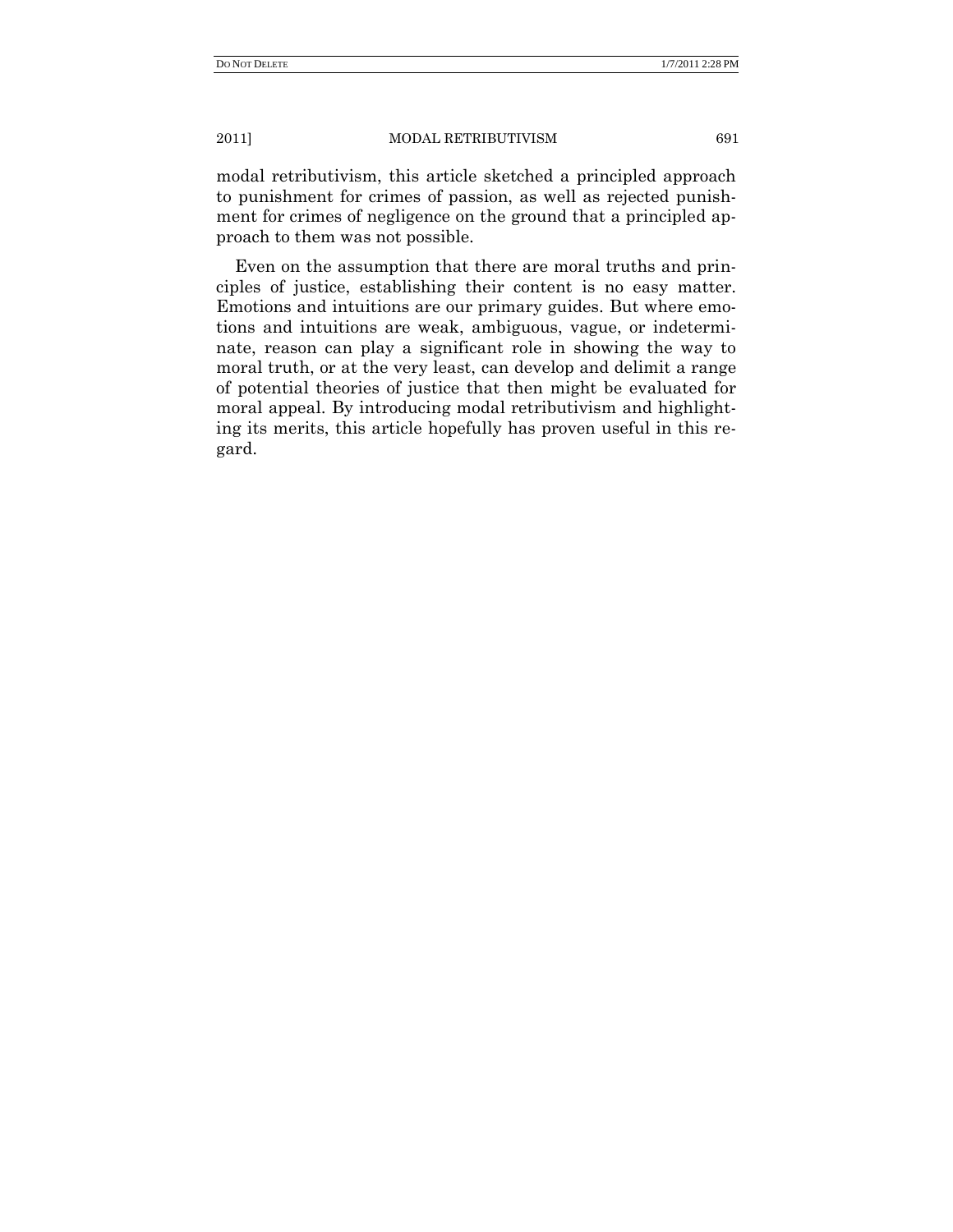modal retributivism, this article sketched a principled approach to punishment for crimes of passion, as well as rejected punishment for crimes of negligence on the ground that a principled approach to them was not possible.

Even on the assumption that there are moral truths and principles of justice, establishing their content is no easy matter. Emotions and intuitions are our primary guides. But where emotions and intuitions are weak, ambiguous, vague, or indeterminate, reason can play a significant role in showing the way to moral truth, or at the very least, can develop and delimit a range of potential theories of justice that then might be evaluated for moral appeal. By introducing modal retributivism and highlighting its merits, this article hopefully has proven useful in this regard.